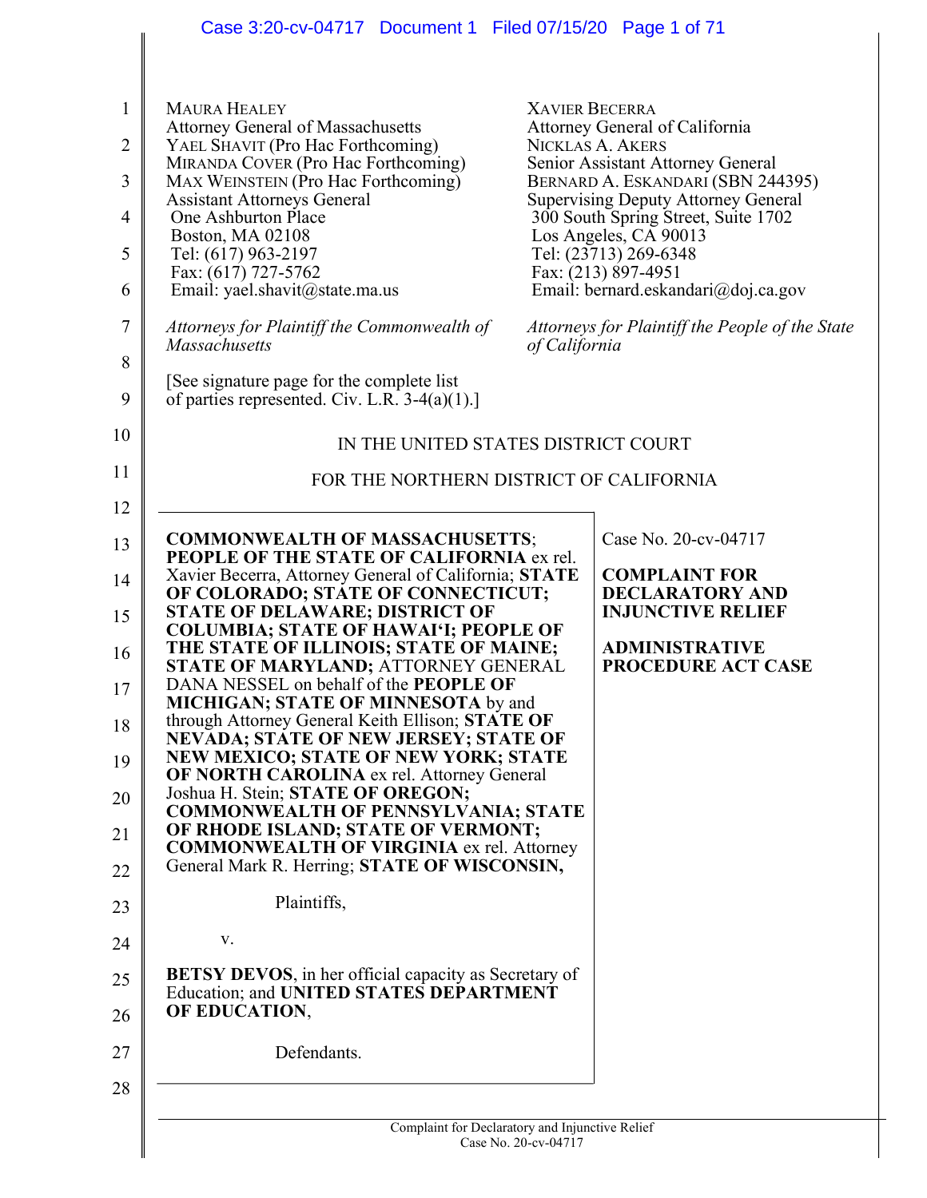MAURA HEALEY
Attorney General of Massachusetts
YAEL SHAVIT (Pro Hac Forthcoming)
MIRANDA COVER (Pro Hac Forthcoming)
MAX WEINSTEIN (Pro Hac Forthcoming)
Assistant Attorneys General
One Ashburton Place
Boston, MA 02108
Tel: (617) 963-2197
Fax: (617) 727-5762
Email: yael.shavit@state.ma.us

*Attorneys for Plaintiff the Commonwealth of Massachusetts*

XAVIER BECERRA
Attorney General of California
NICKLAS A. AKERS
Senior Assistant Attorney General
BERNARD A. ESKANDARI (SBN 244395)
Supervising Deputy Attorney General
300 South Spring Street, Suite 1702
Los Angeles, CA 90013
Tel: (23713) 269-6348
Fax: (213) 897-4951
Email: bernard.eskandari@doj.ca.gov

*Attorneys for Plaintiff the People of the State of California*

[See signature page for the complete list of parties represented. Civ. L.R. 3-4(a)(1).]

IN THE UNITED STATES DISTRICT COURT

FOR THE NORTHERN DISTRICT OF CALIFORNIA

**COMMONWEALTH OF MASSACHUSETTS**; **PEOPLE OF THE STATE OF CALIFORNIA** ex rel. Xavier Becerra, Attorney General of California; **STATE OF COLORADO; STATE OF CONNECTICUT; STATE OF DELAWARE; DISTRICT OF COLUMBIA; STATE OF HAWAIʻI; PEOPLE OF THE STATE OF ILLINOIS; STATE OF MAINE; STATE OF MARYLAND;** ATTORNEY GENERAL DANA NESSEL on behalf of the **PEOPLE OF MICHIGAN; STATE OF MINNESOTA** by and through Attorney General Keith Ellison; **STATE OF NEVADA; STATE OF NEW JERSEY; STATE OF NEW MEXICO; STATE OF NEW YORK; STATE OF NORTH CAROLINA** ex rel. Attorney General Joshua H. Stein; **STATE OF OREGON; COMMONWEALTH OF PENNSYLVANIA; STATE OF RHODE ISLAND; STATE OF VERMONT; COMMONWEALTH OF VIRGINIA** ex rel. Attorney General Mark R. Herring; **STATE OF WISCONSIN,**

Plaintiffs,

v.

**BETSY DEVOS**, in her official capacity as Secretary of Education; and **UNITED STATES DEPARTMENT OF EDUCATION**,

Defendants.

Case No. 20-cv-04717

**COMPLAINT FOR DECLARATORY AND INJUNCTIVE RELIEF**

**ADMINISTRATIVE PROCEDURE ACT CASE**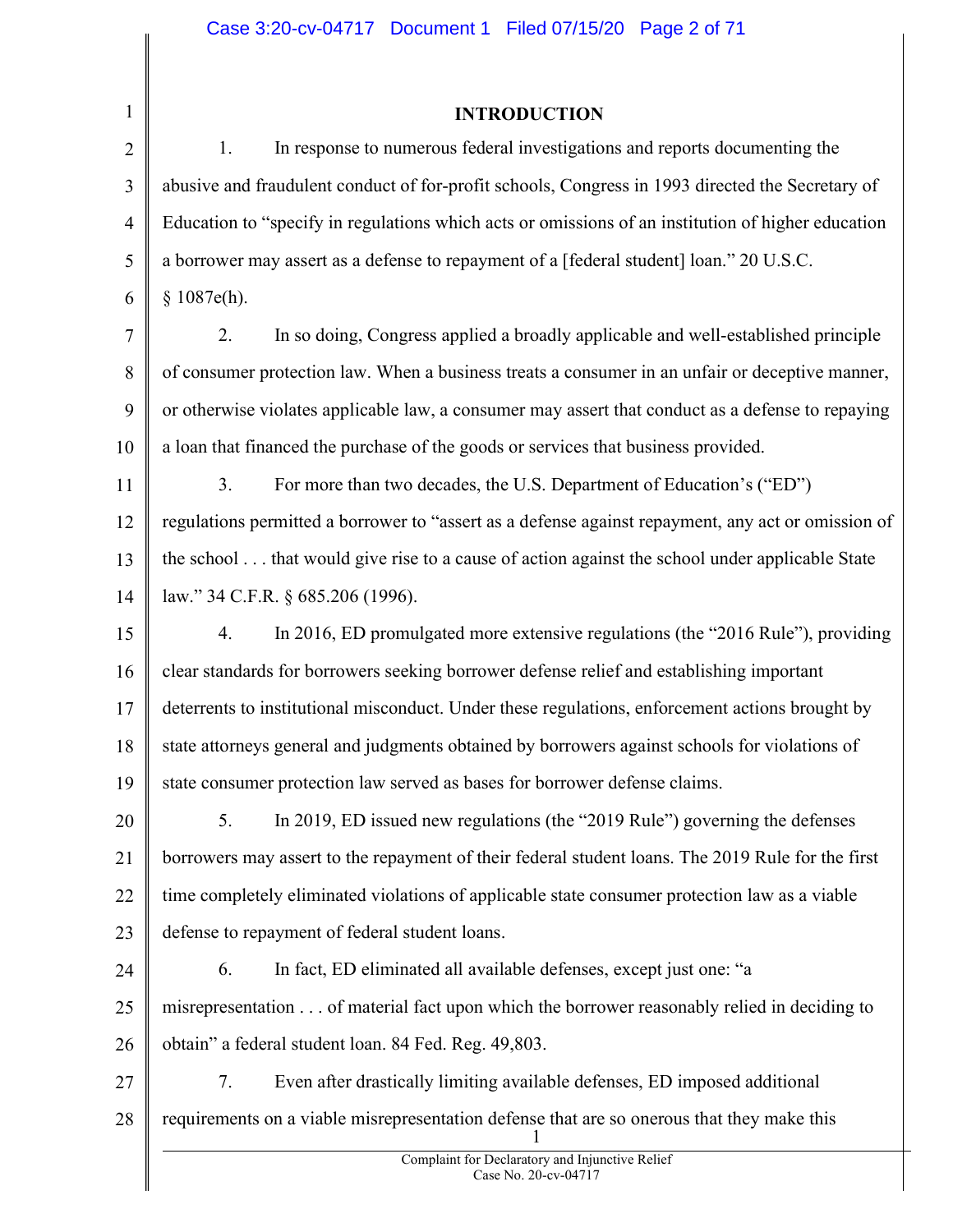## INTRODUCTION

1. In response to numerous federal investigations and reports documenting the abusive and fraudulent conduct of for-profit schools, Congress in 1993 directed the Secretary of Education to "specify in regulations which acts or omissions of an institution of higher education a borrower may assert as a defense to repayment of a [federal student] loan." 20 U.S.C. § 1087e(h).

2. In so doing, Congress applied a broadly applicable and well-established principle of consumer protection law. When a business treats a consumer in an unfair or deceptive manner, or otherwise violates applicable law, a consumer may assert that conduct as a defense to repaying a loan that financed the purchase of the goods or services that business provided.

3. For more than two decades, the U.S. Department of Education's ("ED") regulations permitted a borrower to "assert as a defense against repayment, any act or omission of the school . . . that would give rise to a cause of action against the school under applicable State law." 34 C.F.R. § 685.206 (1996).

4. In 2016, ED promulgated more extensive regulations (the "2016 Rule"), providing clear standards for borrowers seeking borrower defense relief and establishing important deterrents to institutional misconduct. Under these regulations, enforcement actions brought by state attorneys general and judgments obtained by borrowers against schools for violations of state consumer protection law served as bases for borrower defense claims.

5. In 2019, ED issued new regulations (the "2019 Rule") governing the defenses borrowers may assert to the repayment of their federal student loans. The 2019 Rule for the first time completely eliminated violations of applicable state consumer protection law as a viable defense to repayment of federal student loans.

6. In fact, ED eliminated all available defenses, except just one: "a misrepresentation . . . of material fact upon which the borrower reasonably relied in deciding to obtain" a federal student loan. 84 Fed. Reg. 49,803.

7. Even after drastically limiting available defenses, ED imposed additional requirements on a viable misrepresentation defense that are so onerous that they make this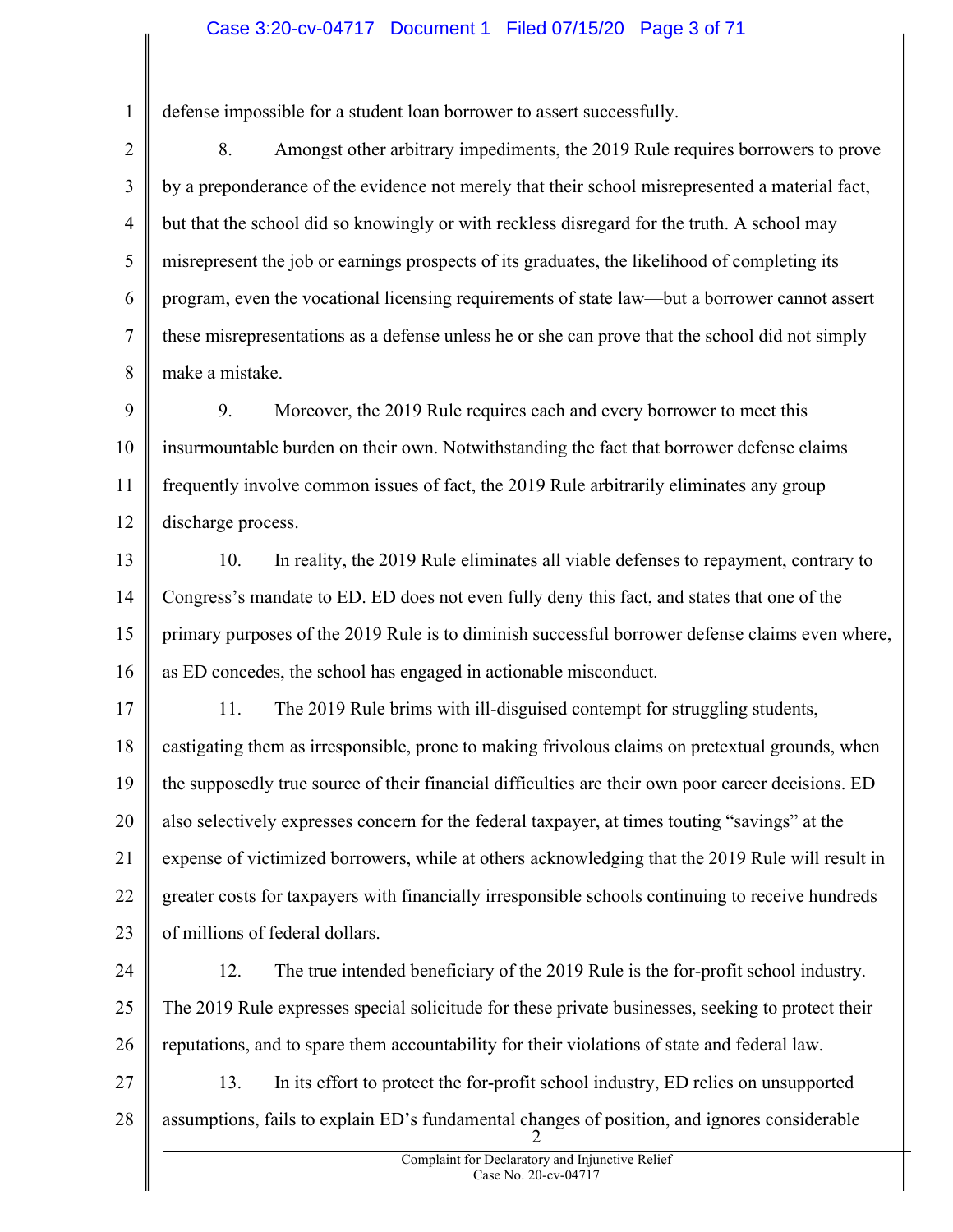defense impossible for a student loan borrower to assert successfully.

8. Amongst other arbitrary impediments, the 2019 Rule requires borrowers to prove by a preponderance of the evidence not merely that their school misrepresented a material fact, but that the school did so knowingly or with reckless disregard for the truth. A school may misrepresent the job or earnings prospects of its graduates, the likelihood of completing its program, even the vocational licensing requirements of state law—but a borrower cannot assert these misrepresentations as a defense unless he or she can prove that the school did not simply make a mistake.

9. Moreover, the 2019 Rule requires each and every borrower to meet this insurmountable burden on their own. Notwithstanding the fact that borrower defense claims frequently involve common issues of fact, the 2019 Rule arbitrarily eliminates any group discharge process.

10. In reality, the 2019 Rule eliminates all viable defenses to repayment, contrary to Congress's mandate to ED. ED does not even fully deny this fact, and states that one of the primary purposes of the 2019 Rule is to diminish successful borrower defense claims even where, as ED concedes, the school has engaged in actionable misconduct.

11. The 2019 Rule brims with ill-disguised contempt for struggling students, castigating them as irresponsible, prone to making frivolous claims on pretextual grounds, when the supposedly true source of their financial difficulties are their own poor career decisions. ED also selectively expresses concern for the federal taxpayer, at times touting "savings" at the expense of victimized borrowers, while at others acknowledging that the 2019 Rule will result in greater costs for taxpayers with financially irresponsible schools continuing to receive hundreds of millions of federal dollars.

12. The true intended beneficiary of the 2019 Rule is the for-profit school industry. The 2019 Rule expresses special solicitude for these private businesses, seeking to protect their reputations, and to spare them accountability for their violations of state and federal law.

13. In its effort to protect the for-profit school industry, ED relies on unsupported assumptions, fails to explain ED's fundamental changes of position, and ignores considerable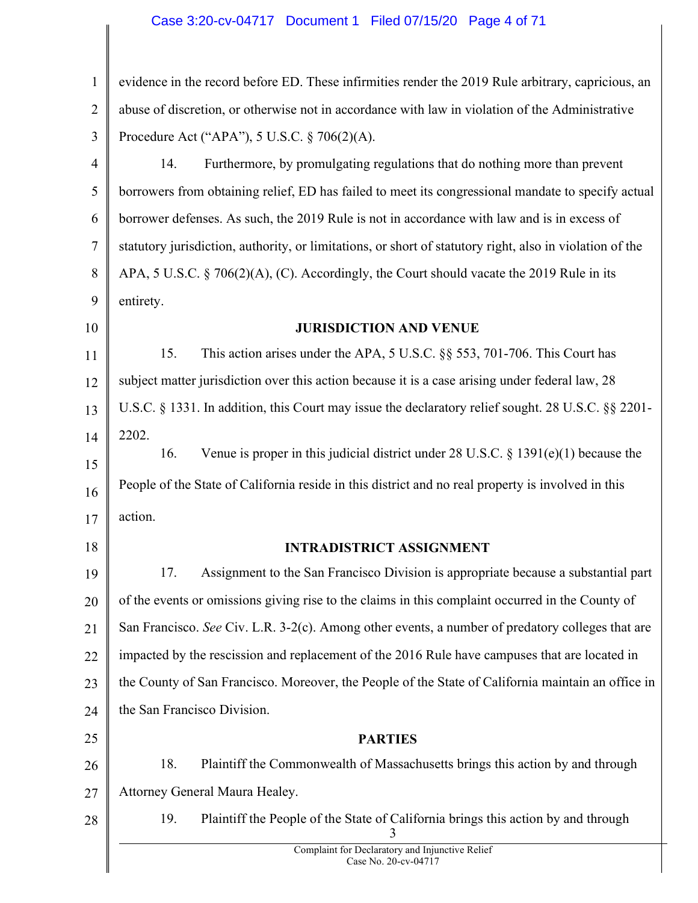evidence in the record before ED. These infirmities render the 2019 Rule arbitrary, capricious, an abuse of discretion, or otherwise not in accordance with law in violation of the Administrative Procedure Act ("APA"), 5 U.S.C. § 706(2)(A).

14. Furthermore, by promulgating regulations that do nothing more than prevent borrowers from obtaining relief, ED has failed to meet its congressional mandate to specify actual borrower defenses. As such, the 2019 Rule is not in accordance with law and is in excess of statutory jurisdiction, authority, or limitations, or short of statutory right, also in violation of the APA, 5 U.S.C. § 706(2)(A), (C). Accordingly, the Court should vacate the 2019 Rule in its entirety.

## JURISDICTION AND VENUE

15. This action arises under the APA, 5 U.S.C. §§ 553, 701-706. This Court has subject matter jurisdiction over this action because it is a case arising under federal law, 28 U.S.C. § 1331. In addition, this Court may issue the declaratory relief sought. 28 U.S.C. §§ 2201-2202.

16. Venue is proper in this judicial district under 28 U.S.C. § 1391(e)(1) because the People of the State of California reside in this district and no real property is involved in this action.

## INTRADISTRICT ASSIGNMENT

17. Assignment to the San Francisco Division is appropriate because a substantial part of the events or omissions giving rise to the claims in this complaint occurred in the County of San Francisco. *See* Civ. L.R. 3-2(c). Among other events, a number of predatory colleges that are impacted by the rescission and replacement of the 2016 Rule have campuses that are located in the County of San Francisco. Moreover, the People of the State of California maintain an office in the San Francisco Division.

## PARTIES

18. Plaintiff the Commonwealth of Massachusetts brings this action by and through Attorney General Maura Healey.

19. Plaintiff the People of the State of California brings this action by and through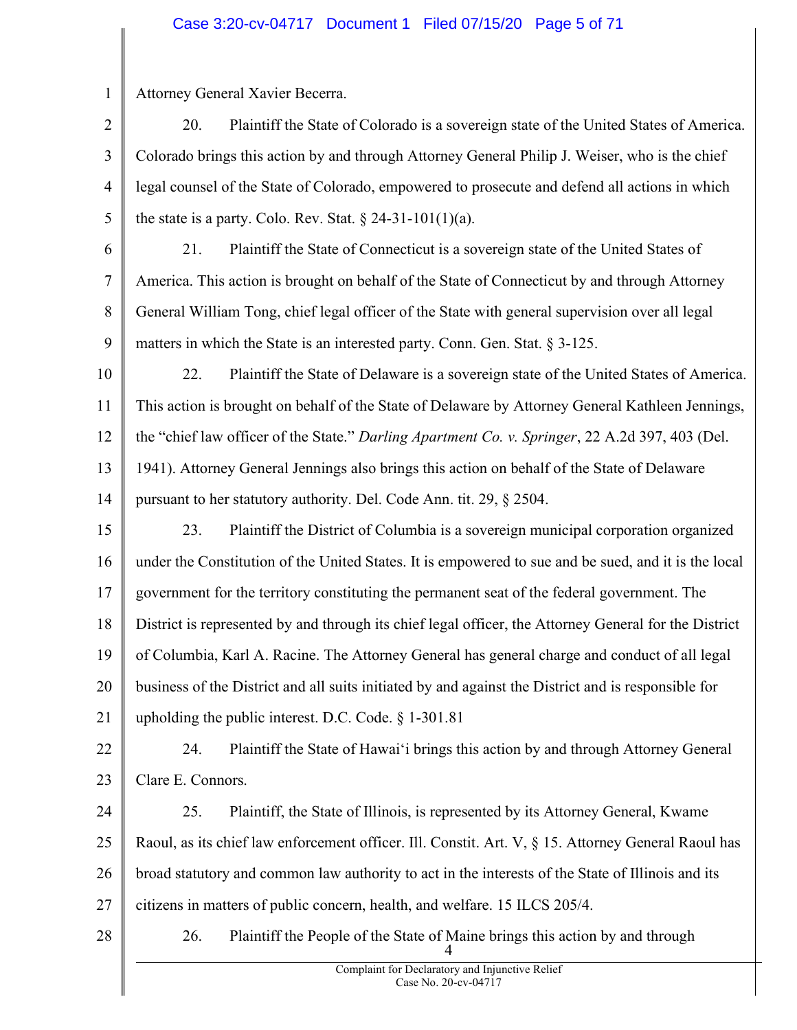Attorney General Xavier Becerra.

20. Plaintiff the State of Colorado is a sovereign state of the United States of America. Colorado brings this action by and through Attorney General Philip J. Weiser, who is the chief legal counsel of the State of Colorado, empowered to prosecute and defend all actions in which the state is a party. Colo. Rev. Stat. § 24-31-101(1)(a).

21. Plaintiff the State of Connecticut is a sovereign state of the United States of America. This action is brought on behalf of the State of Connecticut by and through Attorney General William Tong, chief legal officer of the State with general supervision over all legal matters in which the State is an interested party. Conn. Gen. Stat. § 3-125.

22. Plaintiff the State of Delaware is a sovereign state of the United States of America. This action is brought on behalf of the State of Delaware by Attorney General Kathleen Jennings, the "chief law officer of the State." *Darling Apartment Co. v. Springer*, 22 A.2d 397, 403 (Del. 1941). Attorney General Jennings also brings this action on behalf of the State of Delaware pursuant to her statutory authority. Del. Code Ann. tit. 29, § 2504.

23. Plaintiff the District of Columbia is a sovereign municipal corporation organized under the Constitution of the United States. It is empowered to sue and be sued, and it is the local government for the territory constituting the permanent seat of the federal government. The District is represented by and through its chief legal officer, the Attorney General for the District of Columbia, Karl A. Racine. The Attorney General has general charge and conduct of all legal business of the District and all suits initiated by and against the District and is responsible for upholding the public interest. D.C. Code. § 1-301.81

24. Plaintiff the State of Hawaiʻi brings this action by and through Attorney General Clare E. Connors.

25. Plaintiff, the State of Illinois, is represented by its Attorney General, Kwame Raoul, as its chief law enforcement officer. Ill. Constit. Art. V, § 15. Attorney General Raoul has broad statutory and common law authority to act in the interests of the State of Illinois and its citizens in matters of public concern, health, and welfare. 15 ILCS 205/4.

26. Plaintiff the People of the State of Maine brings this action by and through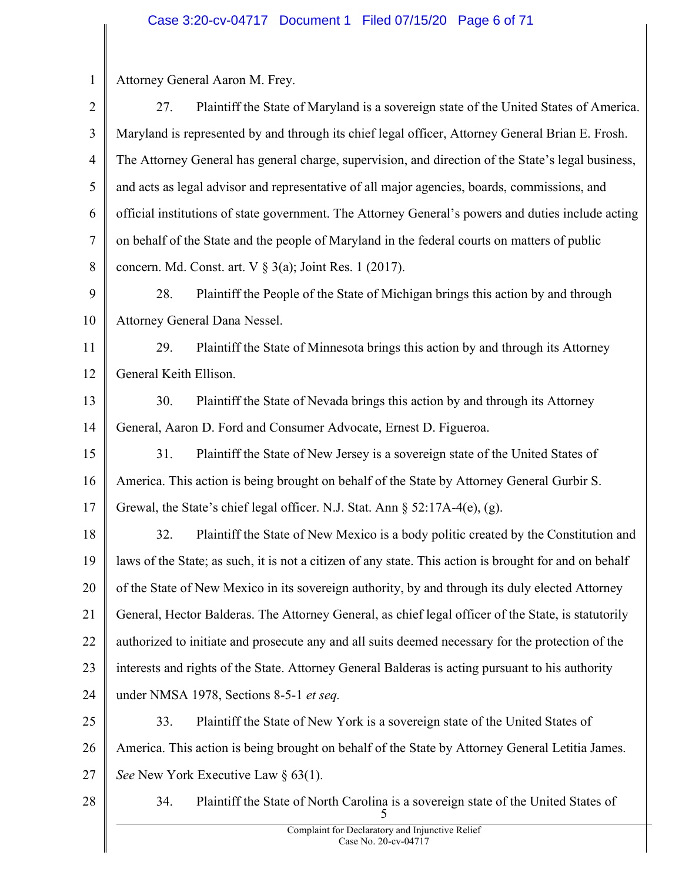Attorney General Aaron M. Frey.

27. Plaintiff the State of Maryland is a sovereign state of the United States of America. Maryland is represented by and through its chief legal officer, Attorney General Brian E. Frosh. The Attorney General has general charge, supervision, and direction of the State's legal business, and acts as legal advisor and representative of all major agencies, boards, commissions, and official institutions of state government. The Attorney General's powers and duties include acting on behalf of the State and the people of Maryland in the federal courts on matters of public concern. Md. Const. art. V § 3(a); Joint Res. 1 (2017).

28. Plaintiff the People of the State of Michigan brings this action by and through Attorney General Dana Nessel.

29. Plaintiff the State of Minnesota brings this action by and through its Attorney General Keith Ellison.

30. Plaintiff the State of Nevada brings this action by and through its Attorney General, Aaron D. Ford and Consumer Advocate, Ernest D. Figueroa.

31. Plaintiff the State of New Jersey is a sovereign state of the United States of America. This action is being brought on behalf of the State by Attorney General Gurbir S. Grewal, the State's chief legal officer. N.J. Stat. Ann § 52:17A-4(e), (g).

32. Plaintiff the State of New Mexico is a body politic created by the Constitution and laws of the State; as such, it is not a citizen of any state. This action is brought for and on behalf of the State of New Mexico in its sovereign authority, by and through its duly elected Attorney General, Hector Balderas. The Attorney General, as chief legal officer of the State, is statutorily authorized to initiate and prosecute any and all suits deemed necessary for the protection of the interests and rights of the State. Attorney General Balderas is acting pursuant to his authority under NMSA 1978, Sections 8-5-1 *et seq.*

33. Plaintiff the State of New York is a sovereign state of the United States of America. This action is being brought on behalf of the State by Attorney General Letitia James. *See* New York Executive Law § 63(1).

34. Plaintiff the State of North Carolina is a sovereign state of the United States of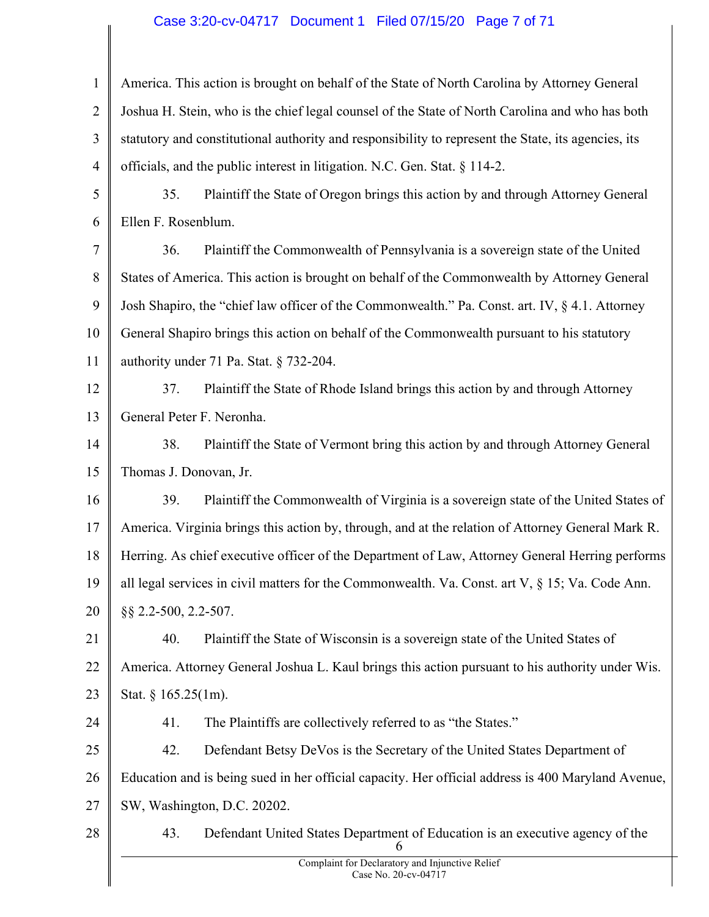America. This action is brought on behalf of the State of North Carolina by Attorney General Joshua H. Stein, who is the chief legal counsel of the State of North Carolina and who has both statutory and constitutional authority and responsibility to represent the State, its agencies, its officials, and the public interest in litigation. N.C. Gen. Stat. § 114-2.

35. Plaintiff the State of Oregon brings this action by and through Attorney General Ellen F. Rosenblum.

36. Plaintiff the Commonwealth of Pennsylvania is a sovereign state of the United States of America. This action is brought on behalf of the Commonwealth by Attorney General Josh Shapiro, the "chief law officer of the Commonwealth." Pa. Const. art. IV, § 4.1. Attorney General Shapiro brings this action on behalf of the Commonwealth pursuant to his statutory authority under 71 Pa. Stat. § 732-204.

37. Plaintiff the State of Rhode Island brings this action by and through Attorney General Peter F. Neronha.

38. Plaintiff the State of Vermont bring this action by and through Attorney General Thomas J. Donovan, Jr.

39. Plaintiff the Commonwealth of Virginia is a sovereign state of the United States of America. Virginia brings this action by, through, and at the relation of Attorney General Mark R. Herring. As chief executive officer of the Department of Law, Attorney General Herring performs all legal services in civil matters for the Commonwealth. Va. Const. art V, § 15; Va. Code Ann. §§ 2.2-500, 2.2-507.

40. Plaintiff the State of Wisconsin is a sovereign state of the United States of America. Attorney General Joshua L. Kaul brings this action pursuant to his authority under Wis. Stat. § 165.25(1m).

41. The Plaintiffs are collectively referred to as "the States."

42. Defendant Betsy DeVos is the Secretary of the United States Department of Education and is being sued in her official capacity. Her official address is 400 Maryland Avenue, SW, Washington, D.C. 20202.

43. Defendant United States Department of Education is an executive agency of the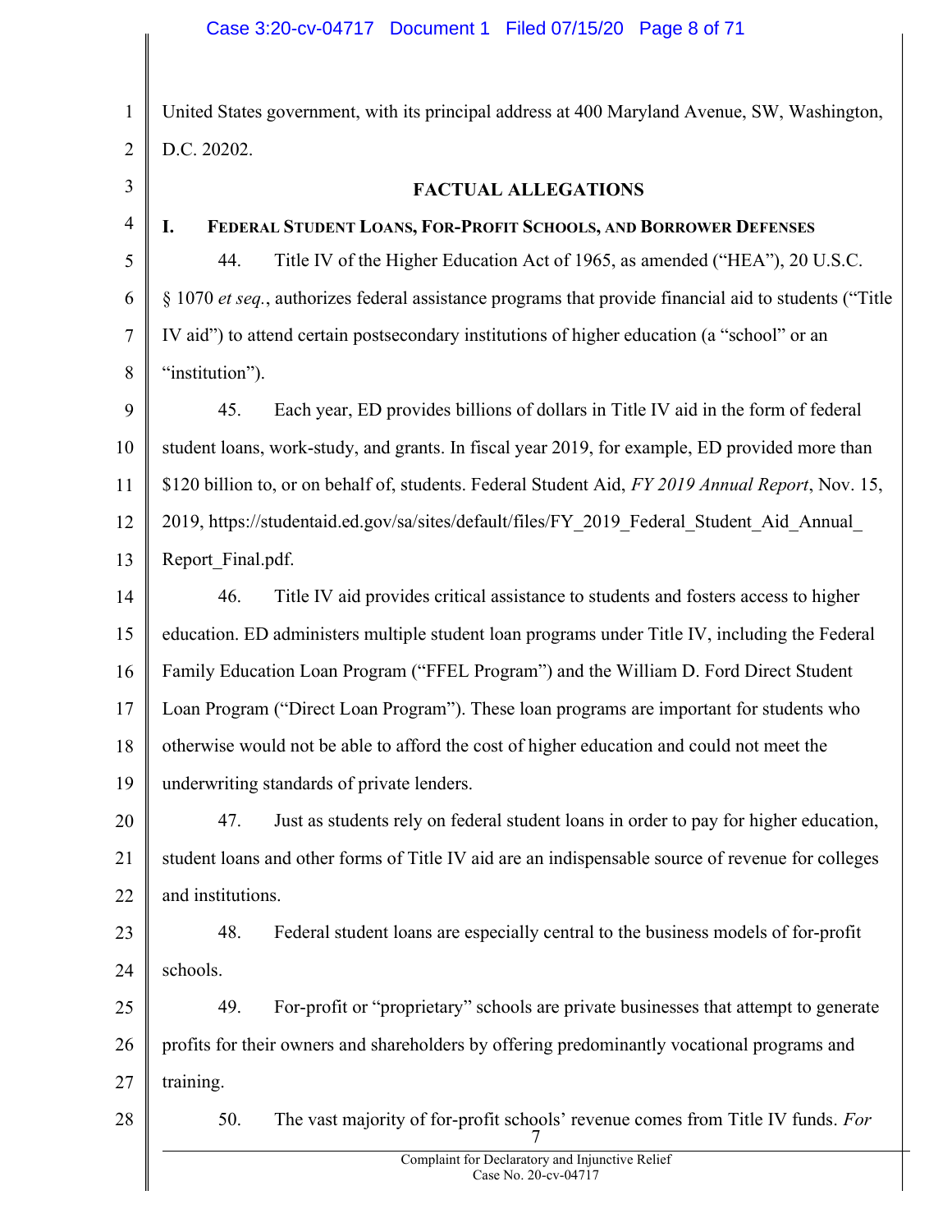United States government, with its principal address at 400 Maryland Avenue, SW, Washington, D.C. 20202.

## FACTUAL ALLEGATIONS

### I. FEDERAL STUDENT LOANS, FOR-PROFIT SCHOOLS, AND BORROWER DEFENSES

44. Title IV of the Higher Education Act of 1965, as amended ("HEA"), 20 U.S.C. § 1070 *et seq.*, authorizes federal assistance programs that provide financial aid to students ("Title IV aid") to attend certain postsecondary institutions of higher education (a "school" or an "institution").

45. Each year, ED provides billions of dollars in Title IV aid in the form of federal student loans, work-study, and grants. In fiscal year 2019, for example, ED provided more than $120 billion to, or on behalf of, students. Federal Student Aid, *FY 2019 Annual Report*, Nov. 15, 2019, https://studentaid.ed.gov/sa/sites/default/files/FY_2019_Federal_Student_Aid_Annual_Report_Final.pdf.

46. Title IV aid provides critical assistance to students and fosters access to higher education. ED administers multiple student loan programs under Title IV, including the Federal Family Education Loan Program ("FFEL Program") and the William D. Ford Direct Student Loan Program ("Direct Loan Program"). These loan programs are important for students who otherwise would not be able to afford the cost of higher education and could not meet the underwriting standards of private lenders.

47. Just as students rely on federal student loans in order to pay for higher education, student loans and other forms of Title IV aid are an indispensable source of revenue for colleges and institutions.

48. Federal student loans are especially central to the business models of for-profit schools.

49. For-profit or "proprietary" schools are private businesses that attempt to generate profits for their owners and shareholders by offering predominantly vocational programs and training.

50. The vast majority of for-profit schools' revenue comes from Title IV funds. *For*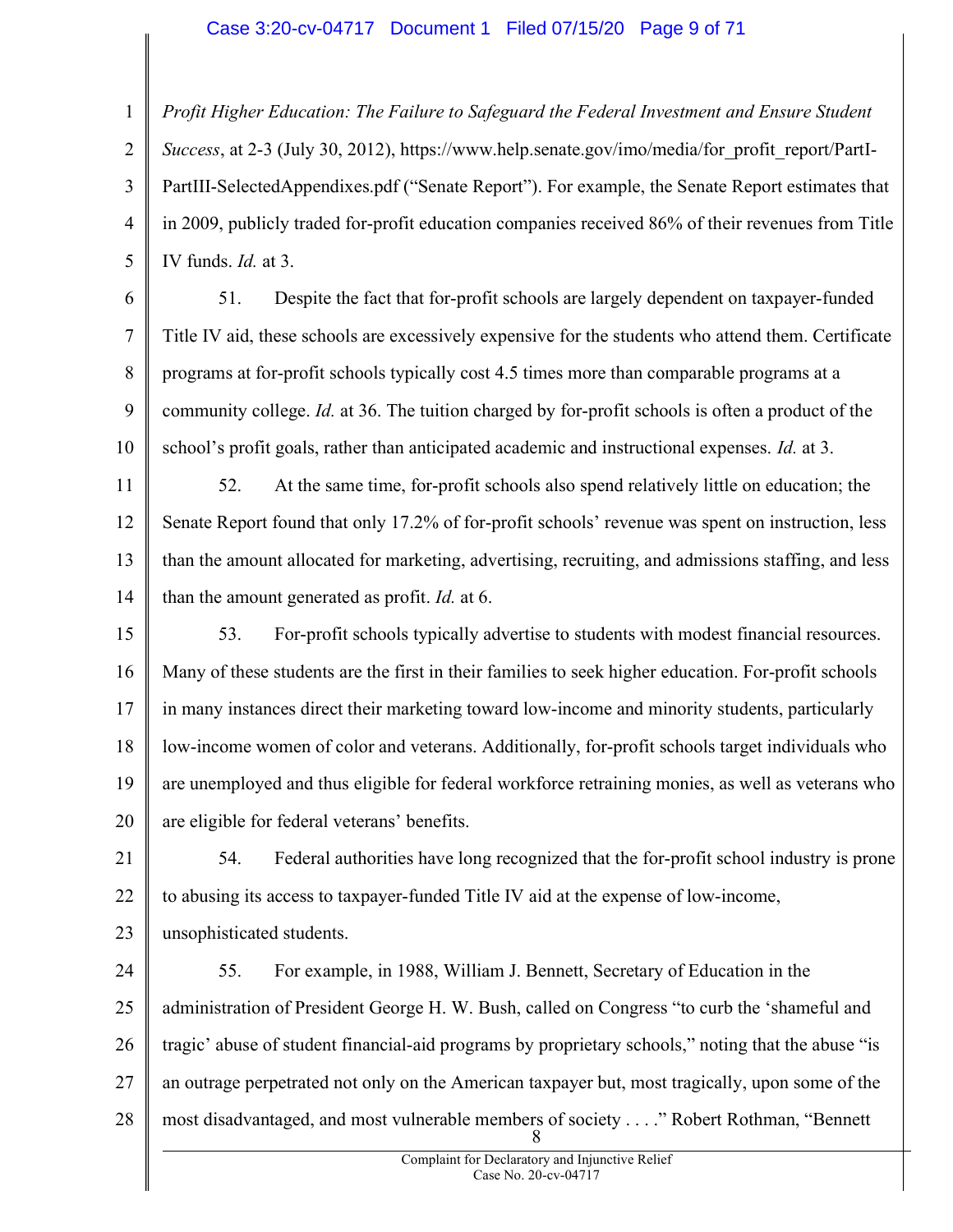*Profit Higher Education: The Failure to Safeguard the Federal Investment and Ensure Student Success*, at 2-3 (July 30, 2012), https://www.help.senate.gov/imo/media/for_profit_report/PartI-PartIII-SelectedAppendixes.pdf ("Senate Report"). For example, the Senate Report estimates that in 2009, publicly traded for-profit education companies received 86% of their revenues from Title IV funds. *Id.* at 3.

51. Despite the fact that for-profit schools are largely dependent on taxpayer-funded Title IV aid, these schools are excessively expensive for the students who attend them. Certificate programs at for-profit schools typically cost 4.5 times more than comparable programs at a community college. *Id.* at 36. The tuition charged by for-profit schools is often a product of the school's profit goals, rather than anticipated academic and instructional expenses. *Id.* at 3.

52. At the same time, for-profit schools also spend relatively little on education; the Senate Report found that only 17.2% of for-profit schools' revenue was spent on instruction, less than the amount allocated for marketing, advertising, recruiting, and admissions staffing, and less than the amount generated as profit. *Id.* at 6.

53. For-profit schools typically advertise to students with modest financial resources. Many of these students are the first in their families to seek higher education. For-profit schools in many instances direct their marketing toward low-income and minority students, particularly low-income women of color and veterans. Additionally, for-profit schools target individuals who are unemployed and thus eligible for federal workforce retraining monies, as well as veterans who are eligible for federal veterans' benefits.

54. Federal authorities have long recognized that the for-profit school industry is prone to abusing its access to taxpayer-funded Title IV aid at the expense of low-income, unsophisticated students.

55. For example, in 1988, William J. Bennett, Secretary of Education in the administration of President George H. W. Bush, called on Congress "to curb the 'shameful and tragic' abuse of student financial-aid programs by proprietary schools," noting that the abuse "is an outrage perpetrated not only on the American taxpayer but, most tragically, upon some of the most disadvantaged, and most vulnerable members of society . . . ." Robert Rothman, "Bennett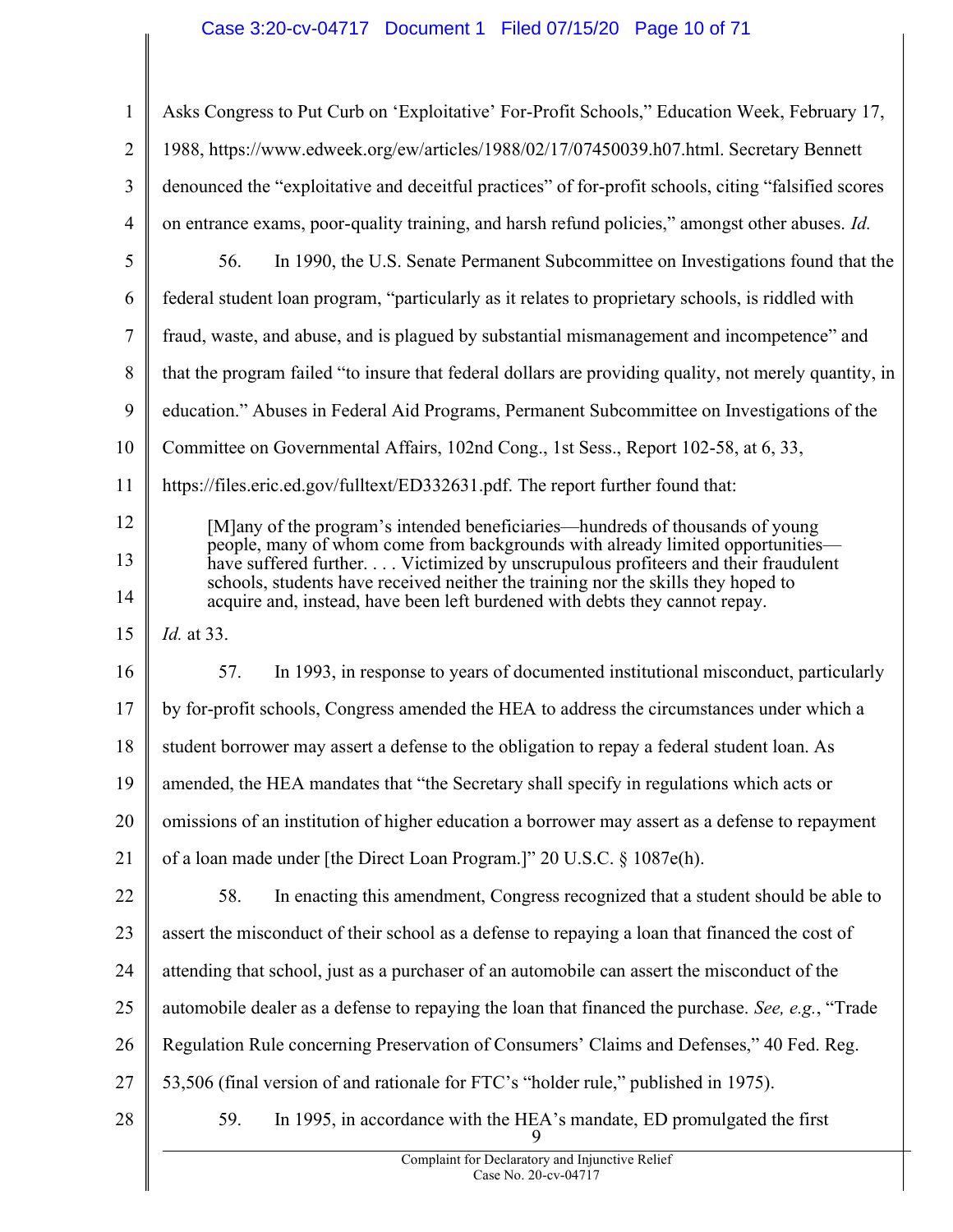Asks Congress to Put Curb on 'Exploitative' For-Profit Schools," Education Week, February 17, 1988, https://www.edweek.org/ew/articles/1988/02/17/07450039.h07.html. Secretary Bennett denounced the "exploitative and deceitful practices" of for-profit schools, citing "falsified scores on entrance exams, poor-quality training, and harsh refund policies," amongst other abuses. *Id.*

56. In 1990, the U.S. Senate Permanent Subcommittee on Investigations found that the federal student loan program, "particularly as it relates to proprietary schools, is riddled with fraud, waste, and abuse, and is plagued by substantial mismanagement and incompetence" and that the program failed "to insure that federal dollars are providing quality, not merely quantity, in education." Abuses in Federal Aid Programs, Permanent Subcommittee on Investigations of the Committee on Governmental Affairs, 102nd Cong., 1st Sess., Report 102-58, at 6, 33, https://files.eric.ed.gov/fulltext/ED332631.pdf. The report further found that:

> [M]any of the program's intended beneficiaries—hundreds of thousands of young people, many of whom come from backgrounds with already limited opportunities—have suffered further. . . . Victimized by unscrupulous profiteers and their fraudulent schools, students have received neither the training nor the skills they hoped to acquire and, instead, have been left burdened with debts they cannot repay.

*Id.* at 33.

57. In 1993, in response to years of documented institutional misconduct, particularly by for-profit schools, Congress amended the HEA to address the circumstances under which a student borrower may assert a defense to the obligation to repay a federal student loan. As amended, the HEA mandates that "the Secretary shall specify in regulations which acts or omissions of an institution of higher education a borrower may assert as a defense to repayment of a loan made under [the Direct Loan Program.]" 20 U.S.C. § 1087e(h).

58. In enacting this amendment, Congress recognized that a student should be able to assert the misconduct of their school as a defense to repaying a loan that financed the cost of attending that school, just as a purchaser of an automobile can assert the misconduct of the automobile dealer as a defense to repaying the loan that financed the purchase. *See, e.g.*, "Trade Regulation Rule concerning Preservation of Consumers' Claims and Defenses," 40 Fed. Reg. 53,506 (final version of and rationale for FTC's "holder rule," published in 1975).

59. In 1995, in accordance with the HEA's mandate, ED promulgated the first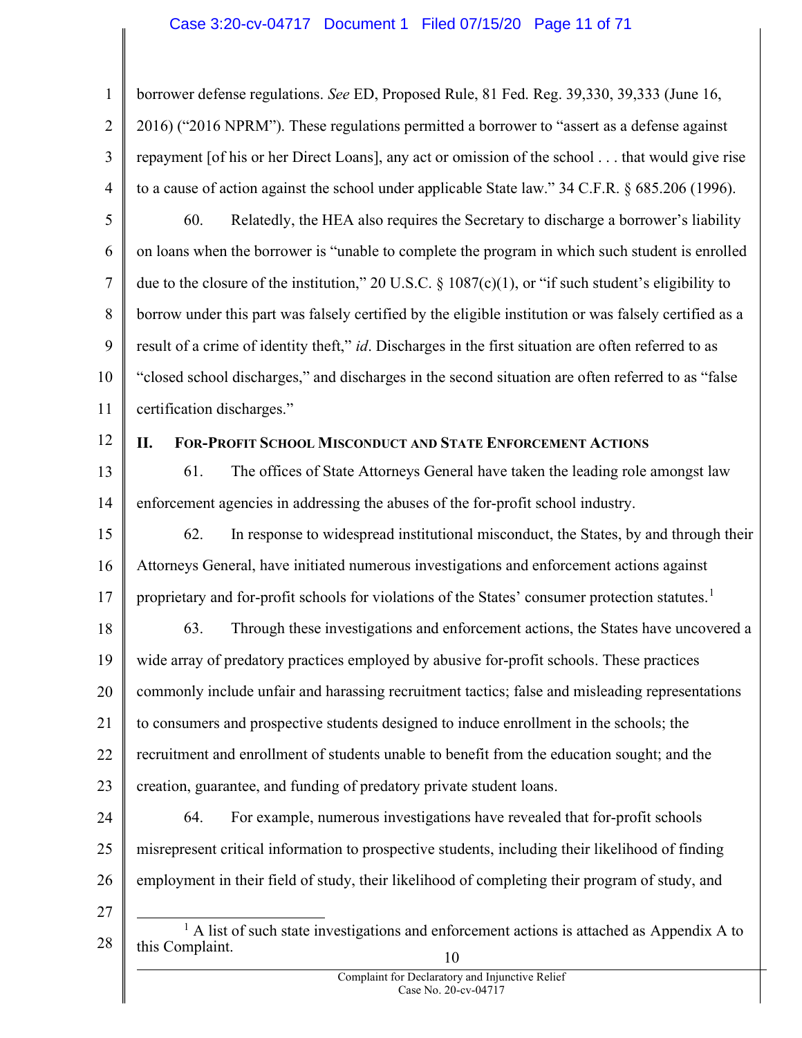borrower defense regulations. *See* ED, Proposed Rule, 81 Fed. Reg. 39,330, 39,333 (June 16, 2016) ("2016 NPRM"). These regulations permitted a borrower to "assert as a defense against repayment [of his or her Direct Loans], any act or omission of the school . . . that would give rise to a cause of action against the school under applicable State law." 34 C.F.R. § 685.206 (1996).

60. Relatedly, the HEA also requires the Secretary to discharge a borrower's liability on loans when the borrower is "unable to complete the program in which such student is enrolled due to the closure of the institution," 20 U.S.C. § 1087(c)(1), or "if such student's eligibility to borrow under this part was falsely certified by the eligible institution or was falsely certified as a result of a crime of identity theft," *id*. Discharges in the first situation are often referred to as "closed school discharges," and discharges in the second situation are often referred to as "false certification discharges."

## II. For-Profit School Misconduct and State Enforcement Actions

61. The offices of State Attorneys General have taken the leading role amongst law enforcement agencies in addressing the abuses of the for-profit school industry.

62. In response to widespread institutional misconduct, the States, by and through their Attorneys General, have initiated numerous investigations and enforcement actions against proprietary and for-profit schools for violations of the States' consumer protection statutes.[1]

63. Through these investigations and enforcement actions, the States have uncovered a wide array of predatory practices employed by abusive for-profit schools. These practices commonly include unfair and harassing recruitment tactics; false and misleading representations to consumers and prospective students designed to induce enrollment in the schools; the recruitment and enrollment of students unable to benefit from the education sought; and the creation, guarantee, and funding of predatory private student loans.

64. For example, numerous investigations have revealed that for-profit schools misrepresent critical information to prospective students, including their likelihood of finding employment in their field of study, their likelihood of completing their program of study, and

[1] A list of such state investigations and enforcement actions is attached as Appendix A to this Complaint.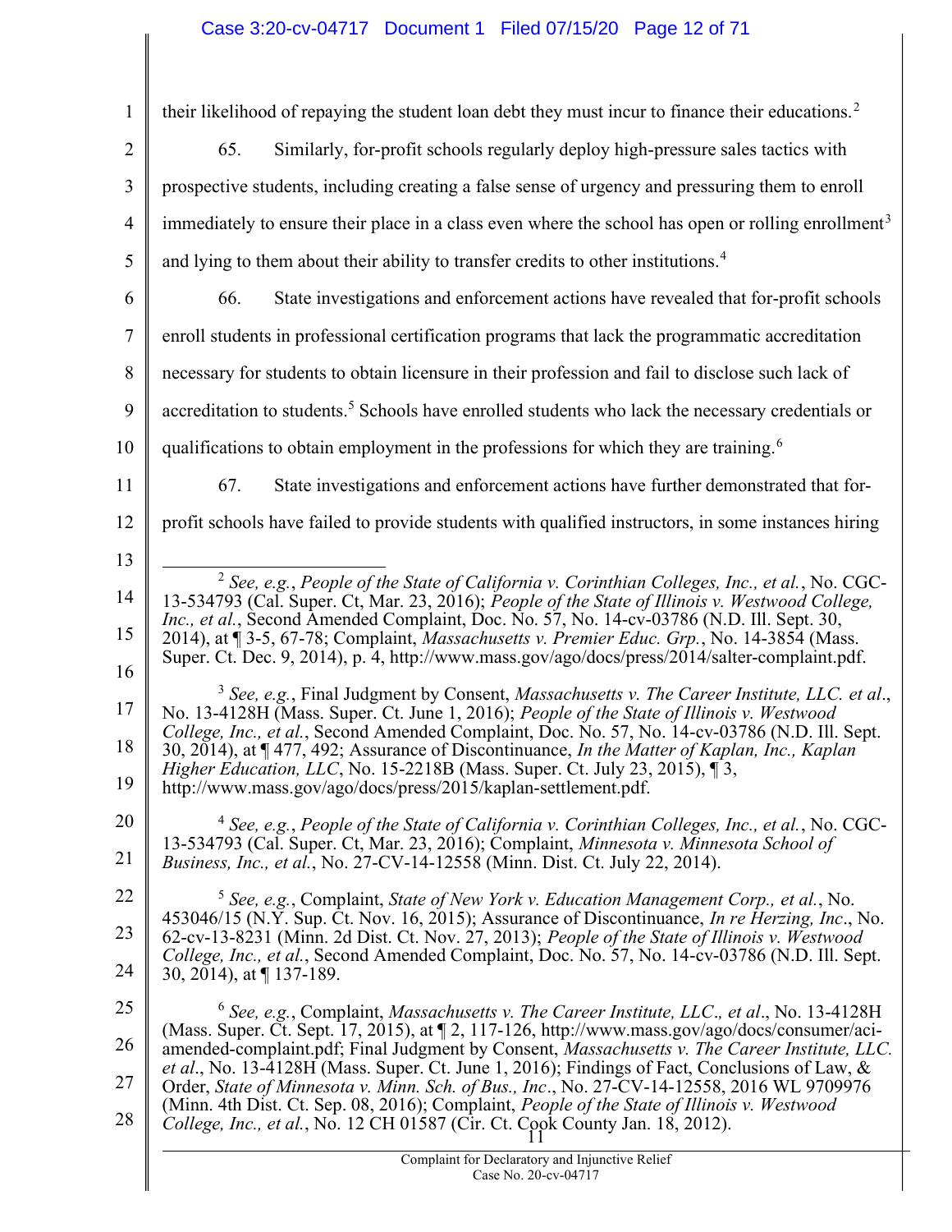their likelihood of repaying the student loan debt they must incur to finance their educations.[2]

65. Similarly, for-profit schools regularly deploy high-pressure sales tactics with prospective students, including creating a false sense of urgency and pressuring them to enroll immediately to ensure their place in a class even where the school has open or rolling enrollment[3] and lying to them about their ability to transfer credits to other institutions.[4]

66. State investigations and enforcement actions have revealed that for-profit schools enroll students in professional certification programs that lack the programmatic accreditation necessary for students to obtain licensure in their profession and fail to disclose such lack of accreditation to students.[5] Schools have enrolled students who lack the necessary credentials or qualifications to obtain employment in the professions for which they are training.[6]

67. State investigations and enforcement actions have further demonstrated that for-profit schools have failed to provide students with qualified instructors, in some instances hiring

---

[2] *See, e.g.*, *People of the State of California v. Corinthian Colleges, Inc., et al.*, No. CGC-13-534793 (Cal. Super. Ct, Mar. 23, 2016); *People of the State of Illinois v. Westwood College, Inc., et al.*, Second Amended Complaint, Doc. No. 57, No. 14-cv-03786 (N.D. Ill. Sept. 30, 2014), at ¶ 3-5, 67-78; Complaint, *Massachusetts v. Premier Educ. Grp.*, No. 14-3854 (Mass. Super. Ct. Dec. 9, 2014), p. 4, http://www.mass.gov/ago/docs/press/2014/salter-complaint.pdf.

[3] *See, e.g.*, Final Judgment by Consent, *Massachusetts v. The Career Institute, LLC. et al*., No. 13-4128H (Mass. Super. Ct. June 1, 2016); *People of the State of Illinois v. Westwood College, Inc., et al.*, Second Amended Complaint, Doc. No. 57, No. 14-cv-03786 (N.D. Ill. Sept. 30, 2014), at ¶ 477, 492; Assurance of Discontinuance, *In the Matter of Kaplan, Inc., Kaplan Higher Education, LLC*, No. 15-2218B (Mass. Super. Ct. July 23, 2015), ¶ 3, http://www.mass.gov/ago/docs/press/2015/kaplan-settlement.pdf.

[4] *See, e.g.*, *People of the State of California v. Corinthian Colleges, Inc., et al.*, No. CGC-13-534793 (Cal. Super. Ct, Mar. 23, 2016); Complaint, *Minnesota v. Minnesota School of Business, Inc., et al.*, No. 27-CV-14-12558 (Minn. Dist. Ct. July 22, 2014).

[5] *See, e.g.*, Complaint, *State of New York v. Education Management Corp., et al.*, No. 453046/15 (N.Y. Sup. Ct. Nov. 16, 2015); Assurance of Discontinuance, *In re Herzing, Inc*., No. 62-cv-13-8231 (Minn. 2d Dist. Ct. Nov. 27, 2013); *People of the State of Illinois v. Westwood College, Inc., et al.*, Second Amended Complaint, Doc. No. 57, No. 14-cv-03786 (N.D. Ill. Sept. 30, 2014), at ¶ 137-189.

[6] *See, e.g.*, Complaint, *Massachusetts v. The Career Institute, LLC., et al*., No. 13-4128H (Mass. Super. Ct. Sept. 17, 2015), at ¶ 2, 117-126, http://www.mass.gov/ago/docs/consumer/aci-amended-complaint.pdf; Final Judgment by Consent, *Massachusetts v. The Career Institute, LLC. et al*., No. 13-4128H (Mass. Super. Ct. June 1, 2016); Findings of Fact, Conclusions of Law, & Order, *State of Minnesota v. Minn. Sch. of Bus., Inc*., No. 27-CV-14-12558, 2016 WL 9709976 (Minn. 4th Dist. Ct. Sep. 08, 2016); Complaint, *People of the State of Illinois v. Westwood College, Inc., et al.*, No. 12 CH 01587 (Cir. Ct. Cook County Jan. 18, 2012).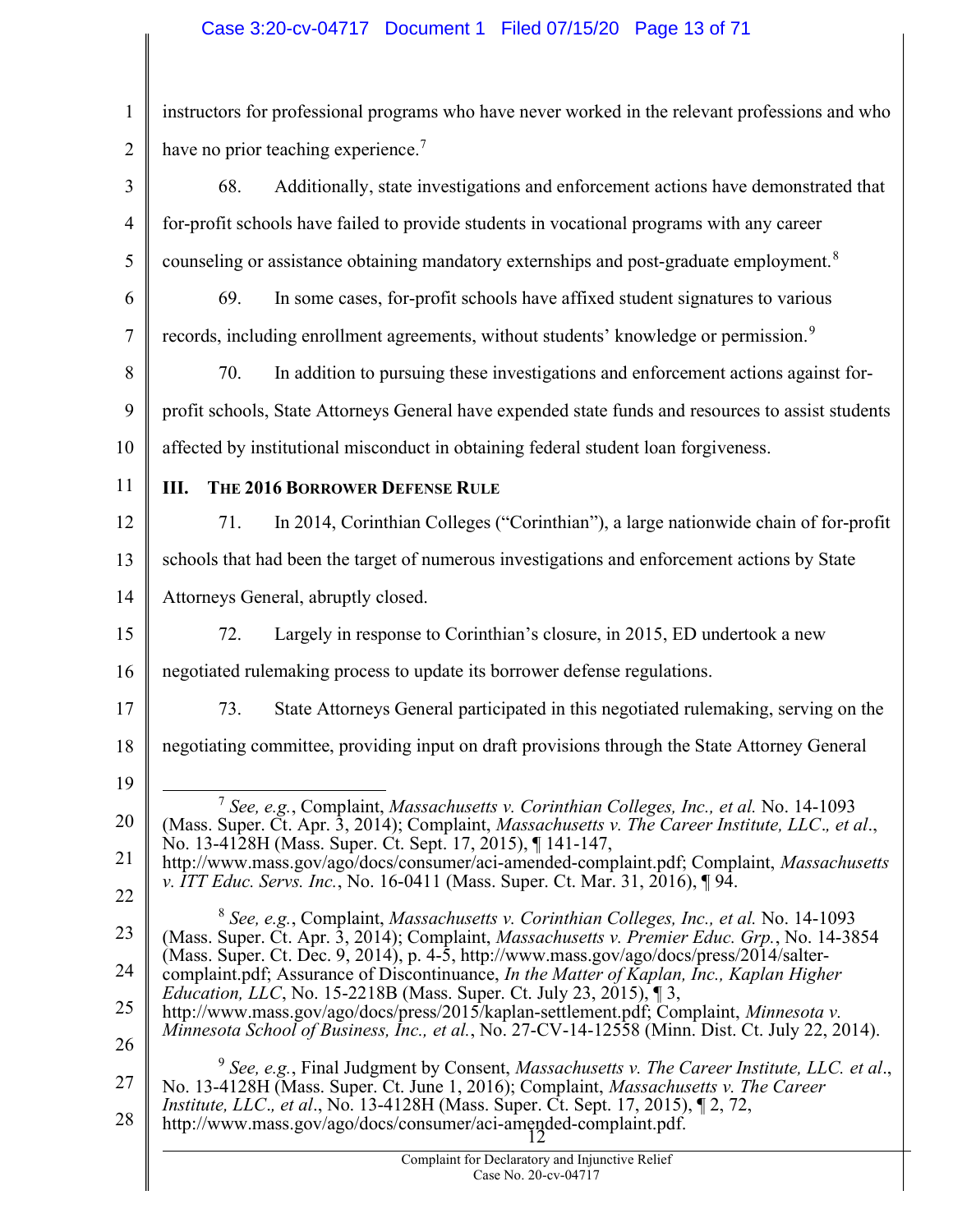instructors for professional programs who have never worked in the relevant professions and who have no prior teaching experience.[7]

68. Additionally, state investigations and enforcement actions have demonstrated that for-profit schools have failed to provide students in vocational programs with any career counseling or assistance obtaining mandatory externships and post-graduate employment.[8]

69. In some cases, for-profit schools have affixed student signatures to various records, including enrollment agreements, without students' knowledge or permission.[9]

70. In addition to pursuing these investigations and enforcement actions against for-profit schools, State Attorneys General have expended state funds and resources to assist students affected by institutional misconduct in obtaining federal student loan forgiveness.

## III. The 2016 Borrower Defense Rule

71. In 2014, Corinthian Colleges ("Corinthian"), a large nationwide chain of for-profit schools that had been the target of numerous investigations and enforcement actions by State Attorneys General, abruptly closed.

72. Largely in response to Corinthian's closure, in 2015, ED undertook a new negotiated rulemaking process to update its borrower defense regulations.

73. State Attorneys General participated in this negotiated rulemaking, serving on the negotiating committee, providing input on draft provisions through the State Attorney General

---

[7] *See, e.g.*, Complaint, *Massachusetts v. Corinthian Colleges, Inc., et al.* No. 14-1093 (Mass. Super. Ct. Apr. 3, 2014); Complaint, *Massachusetts v. The Career Institute, LLC., et al.*, No. 13-4128H (Mass. Super. Ct. Sept. 17, 2015), ¶ 141-147, http://www.mass.gov/ago/docs/consumer/aci-amended-complaint.pdf; Complaint, *Massachusetts v. ITT Educ. Servs. Inc.*, No. 16-0411 (Mass. Super. Ct. Mar. 31, 2016), ¶ 94.

[8] *See, e.g.*, Complaint, *Massachusetts v. Corinthian Colleges, Inc., et al.* No. 14-1093 (Mass. Super. Ct. Apr. 3, 2014); Complaint, *Massachusetts v. Premier Educ. Grp.*, No. 14-3854 (Mass. Super. Ct. Dec. 9, 2014), p. 4-5, http://www.mass.gov/ago/docs/press/2014/salter-complaint.pdf; Assurance of Discontinuance, *In the Matter of Kaplan, Inc., Kaplan Higher Education, LLC*, No. 15-2218B (Mass. Super. Ct. July 23, 2015), ¶ 3, http://www.mass.gov/ago/docs/press/2015/kaplan-settlement.pdf; Complaint, *Minnesota v. Minnesota School of Business, Inc., et al.*, No. 27-CV-14-12558 (Minn. Dist. Ct. July 22, 2014).

[9] *See, e.g.*, Final Judgment by Consent, *Massachusetts v. The Career Institute, LLC. et al.*, No. 13-4128H (Mass. Super. Ct. June 1, 2016); Complaint, *Massachusetts v. The Career Institute, LLC., et al.*, No. 13-4128H (Mass. Super. Ct. Sept. 17, 2015), ¶ 2, 72, http://www.mass.gov/ago/docs/consumer/aci-amended-complaint.pdf.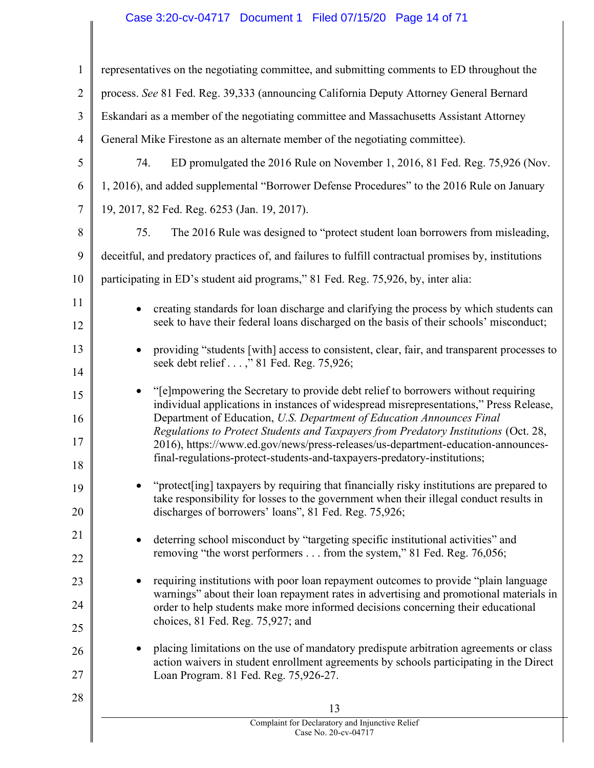representatives on the negotiating committee, and submitting comments to ED throughout the process. *See* 81 Fed. Reg. 39,333 (announcing California Deputy Attorney General Bernard Eskandari as a member of the negotiating committee and Massachusetts Assistant Attorney General Mike Firestone as an alternate member of the negotiating committee).

74. ED promulgated the 2016 Rule on November 1, 2016, 81 Fed. Reg. 75,926 (Nov. 1, 2016), and added supplemental "Borrower Defense Procedures" to the 2016 Rule on January 19, 2017, 82 Fed. Reg. 6253 (Jan. 19, 2017).

75. The 2016 Rule was designed to "protect student loan borrowers from misleading, deceitful, and predatory practices of, and failures to fulfill contractual promises by, institutions participating in ED's student aid programs," 81 Fed. Reg. 75,926, by, inter alia:

- creating standards for loan discharge and clarifying the process by which students can seek to have their federal loans discharged on the basis of their schools' misconduct;
- providing "students [with] access to consistent, clear, fair, and transparent processes to seek debt relief . . . ," 81 Fed. Reg. 75,926;
- "[e]mpowering the Secretary to provide debt relief to borrowers without requiring individual applications in instances of widespread misrepresentations," Press Release, Department of Education, *U.S. Department of Education Announces Final Regulations to Protect Students and Taxpayers from Predatory Institutions* (Oct. 28, 2016), https://www.ed.gov/news/press-releases/us-department-education-announces-final-regulations-protect-students-and-taxpayers-predatory-institutions;
- "protect[ing] taxpayers by requiring that financially risky institutions are prepared to take responsibility for losses to the government when their illegal conduct results in discharges of borrowers' loans", 81 Fed. Reg. 75,926;
- deterring school misconduct by "targeting specific institutional activities" and removing "the worst performers . . . from the system," 81 Fed. Reg. 76,056;
- requiring institutions with poor loan repayment outcomes to provide "plain language warnings" about their loan repayment rates in advertising and promotional materials in order to help students make more informed decisions concerning their educational choices, 81 Fed. Reg. 75,927; and
- placing limitations on the use of mandatory predispute arbitration agreements or class action waivers in student enrollment agreements by schools participating in the Direct Loan Program. 81 Fed. Reg. 75,926-27.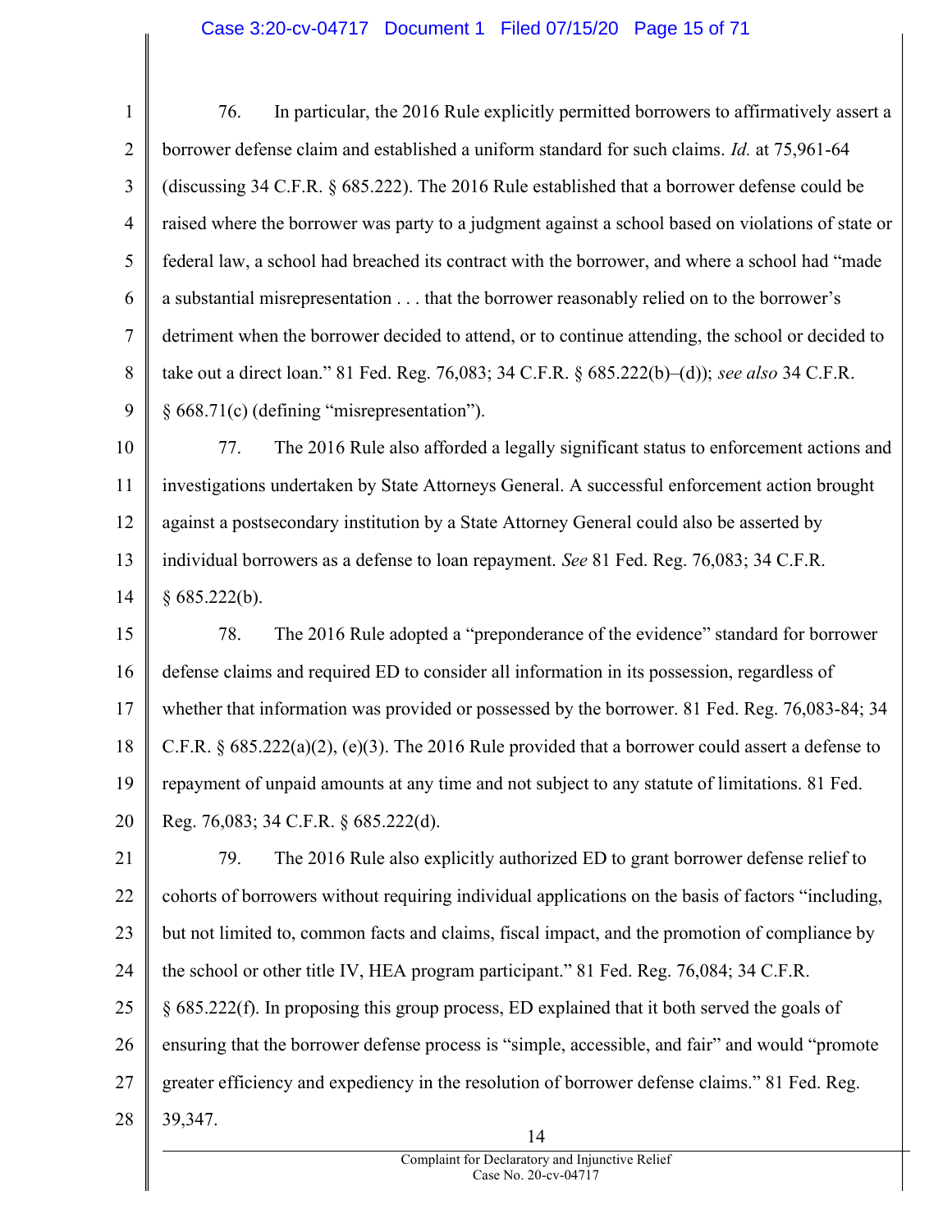76. In particular, the 2016 Rule explicitly permitted borrowers to affirmatively assert a borrower defense claim and established a uniform standard for such claims. *Id.* at 75,961-64 (discussing 34 C.F.R. § 685.222). The 2016 Rule established that a borrower defense could be raised where the borrower was party to a judgment against a school based on violations of state or federal law, a school had breached its contract with the borrower, and where a school had "made a substantial misrepresentation . . . that the borrower reasonably relied on to the borrower's detriment when the borrower decided to attend, or to continue attending, the school or decided to take out a direct loan." 81 Fed. Reg. 76,083; 34 C.F.R. § 685.222(b)–(d)); *see also* 34 C.F.R. § 668.71(c) (defining "misrepresentation").

77. The 2016 Rule also afforded a legally significant status to enforcement actions and investigations undertaken by State Attorneys General. A successful enforcement action brought against a postsecondary institution by a State Attorney General could also be asserted by individual borrowers as a defense to loan repayment. *See* 81 Fed. Reg. 76,083; 34 C.F.R. § 685.222(b).

78. The 2016 Rule adopted a "preponderance of the evidence" standard for borrower defense claims and required ED to consider all information in its possession, regardless of whether that information was provided or possessed by the borrower. 81 Fed. Reg. 76,083-84; 34 C.F.R. § 685.222(a)(2), (e)(3). The 2016 Rule provided that a borrower could assert a defense to repayment of unpaid amounts at any time and not subject to any statute of limitations. 81 Fed. Reg. 76,083; 34 C.F.R. § 685.222(d).

79. The 2016 Rule also explicitly authorized ED to grant borrower defense relief to cohorts of borrowers without requiring individual applications on the basis of factors "including, but not limited to, common facts and claims, fiscal impact, and the promotion of compliance by the school or other title IV, HEA program participant." 81 Fed. Reg. 76,084; 34 C.F.R. § 685.222(f). In proposing this group process, ED explained that it both served the goals of ensuring that the borrower defense process is "simple, accessible, and fair" and would "promote greater efficiency and expediency in the resolution of borrower defense claims." 81 Fed. Reg. 39,347.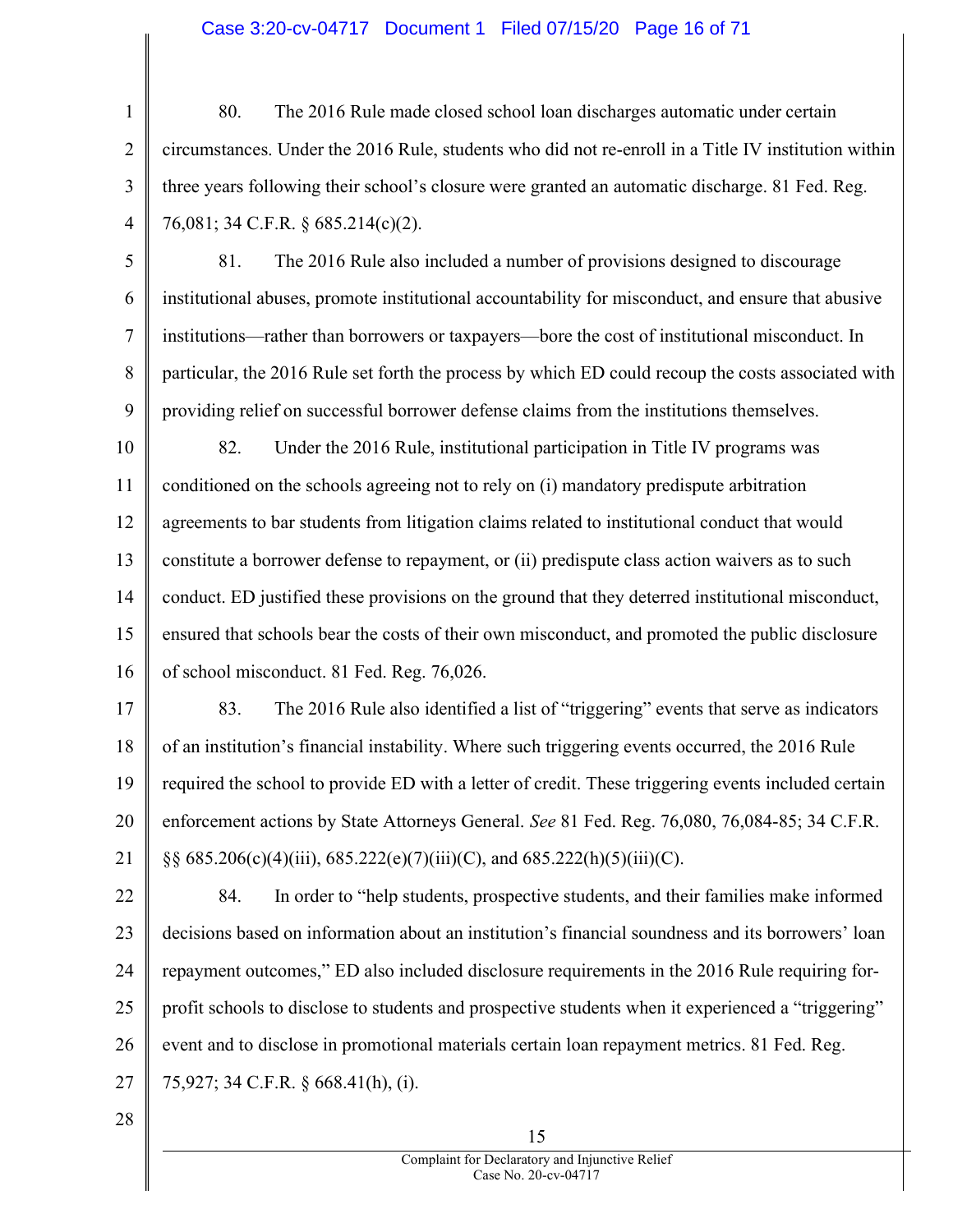80. The 2016 Rule made closed school loan discharges automatic under certain circumstances. Under the 2016 Rule, students who did not re-enroll in a Title IV institution within three years following their school's closure were granted an automatic discharge. 81 Fed. Reg. 76,081; 34 C.F.R. § 685.214(c)(2).

81. The 2016 Rule also included a number of provisions designed to discourage institutional abuses, promote institutional accountability for misconduct, and ensure that abusive institutions—rather than borrowers or taxpayers—bore the cost of institutional misconduct. In particular, the 2016 Rule set forth the process by which ED could recoup the costs associated with providing relief on successful borrower defense claims from the institutions themselves.

82. Under the 2016 Rule, institutional participation in Title IV programs was conditioned on the schools agreeing not to rely on (i) mandatory predispute arbitration agreements to bar students from litigation claims related to institutional conduct that would constitute a borrower defense to repayment, or (ii) predispute class action waivers as to such conduct. ED justified these provisions on the ground that they deterred institutional misconduct, ensured that schools bear the costs of their own misconduct, and promoted the public disclosure of school misconduct. 81 Fed. Reg. 76,026.

83. The 2016 Rule also identified a list of "triggering" events that serve as indicators of an institution's financial instability. Where such triggering events occurred, the 2016 Rule required the school to provide ED with a letter of credit. These triggering events included certain enforcement actions by State Attorneys General. *See* 81 Fed. Reg. 76,080, 76,084-85; 34 C.F.R. §§ 685.206(c)(4)(iii), 685.222(e)(7)(iii)(C), and 685.222(h)(5)(iii)(C).

84. In order to "help students, prospective students, and their families make informed decisions based on information about an institution's financial soundness and its borrowers' loan repayment outcomes," ED also included disclosure requirements in the 2016 Rule requiring for-profit schools to disclose to students and prospective students when it experienced a "triggering" event and to disclose in promotional materials certain loan repayment metrics. 81 Fed. Reg. 75,927; 34 C.F.R. § 668.41(h), (i).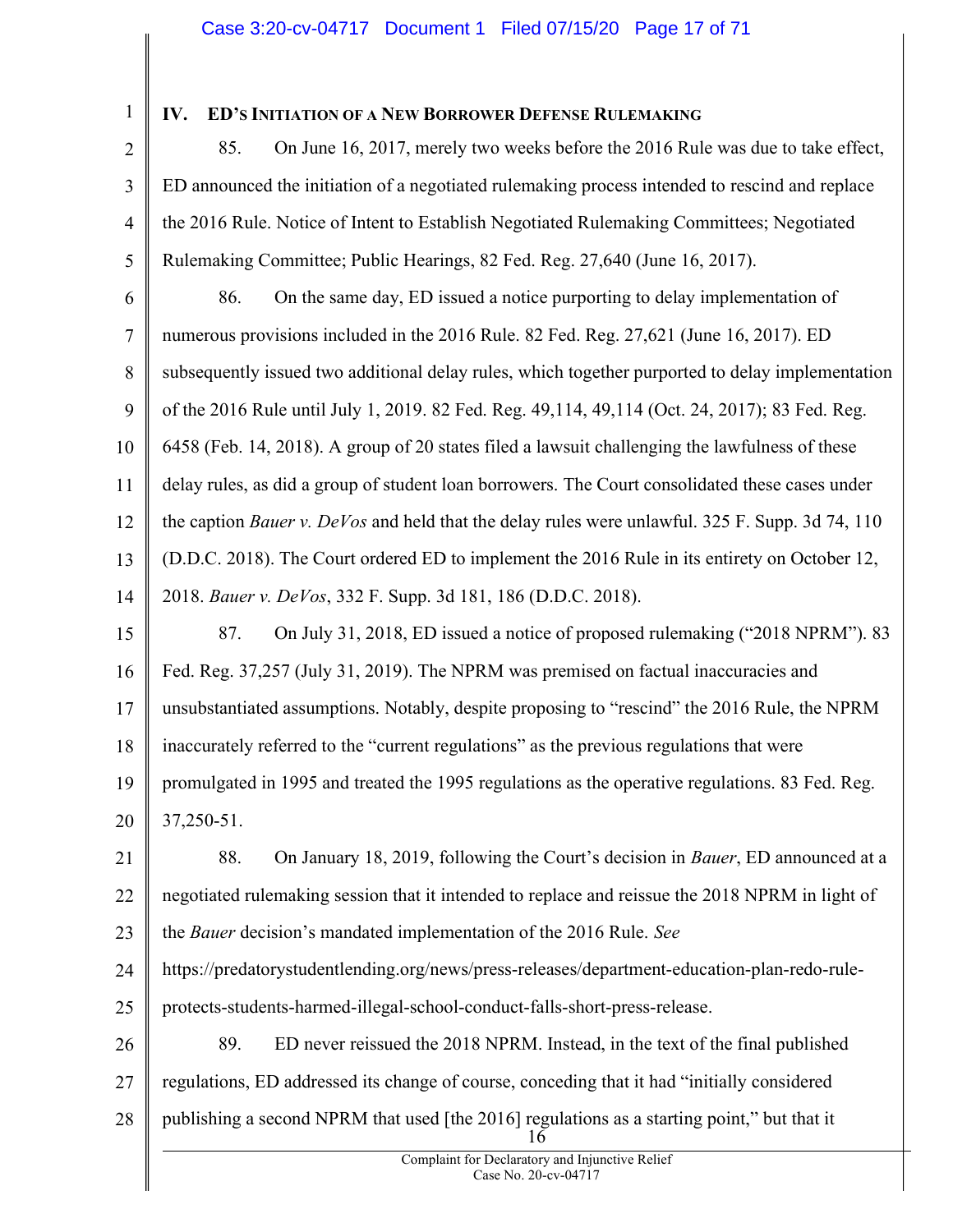## IV. ED'S INITIATION OF A NEW BORROWER DEFENSE RULEMAKING

85. On June 16, 2017, merely two weeks before the 2016 Rule was due to take effect, ED announced the initiation of a negotiated rulemaking process intended to rescind and replace the 2016 Rule. Notice of Intent to Establish Negotiated Rulemaking Committees; Negotiated Rulemaking Committee; Public Hearings, 82 Fed. Reg. 27,640 (June 16, 2017).

86. On the same day, ED issued a notice purporting to delay implementation of numerous provisions included in the 2016 Rule. 82 Fed. Reg. 27,621 (June 16, 2017). ED subsequently issued two additional delay rules, which together purported to delay implementation of the 2016 Rule until July 1, 2019. 82 Fed. Reg. 49,114, 49,114 (Oct. 24, 2017); 83 Fed. Reg. 6458 (Feb. 14, 2018). A group of 20 states filed a lawsuit challenging the lawfulness of these delay rules, as did a group of student loan borrowers. The Court consolidated these cases under the caption *Bauer v. DeVos* and held that the delay rules were unlawful. 325 F. Supp. 3d 74, 110 (D.D.C. 2018). The Court ordered ED to implement the 2016 Rule in its entirety on October 12, 2018. *Bauer v. DeVos*, 332 F. Supp. 3d 181, 186 (D.D.C. 2018).

87. On July 31, 2018, ED issued a notice of proposed rulemaking ("2018 NPRM"). 83 Fed. Reg. 37,257 (July 31, 2019). The NPRM was premised on factual inaccuracies and unsubstantiated assumptions. Notably, despite proposing to "rescind" the 2016 Rule, the NPRM inaccurately referred to the "current regulations" as the previous regulations that were promulgated in 1995 and treated the 1995 regulations as the operative regulations. 83 Fed. Reg. 37,250-51.

88. On January 18, 2019, following the Court's decision in *Bauer*, ED announced at a negotiated rulemaking session that it intended to replace and reissue the 2018 NPRM in light of the *Bauer* decision's mandated implementation of the 2016 Rule. *See* https://predatorystudentlending.org/news/press-releases/department-education-plan-redo-rule-protects-students-harmed-illegal-school-conduct-falls-short-press-release.

89. ED never reissued the 2018 NPRM. Instead, in the text of the final published regulations, ED addressed its change of course, conceding that it had "initially considered publishing a second NPRM that used [the 2016] regulations as a starting point," but that it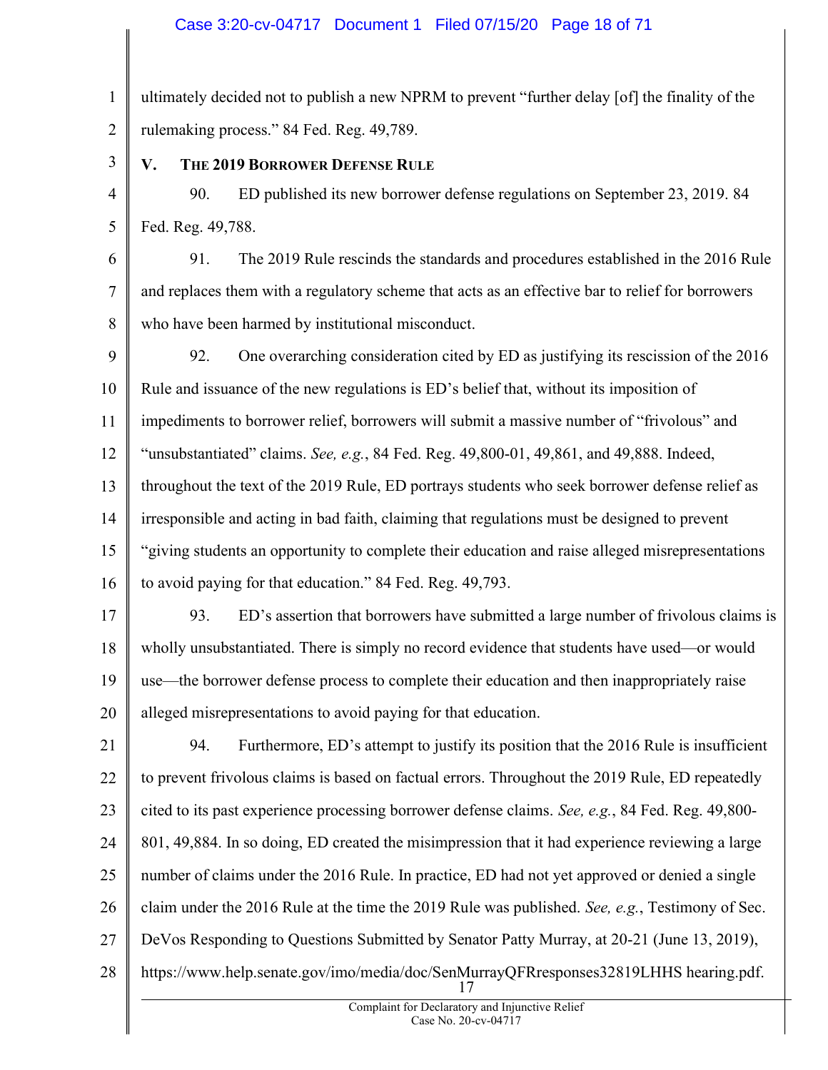ultimately decided not to publish a new NPRM to prevent "further delay [of] the finality of the rulemaking process." 84 Fed. Reg. 49,789.

## V. The 2019 Borrower Defense Rule

90. ED published its new borrower defense regulations on September 23, 2019. 84 Fed. Reg. 49,788.

91. The 2019 Rule rescinds the standards and procedures established in the 2016 Rule and replaces them with a regulatory scheme that acts as an effective bar to relief for borrowers who have been harmed by institutional misconduct.

92. One overarching consideration cited by ED as justifying its rescission of the 2016 Rule and issuance of the new regulations is ED's belief that, without its imposition of impediments to borrower relief, borrowers will submit a massive number of "frivolous" and "unsubstantiated" claims. *See, e.g.*, 84 Fed. Reg. 49,800-01, 49,861, and 49,888. Indeed, throughout the text of the 2019 Rule, ED portrays students who seek borrower defense relief as irresponsible and acting in bad faith, claiming that regulations must be designed to prevent "giving students an opportunity to complete their education and raise alleged misrepresentations to avoid paying for that education." 84 Fed. Reg. 49,793.

93. ED's assertion that borrowers have submitted a large number of frivolous claims is wholly unsubstantiated. There is simply no record evidence that students have used—or would use—the borrower defense process to complete their education and then inappropriately raise alleged misrepresentations to avoid paying for that education.

94. Furthermore, ED's attempt to justify its position that the 2016 Rule is insufficient to prevent frivolous claims is based on factual errors. Throughout the 2019 Rule, ED repeatedly cited to its past experience processing borrower defense claims. *See, e.g.*, 84 Fed. Reg. 49,800-801, 49,884. In so doing, ED created the misimpression that it had experience reviewing a large number of claims under the 2016 Rule. In practice, ED had not yet approved or denied a single claim under the 2016 Rule at the time the 2019 Rule was published. *See, e.g.*, Testimony of Sec. DeVos Responding to Questions Submitted by Senator Patty Murray, at 20-21 (June 13, 2019), https://www.help.senate.gov/imo/media/doc/SenMurrayQFRresponses32819LHHS hearing.pdf.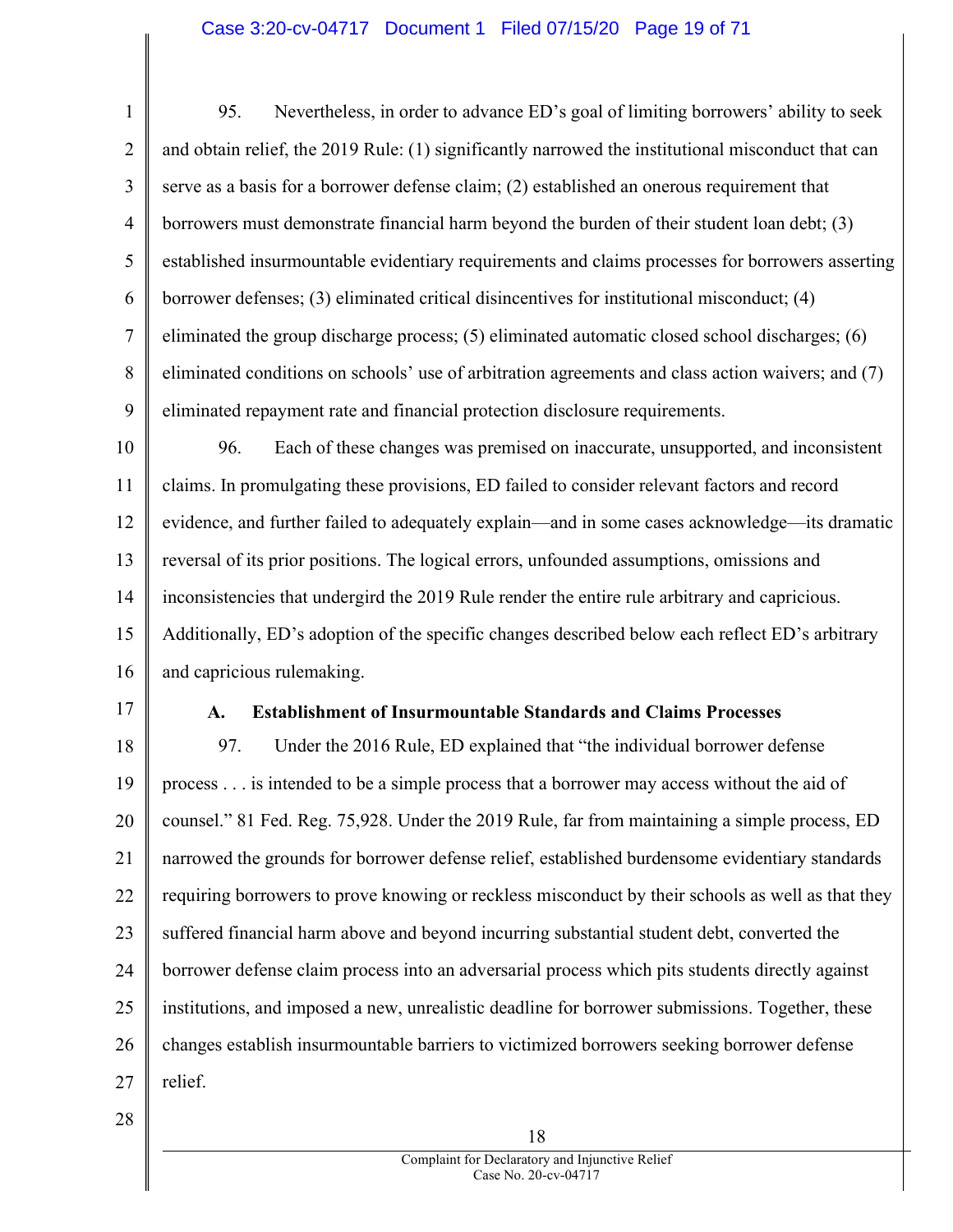95. Nevertheless, in order to advance ED's goal of limiting borrowers' ability to seek and obtain relief, the 2019 Rule: (1) significantly narrowed the institutional misconduct that can serve as a basis for a borrower defense claim; (2) established an onerous requirement that borrowers must demonstrate financial harm beyond the burden of their student loan debt; (3) established insurmountable evidentiary requirements and claims processes for borrowers asserting borrower defenses; (3) eliminated critical disincentives for institutional misconduct; (4) eliminated the group discharge process; (5) eliminated automatic closed school discharges; (6) eliminated conditions on schools' use of arbitration agreements and class action waivers; and (7) eliminated repayment rate and financial protection disclosure requirements.

96. Each of these changes was premised on inaccurate, unsupported, and inconsistent claims. In promulgating these provisions, ED failed to consider relevant factors and record evidence, and further failed to adequately explain—and in some cases acknowledge—its dramatic reversal of its prior positions. The logical errors, unfounded assumptions, omissions and inconsistencies that undergird the 2019 Rule render the entire rule arbitrary and capricious. Additionally, ED's adoption of the specific changes described below each reflect ED's arbitrary and capricious rulemaking.

### A. Establishment of Insurmountable Standards and Claims Processes

97. Under the 2016 Rule, ED explained that "the individual borrower defense process . . . is intended to be a simple process that a borrower may access without the aid of counsel." 81 Fed. Reg. 75,928. Under the 2019 Rule, far from maintaining a simple process, ED narrowed the grounds for borrower defense relief, established burdensome evidentiary standards requiring borrowers to prove knowing or reckless misconduct by their schools as well as that they suffered financial harm above and beyond incurring substantial student debt, converted the borrower defense claim process into an adversarial process which pits students directly against institutions, and imposed a new, unrealistic deadline for borrower submissions. Together, these changes establish insurmountable barriers to victimized borrowers seeking borrower defense relief.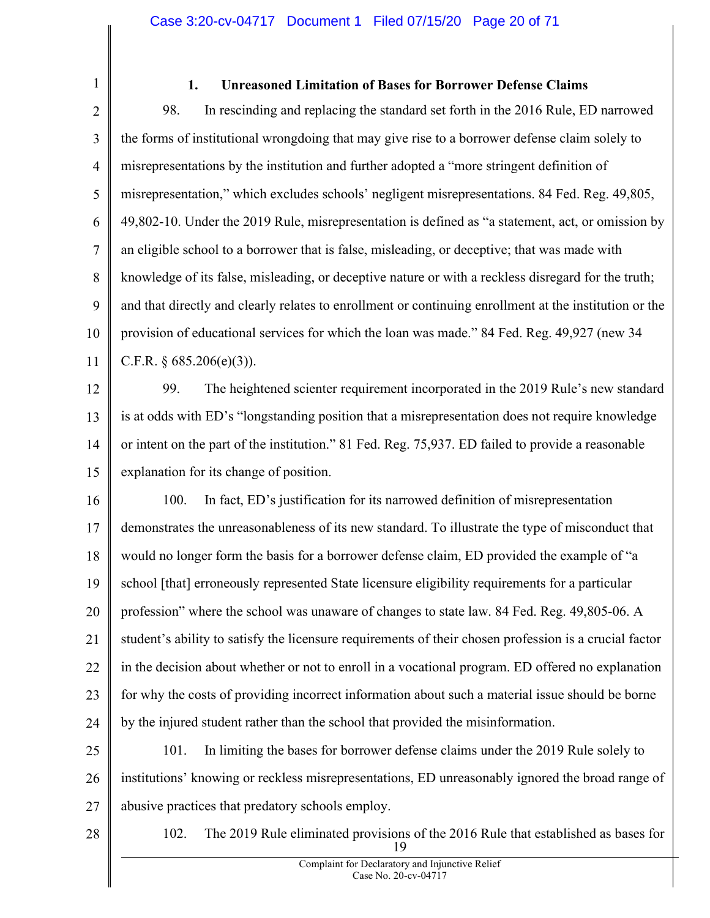### 1. Unreasoned Limitation of Bases for Borrower Defense Claims

98. In rescinding and replacing the standard set forth in the 2016 Rule, ED narrowed the forms of institutional wrongdoing that may give rise to a borrower defense claim solely to misrepresentations by the institution and further adopted a "more stringent definition of misrepresentation," which excludes schools' negligent misrepresentations. 84 Fed. Reg. 49,805, 49,802-10. Under the 2019 Rule, misrepresentation is defined as "a statement, act, or omission by an eligible school to a borrower that is false, misleading, or deceptive; that was made with knowledge of its false, misleading, or deceptive nature or with a reckless disregard for the truth; and that directly and clearly relates to enrollment or continuing enrollment at the institution or the provision of educational services for which the loan was made." 84 Fed. Reg. 49,927 (new 34 C.F.R. § 685.206(e)(3)).

99. The heightened scienter requirement incorporated in the 2019 Rule's new standard is at odds with ED's "longstanding position that a misrepresentation does not require knowledge or intent on the part of the institution." 81 Fed. Reg. 75,937. ED failed to provide a reasonable explanation for its change of position.

100. In fact, ED's justification for its narrowed definition of misrepresentation demonstrates the unreasonableness of its new standard. To illustrate the type of misconduct that would no longer form the basis for a borrower defense claim, ED provided the example of "a school [that] erroneously represented State licensure eligibility requirements for a particular profession" where the school was unaware of changes to state law. 84 Fed. Reg. 49,805-06. A student's ability to satisfy the licensure requirements of their chosen profession is a crucial factor in the decision about whether or not to enroll in a vocational program. ED offered no explanation for why the costs of providing incorrect information about such a material issue should be borne by the injured student rather than the school that provided the misinformation.

101. In limiting the bases for borrower defense claims under the 2019 Rule solely to institutions' knowing or reckless misrepresentations, ED unreasonably ignored the broad range of abusive practices that predatory schools employ.

102. The 2019 Rule eliminated provisions of the 2016 Rule that established as bases for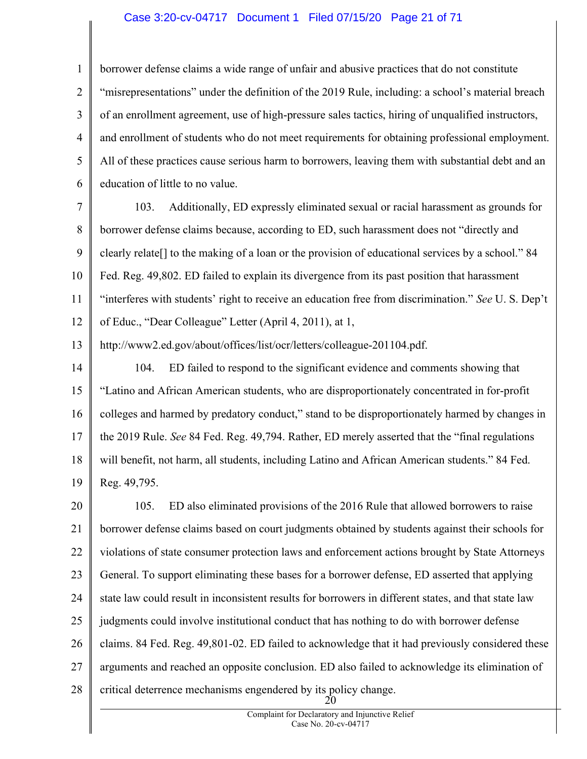borrower defense claims a wide range of unfair and abusive practices that do not constitute "misrepresentations" under the definition of the 2019 Rule, including: a school's material breach of an enrollment agreement, use of high-pressure sales tactics, hiring of unqualified instructors, and enrollment of students who do not meet requirements for obtaining professional employment. All of these practices cause serious harm to borrowers, leaving them with substantial debt and an education of little to no value.

103. Additionally, ED expressly eliminated sexual or racial harassment as grounds for borrower defense claims because, according to ED, such harassment does not "directly and clearly relate[] to the making of a loan or the provision of educational services by a school." 84 Fed. Reg. 49,802. ED failed to explain its divergence from its past position that harassment "interferes with students' right to receive an education free from discrimination." *See* U. S. Dep't of Educ., "Dear Colleague" Letter (April 4, 2011), at 1, http://www2.ed.gov/about/offices/list/ocr/letters/colleague-201104.pdf.

104. ED failed to respond to the significant evidence and comments showing that "Latino and African American students, who are disproportionately concentrated in for-profit colleges and harmed by predatory conduct," stand to be disproportionately harmed by changes in the 2019 Rule. *See* 84 Fed. Reg. 49,794. Rather, ED merely asserted that the "final regulations will benefit, not harm, all students, including Latino and African American students." 84 Fed. Reg. 49,795.

105. ED also eliminated provisions of the 2016 Rule that allowed borrowers to raise borrower defense claims based on court judgments obtained by students against their schools for violations of state consumer protection laws and enforcement actions brought by State Attorneys General. To support eliminating these bases for a borrower defense, ED asserted that applying state law could result in inconsistent results for borrowers in different states, and that state law judgments could involve institutional conduct that has nothing to do with borrower defense claims. 84 Fed. Reg. 49,801-02. ED failed to acknowledge that it had previously considered these arguments and reached an opposite conclusion. ED also failed to acknowledge its elimination of critical deterrence mechanisms engendered by its policy change.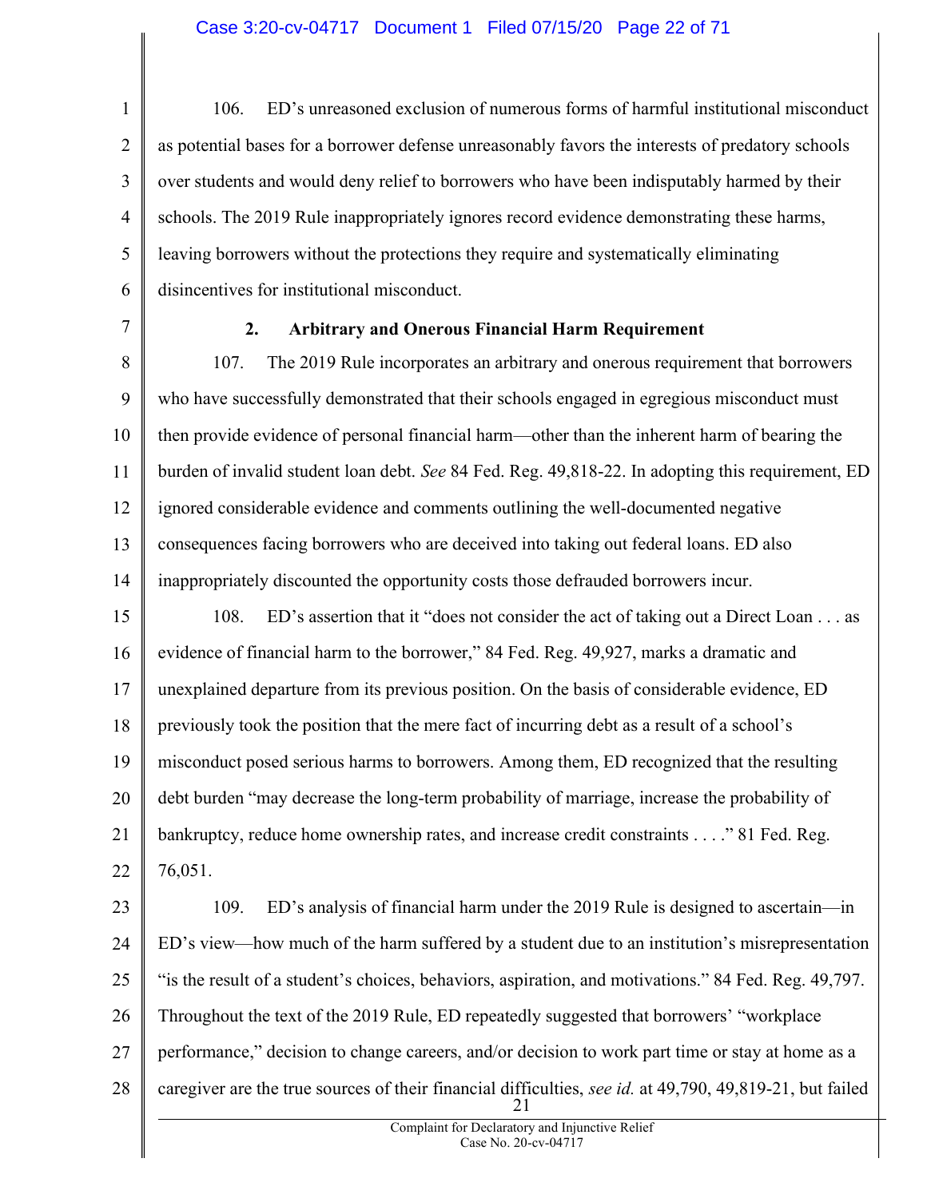106. ED's unreasoned exclusion of numerous forms of harmful institutional misconduct as potential bases for a borrower defense unreasonably favors the interests of predatory schools over students and would deny relief to borrowers who have been indisputably harmed by their schools. The 2019 Rule inappropriately ignores record evidence demonstrating these harms, leaving borrowers without the protections they require and systematically eliminating disincentives for institutional misconduct.

### 2. Arbitrary and Onerous Financial Harm Requirement

107. The 2019 Rule incorporates an arbitrary and onerous requirement that borrowers who have successfully demonstrated that their schools engaged in egregious misconduct must then provide evidence of personal financial harm—other than the inherent harm of bearing the burden of invalid student loan debt. *See* 84 Fed. Reg. 49,818-22. In adopting this requirement, ED ignored considerable evidence and comments outlining the well-documented negative consequences facing borrowers who are deceived into taking out federal loans. ED also inappropriately discounted the opportunity costs those defrauded borrowers incur.

108. ED's assertion that it "does not consider the act of taking out a Direct Loan . . . as evidence of financial harm to the borrower," 84 Fed. Reg. 49,927, marks a dramatic and unexplained departure from its previous position. On the basis of considerable evidence, ED previously took the position that the mere fact of incurring debt as a result of a school's misconduct posed serious harms to borrowers. Among them, ED recognized that the resulting debt burden "may decrease the long-term probability of marriage, increase the probability of bankruptcy, reduce home ownership rates, and increase credit constraints . . . ." 81 Fed. Reg. 76,051.

109. ED's analysis of financial harm under the 2019 Rule is designed to ascertain—in ED's view—how much of the harm suffered by a student due to an institution's misrepresentation "is the result of a student's choices, behaviors, aspiration, and motivations." 84 Fed. Reg. 49,797. Throughout the text of the 2019 Rule, ED repeatedly suggested that borrowers' "workplace performance," decision to change careers, and/or decision to work part time or stay at home as a caregiver are the true sources of their financial difficulties, *see id.* at 49,790, 49,819-21, but failed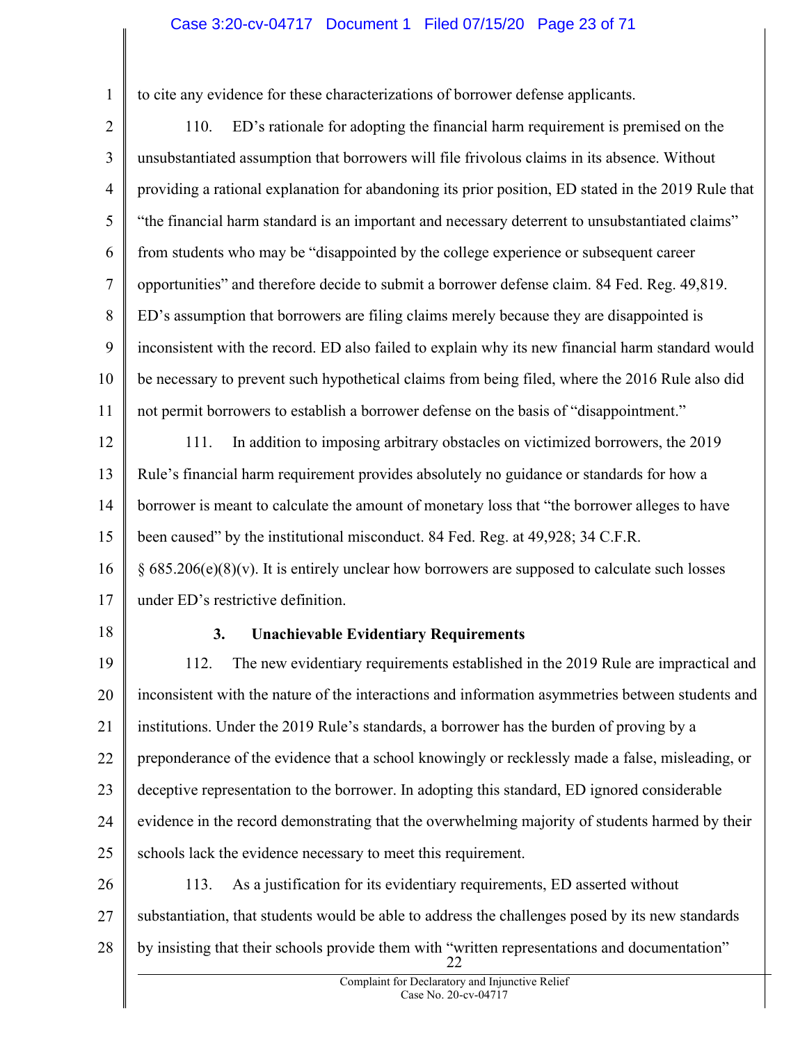to cite any evidence for these characterizations of borrower defense applicants.

110. ED's rationale for adopting the financial harm requirement is premised on the unsubstantiated assumption that borrowers will file frivolous claims in its absence. Without providing a rational explanation for abandoning its prior position, ED stated in the 2019 Rule that "the financial harm standard is an important and necessary deterrent to unsubstantiated claims" from students who may be "disappointed by the college experience or subsequent career opportunities" and therefore decide to submit a borrower defense claim. 84 Fed. Reg. 49,819. ED's assumption that borrowers are filing claims merely because they are disappointed is inconsistent with the record. ED also failed to explain why its new financial harm standard would be necessary to prevent such hypothetical claims from being filed, where the 2016 Rule also did not permit borrowers to establish a borrower defense on the basis of "disappointment."

111. In addition to imposing arbitrary obstacles on victimized borrowers, the 2019 Rule's financial harm requirement provides absolutely no guidance or standards for how a borrower is meant to calculate the amount of monetary loss that "the borrower alleges to have been caused" by the institutional misconduct. 84 Fed. Reg. at 49,928; 34 C.F.R. § 685.206(e)(8)(v). It is entirely unclear how borrowers are supposed to calculate such losses under ED's restrictive definition.

### 3. Unachievable Evidentiary Requirements

112. The new evidentiary requirements established in the 2019 Rule are impractical and inconsistent with the nature of the interactions and information asymmetries between students and institutions. Under the 2019 Rule's standards, a borrower has the burden of proving by a preponderance of the evidence that a school knowingly or recklessly made a false, misleading, or deceptive representation to the borrower. In adopting this standard, ED ignored considerable evidence in the record demonstrating that the overwhelming majority of students harmed by their schools lack the evidence necessary to meet this requirement.

113. As a justification for its evidentiary requirements, ED asserted without substantiation, that students would be able to address the challenges posed by its new standards by insisting that their schools provide them with "written representations and documentation"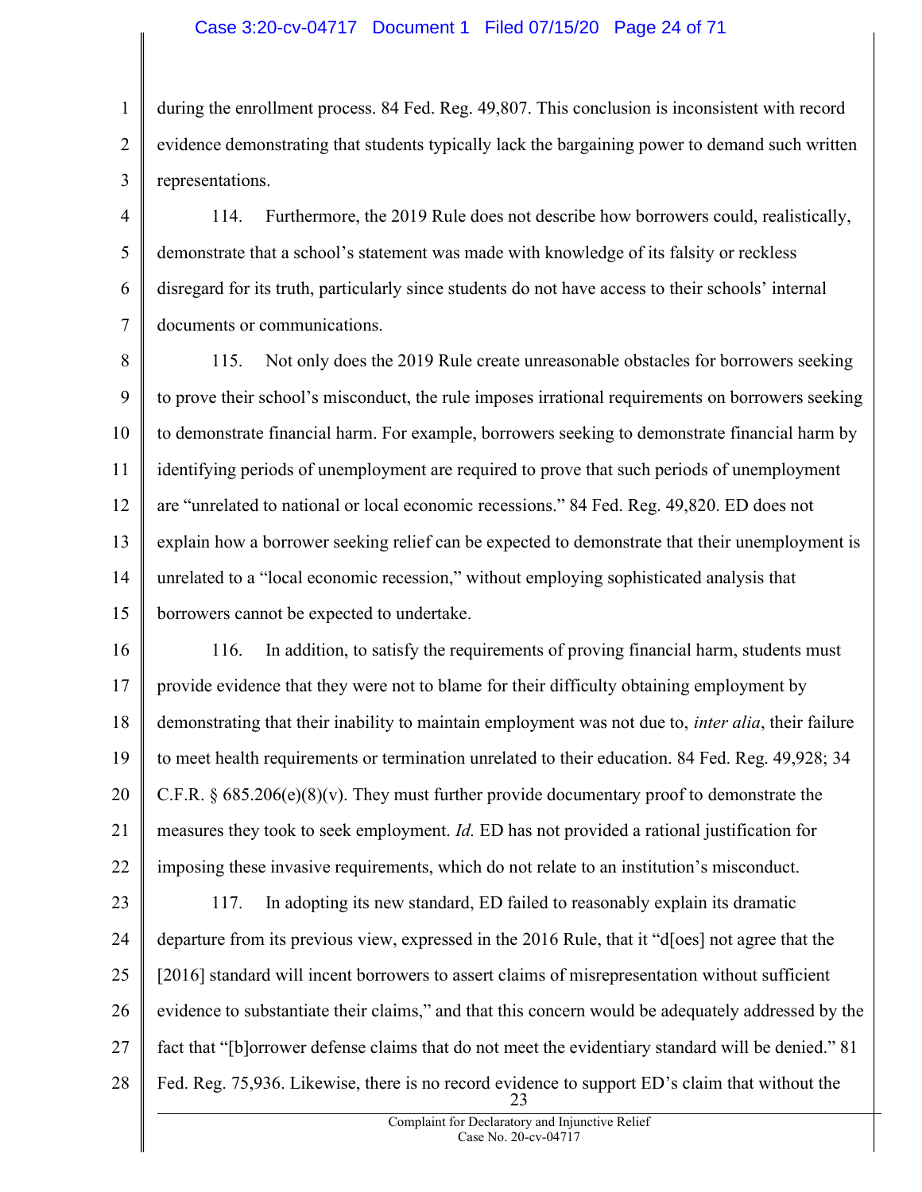during the enrollment process. 84 Fed. Reg. 49,807. This conclusion is inconsistent with record evidence demonstrating that students typically lack the bargaining power to demand such written representations.

114. Furthermore, the 2019 Rule does not describe how borrowers could, realistically, demonstrate that a school's statement was made with knowledge of its falsity or reckless disregard for its truth, particularly since students do not have access to their schools' internal documents or communications.

115. Not only does the 2019 Rule create unreasonable obstacles for borrowers seeking to prove their school's misconduct, the rule imposes irrational requirements on borrowers seeking to demonstrate financial harm. For example, borrowers seeking to demonstrate financial harm by identifying periods of unemployment are required to prove that such periods of unemployment are "unrelated to national or local economic recessions." 84 Fed. Reg. 49,820. ED does not explain how a borrower seeking relief can be expected to demonstrate that their unemployment is unrelated to a "local economic recession," without employing sophisticated analysis that borrowers cannot be expected to undertake.

116. In addition, to satisfy the requirements of proving financial harm, students must provide evidence that they were not to blame for their difficulty obtaining employment by demonstrating that their inability to maintain employment was not due to, *inter alia*, their failure to meet health requirements or termination unrelated to their education. 84 Fed. Reg. 49,928; 34 C.F.R. § 685.206(e)(8)(v). They must further provide documentary proof to demonstrate the measures they took to seek employment. *Id.* ED has not provided a rational justification for imposing these invasive requirements, which do not relate to an institution's misconduct.

117. In adopting its new standard, ED failed to reasonably explain its dramatic departure from its previous view, expressed in the 2016 Rule, that it "d[oes] not agree that the [2016] standard will incent borrowers to assert claims of misrepresentation without sufficient evidence to substantiate their claims," and that this concern would be adequately addressed by the fact that "[b]orrower defense claims that do not meet the evidentiary standard will be denied." 81 Fed. Reg. 75,936. Likewise, there is no record evidence to support ED's claim that without the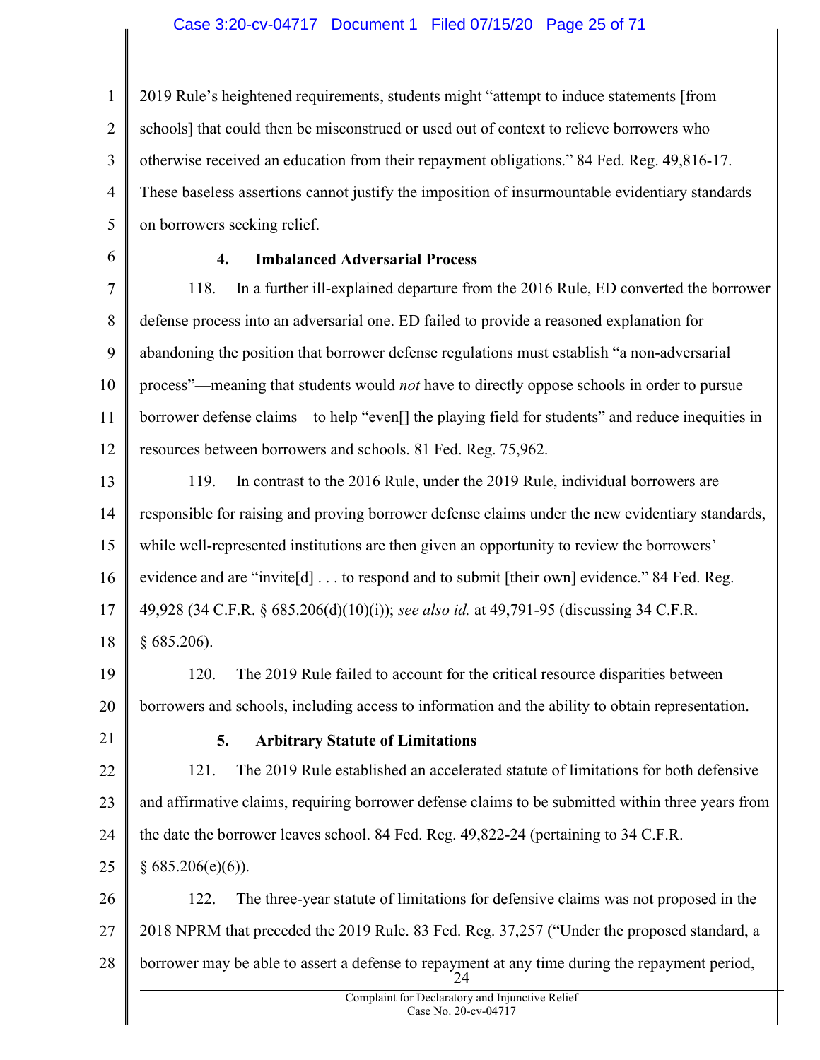2019 Rule's heightened requirements, students might "attempt to induce statements [from schools] that could then be misconstrued or used out of context to relieve borrowers who otherwise received an education from their repayment obligations." 84 Fed. Reg. 49,816-17. These baseless assertions cannot justify the imposition of insurmountable evidentiary standards on borrowers seeking relief.

### 4. Imbalanced Adversarial Process

118. In a further ill-explained departure from the 2016 Rule, ED converted the borrower defense process into an adversarial one. ED failed to provide a reasoned explanation for abandoning the position that borrower defense regulations must establish "a non-adversarial process"—meaning that students would *not* have to directly oppose schools in order to pursue borrower defense claims—to help "even[] the playing field for students" and reduce inequities in resources between borrowers and schools. 81 Fed. Reg. 75,962.

119. In contrast to the 2016 Rule, under the 2019 Rule, individual borrowers are responsible for raising and proving borrower defense claims under the new evidentiary standards, while well-represented institutions are then given an opportunity to review the borrowers' evidence and are "invite[d] . . . to respond and to submit [their own] evidence." 84 Fed. Reg. 49,928 (34 C.F.R. § 685.206(d)(10)(i)); *see also id.* at 49,791-95 (discussing 34 C.F.R. § 685.206).

120. The 2019 Rule failed to account for the critical resource disparities between borrowers and schools, including access to information and the ability to obtain representation.

### 5. Arbitrary Statute of Limitations

121. The 2019 Rule established an accelerated statute of limitations for both defensive and affirmative claims, requiring borrower defense claims to be submitted within three years from the date the borrower leaves school. 84 Fed. Reg. 49,822-24 (pertaining to 34 C.F.R. § 685.206(e)(6)).

122. The three-year statute of limitations for defensive claims was not proposed in the 2018 NPRM that preceded the 2019 Rule. 83 Fed. Reg. 37,257 ("Under the proposed standard, a borrower may be able to assert a defense to repayment at any time during the repayment period,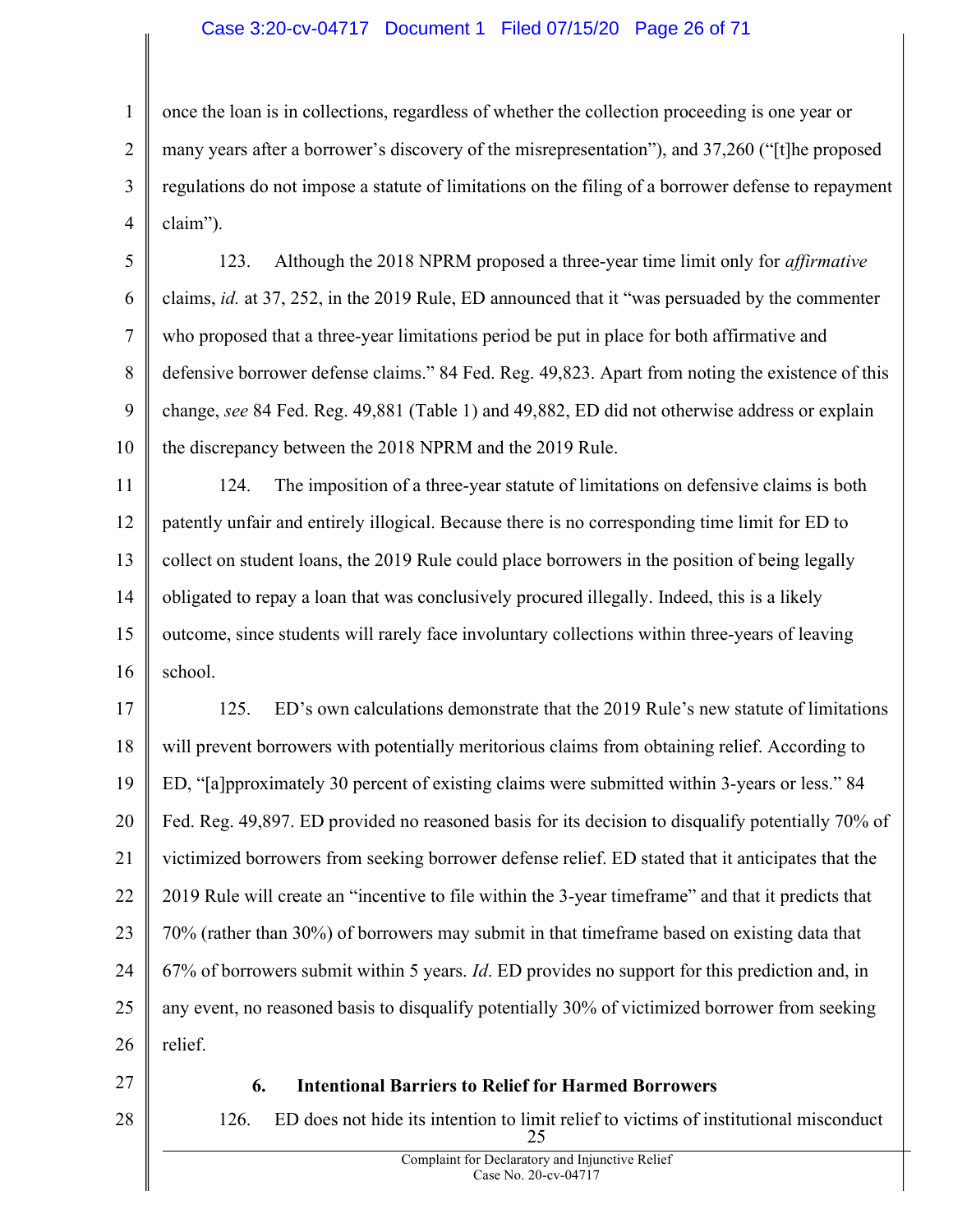once the loan is in collections, regardless of whether the collection proceeding is one year or many years after a borrower's discovery of the misrepresentation"), and 37,260 ("[t]he proposed regulations do not impose a statute of limitations on the filing of a borrower defense to repayment claim").

123. Although the 2018 NPRM proposed a three-year time limit only for *affirmative* claims, *id.* at 37, 252, in the 2019 Rule, ED announced that it "was persuaded by the commenter who proposed that a three-year limitations period be put in place for both affirmative and defensive borrower defense claims." 84 Fed. Reg. 49,823. Apart from noting the existence of this change, *see* 84 Fed. Reg. 49,881 (Table 1) and 49,882, ED did not otherwise address or explain the discrepancy between the 2018 NPRM and the 2019 Rule.

124. The imposition of a three-year statute of limitations on defensive claims is both patently unfair and entirely illogical. Because there is no corresponding time limit for ED to collect on student loans, the 2019 Rule could place borrowers in the position of being legally obligated to repay a loan that was conclusively procured illegally. Indeed, this is a likely outcome, since students will rarely face involuntary collections within three-years of leaving school.

125. ED's own calculations demonstrate that the 2019 Rule's new statute of limitations will prevent borrowers with potentially meritorious claims from obtaining relief. According to ED, "[a]pproximately 30 percent of existing claims were submitted within 3-years or less." 84 Fed. Reg. 49,897. ED provided no reasoned basis for its decision to disqualify potentially 70% of victimized borrowers from seeking borrower defense relief. ED stated that it anticipates that the 2019 Rule will create an "incentive to file within the 3-year timeframe" and that it predicts that 70% (rather than 30%) of borrowers may submit in that timeframe based on existing data that 67% of borrowers submit within 5 years. *Id*. ED provides no support for this prediction and, in any event, no reasoned basis to disqualify potentially 30% of victimized borrower from seeking relief.

### 6. Intentional Barriers to Relief for Harmed Borrowers

126. ED does not hide its intention to limit relief to victims of institutional misconduct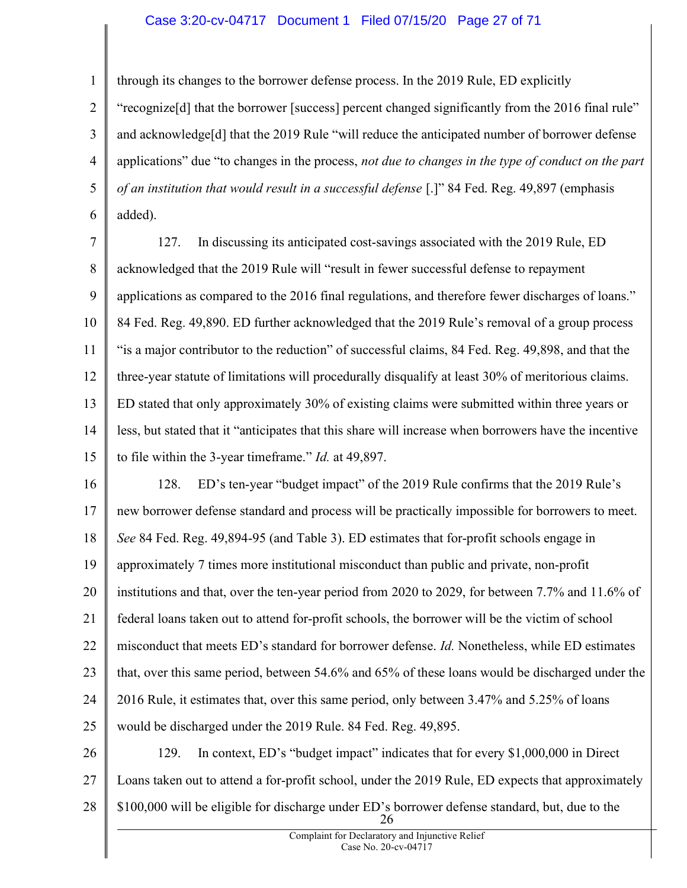through its changes to the borrower defense process. In the 2019 Rule, ED explicitly "recognize[d] that the borrower [success] percent changed significantly from the 2016 final rule" and acknowledge[d] that the 2019 Rule "will reduce the anticipated number of borrower defense applications" due "to changes in the process, *not due to changes in the type of conduct on the part of an institution that would result in a successful defense* [.]" 84 Fed. Reg. 49,897 (emphasis added).

127. In discussing its anticipated cost-savings associated with the 2019 Rule, ED acknowledged that the 2019 Rule will "result in fewer successful defense to repayment applications as compared to the 2016 final regulations, and therefore fewer discharges of loans." 84 Fed. Reg. 49,890. ED further acknowledged that the 2019 Rule's removal of a group process "is a major contributor to the reduction" of successful claims, 84 Fed. Reg. 49,898, and that the three-year statute of limitations will procedurally disqualify at least 30% of meritorious claims. ED stated that only approximately 30% of existing claims were submitted within three years or less, but stated that it "anticipates that this share will increase when borrowers have the incentive to file within the 3-year timeframe." *Id.* at 49,897.

128. ED's ten-year "budget impact" of the 2019 Rule confirms that the 2019 Rule's new borrower defense standard and process will be practically impossible for borrowers to meet. *See* 84 Fed. Reg. 49,894-95 (and Table 3). ED estimates that for-profit schools engage in approximately 7 times more institutional misconduct than public and private, non-profit institutions and that, over the ten-year period from 2020 to 2029, for between 7.7% and 11.6% of federal loans taken out to attend for-profit schools, the borrower will be the victim of school misconduct that meets ED's standard for borrower defense. *Id.* Nonetheless, while ED estimates that, over this same period, between 54.6% and 65% of these loans would be discharged under the 2016 Rule, it estimates that, over this same period, only between 3.47% and 5.25% of loans would be discharged under the 2019 Rule. 84 Fed. Reg. 49,895.

129. In context, ED's "budget impact" indicates that for every $1,000,000 in Direct Loans taken out to attend a for-profit school, under the 2019 Rule, ED expects that approximately $100,000 will be eligible for discharge under ED's borrower defense standard, but, due to the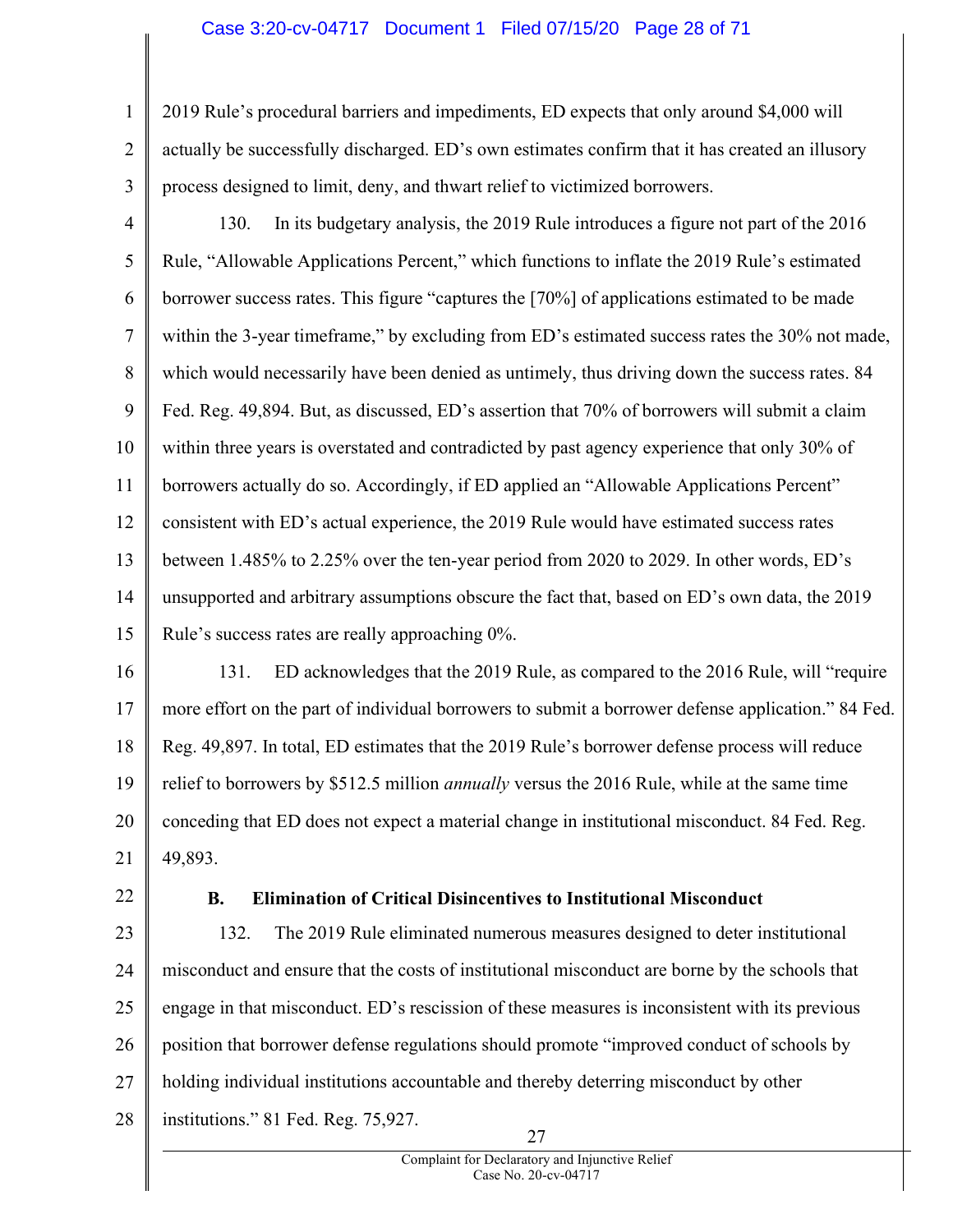2019 Rule's procedural barriers and impediments, ED expects that only around $4,000 will actually be successfully discharged. ED's own estimates confirm that it has created an illusory process designed to limit, deny, and thwart relief to victimized borrowers.

130. In its budgetary analysis, the 2019 Rule introduces a figure not part of the 2016 Rule, "Allowable Applications Percent," which functions to inflate the 2019 Rule's estimated borrower success rates. This figure "captures the [70%] of applications estimated to be made within the 3-year timeframe," by excluding from ED's estimated success rates the 30% not made, which would necessarily have been denied as untimely, thus driving down the success rates. 84 Fed. Reg. 49,894. But, as discussed, ED's assertion that 70% of borrowers will submit a claim within three years is overstated and contradicted by past agency experience that only 30% of borrowers actually do so. Accordingly, if ED applied an "Allowable Applications Percent" consistent with ED's actual experience, the 2019 Rule would have estimated success rates between 1.485% to 2.25% over the ten-year period from 2020 to 2029. In other words, ED's unsupported and arbitrary assumptions obscure the fact that, based on ED's own data, the 2019 Rule's success rates are really approaching 0%.

131. ED acknowledges that the 2019 Rule, as compared to the 2016 Rule, will "require more effort on the part of individual borrowers to submit a borrower defense application." 84 Fed. Reg. 49,897. In total, ED estimates that the 2019 Rule's borrower defense process will reduce relief to borrowers by $512.5 million *annually* versus the 2016 Rule, while at the same time conceding that ED does not expect a material change in institutional misconduct. 84 Fed. Reg. 49,893.

### B. Elimination of Critical Disincentives to Institutional Misconduct

132. The 2019 Rule eliminated numerous measures designed to deter institutional misconduct and ensure that the costs of institutional misconduct are borne by the schools that engage in that misconduct. ED's rescission of these measures is inconsistent with its previous position that borrower defense regulations should promote "improved conduct of schools by holding individual institutions accountable and thereby deterring misconduct by other institutions." 81 Fed. Reg. 75,927.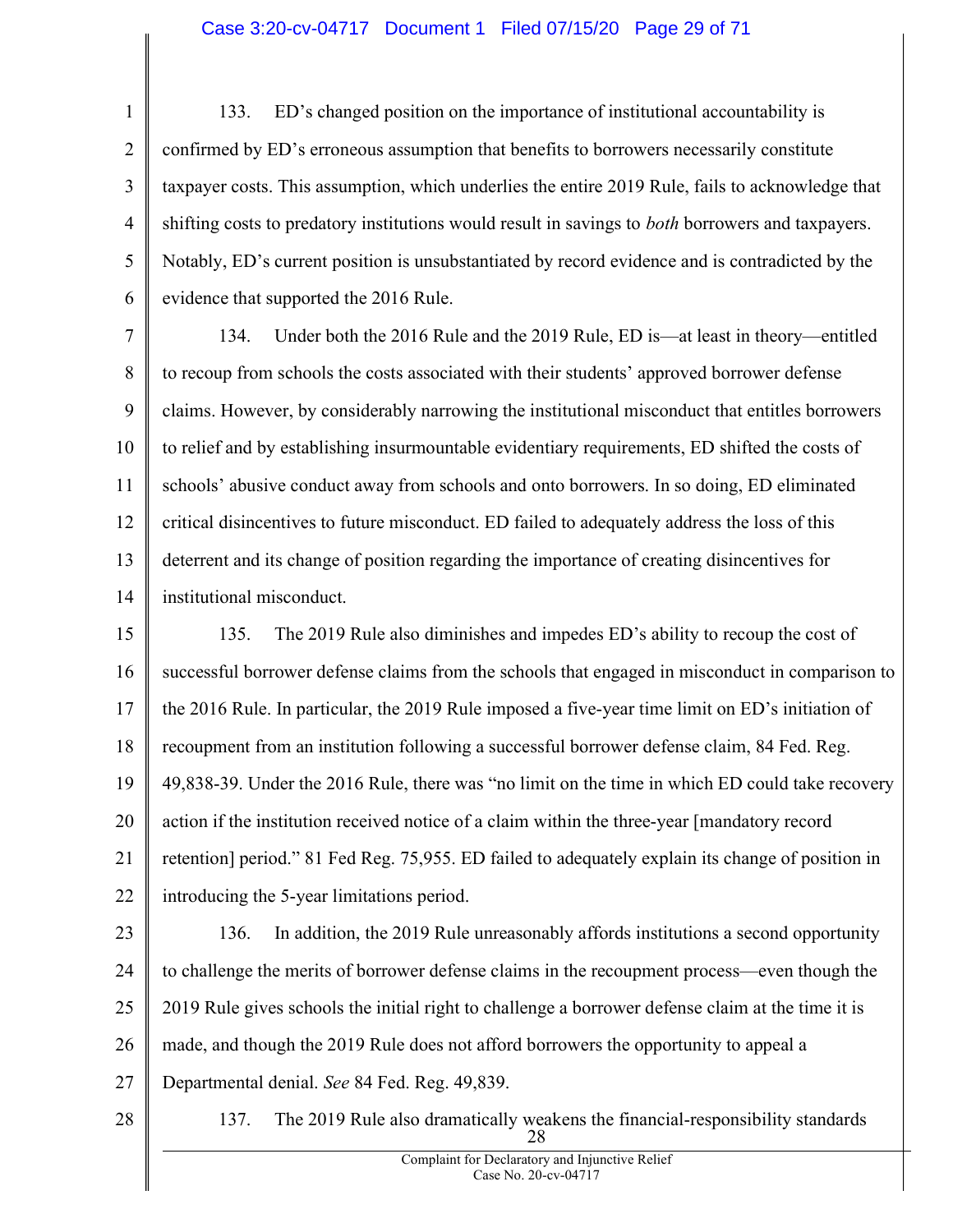133. ED's changed position on the importance of institutional accountability is confirmed by ED's erroneous assumption that benefits to borrowers necessarily constitute taxpayer costs. This assumption, which underlies the entire 2019 Rule, fails to acknowledge that shifting costs to predatory institutions would result in savings to *both* borrowers and taxpayers. Notably, ED's current position is unsubstantiated by record evidence and is contradicted by the evidence that supported the 2016 Rule.

134. Under both the 2016 Rule and the 2019 Rule, ED is—at least in theory—entitled to recoup from schools the costs associated with their students' approved borrower defense claims. However, by considerably narrowing the institutional misconduct that entitles borrowers to relief and by establishing insurmountable evidentiary requirements, ED shifted the costs of schools' abusive conduct away from schools and onto borrowers. In so doing, ED eliminated critical disincentives to future misconduct. ED failed to adequately address the loss of this deterrent and its change of position regarding the importance of creating disincentives for institutional misconduct.

135. The 2019 Rule also diminishes and impedes ED's ability to recoup the cost of successful borrower defense claims from the schools that engaged in misconduct in comparison to the 2016 Rule. In particular, the 2019 Rule imposed a five-year time limit on ED's initiation of recoupment from an institution following a successful borrower defense claim, 84 Fed. Reg. 49,838-39. Under the 2016 Rule, there was "no limit on the time in which ED could take recovery action if the institution received notice of a claim within the three-year [mandatory record retention] period." 81 Fed Reg. 75,955. ED failed to adequately explain its change of position in introducing the 5-year limitations period.

136. In addition, the 2019 Rule unreasonably affords institutions a second opportunity to challenge the merits of borrower defense claims in the recoupment process—even though the 2019 Rule gives schools the initial right to challenge a borrower defense claim at the time it is made, and though the 2019 Rule does not afford borrowers the opportunity to appeal a Departmental denial. *See* 84 Fed. Reg. 49,839.

137. The 2019 Rule also dramatically weakens the financial-responsibility standards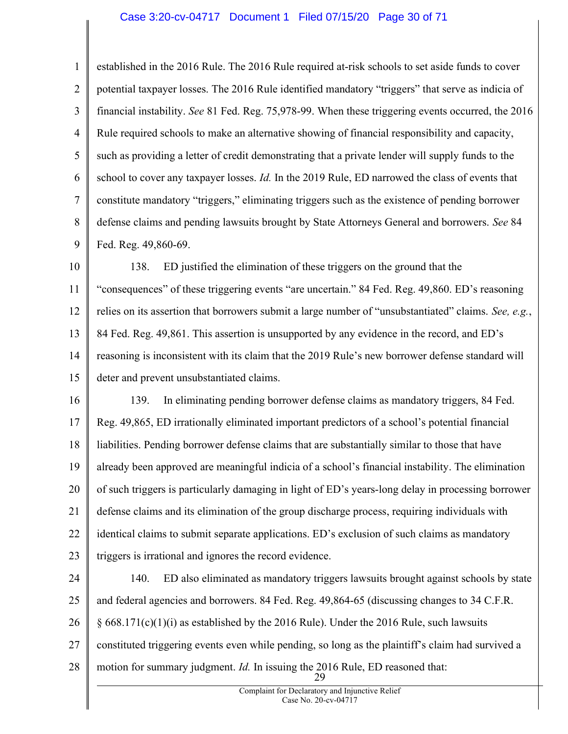established in the 2016 Rule. The 2016 Rule required at-risk schools to set aside funds to cover potential taxpayer losses. The 2016 Rule identified mandatory "triggers" that serve as indicia of financial instability. *See* 81 Fed. Reg. 75,978-99. When these triggering events occurred, the 2016 Rule required schools to make an alternative showing of financial responsibility and capacity, such as providing a letter of credit demonstrating that a private lender will supply funds to the school to cover any taxpayer losses. *Id.* In the 2019 Rule, ED narrowed the class of events that constitute mandatory "triggers," eliminating triggers such as the existence of pending borrower defense claims and pending lawsuits brought by State Attorneys General and borrowers. *See* 84 Fed. Reg. 49,860-69.

138. ED justified the elimination of these triggers on the ground that the "consequences" of these triggering events "are uncertain." 84 Fed. Reg. 49,860. ED's reasoning relies on its assertion that borrowers submit a large number of "unsubstantiated" claims. *See, e.g.*, 84 Fed. Reg. 49,861. This assertion is unsupported by any evidence in the record, and ED's reasoning is inconsistent with its claim that the 2019 Rule's new borrower defense standard will deter and prevent unsubstantiated claims.

139. In eliminating pending borrower defense claims as mandatory triggers, 84 Fed. Reg. 49,865, ED irrationally eliminated important predictors of a school's potential financial liabilities. Pending borrower defense claims that are substantially similar to those that have already been approved are meaningful indicia of a school's financial instability. The elimination of such triggers is particularly damaging in light of ED's years-long delay in processing borrower defense claims and its elimination of the group discharge process, requiring individuals with identical claims to submit separate applications. ED's exclusion of such claims as mandatory triggers is irrational and ignores the record evidence.

140. ED also eliminated as mandatory triggers lawsuits brought against schools by state and federal agencies and borrowers. 84 Fed. Reg. 49,864-65 (discussing changes to 34 C.F.R. § 668.171(c)(1)(i) as established by the 2016 Rule). Under the 2016 Rule, such lawsuits constituted triggering events even while pending, so long as the plaintiff's claim had survived a motion for summary judgment. *Id.* In issuing the 2016 Rule, ED reasoned that: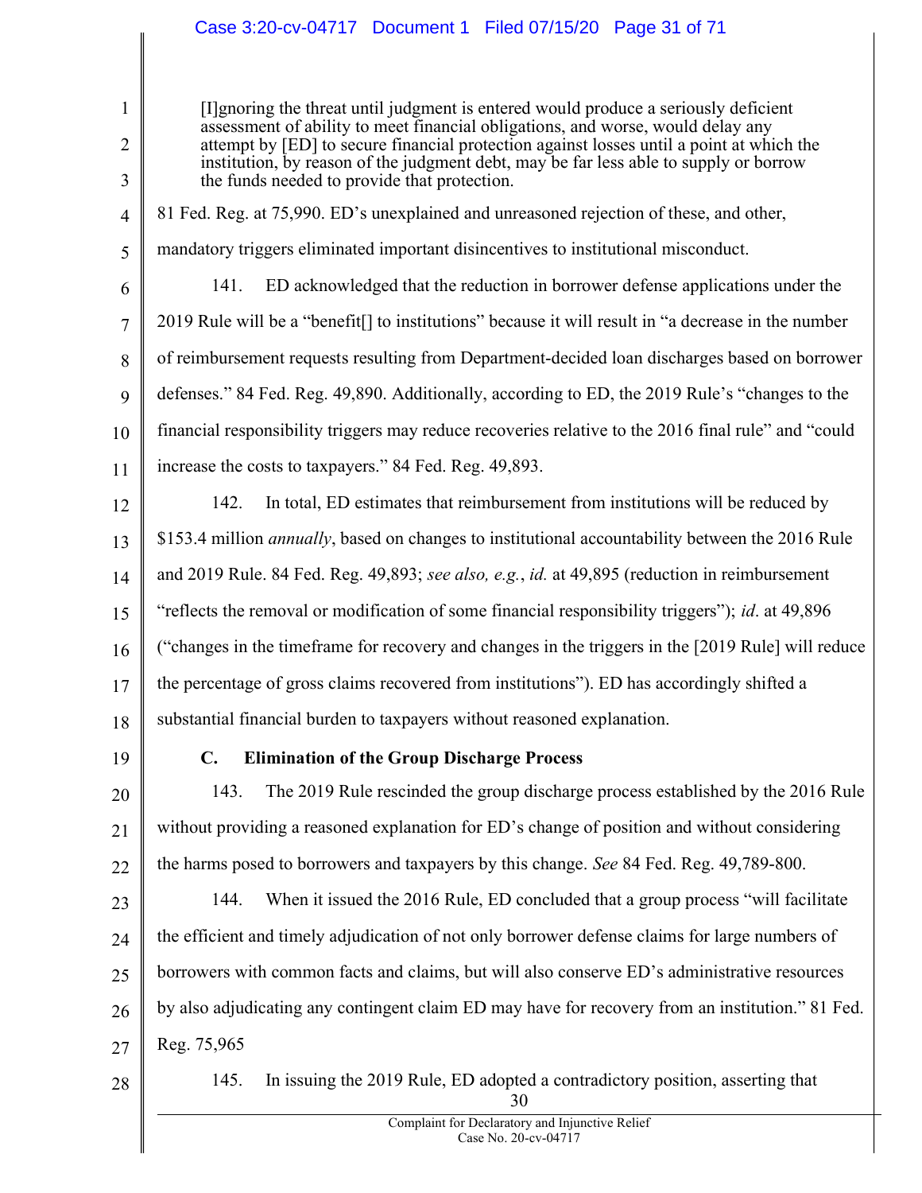> [I]gnoring the threat until judgment is entered would produce a seriously deficient assessment of ability to meet financial obligations, and worse, would delay any attempt by [ED] to secure financial protection against losses until a point at which the institution, by reason of the judgment debt, may be far less able to supply or borrow the funds needed to provide that protection.

81 Fed. Reg. at 75,990. ED's unexplained and unreasoned rejection of these, and other, mandatory triggers eliminated important disincentives to institutional misconduct.

141. ED acknowledged that the reduction in borrower defense applications under the 2019 Rule will be a "benefit[] to institutions" because it will result in "a decrease in the number of reimbursement requests resulting from Department-decided loan discharges based on borrower defenses." 84 Fed. Reg. 49,890. Additionally, according to ED, the 2019 Rule's "changes to the financial responsibility triggers may reduce recoveries relative to the 2016 final rule" and "could increase the costs to taxpayers." 84 Fed. Reg. 49,893.

142. In total, ED estimates that reimbursement from institutions will be reduced by $153.4 million *annually*, based on changes to institutional accountability between the 2016 Rule and 2019 Rule. 84 Fed. Reg. 49,893; *see also, e.g.*, *id.* at 49,895 (reduction in reimbursement "reflects the removal or modification of some financial responsibility triggers"); *id*. at 49,896 ("changes in the timeframe for recovery and changes in the triggers in the [2019 Rule] will reduce the percentage of gross claims recovered from institutions"). ED has accordingly shifted a substantial financial burden to taxpayers without reasoned explanation.

### C. Elimination of the Group Discharge Process

143. The 2019 Rule rescinded the group discharge process established by the 2016 Rule without providing a reasoned explanation for ED's change of position and without considering the harms posed to borrowers and taxpayers by this change. *See* 84 Fed. Reg. 49,789-800.

144. When it issued the 2016 Rule, ED concluded that a group process "will facilitate the efficient and timely adjudication of not only borrower defense claims for large numbers of borrowers with common facts and claims, but will also conserve ED's administrative resources by also adjudicating any contingent claim ED may have for recovery from an institution." 81 Fed. Reg. 75,965

145. In issuing the 2019 Rule, ED adopted a contradictory position, asserting that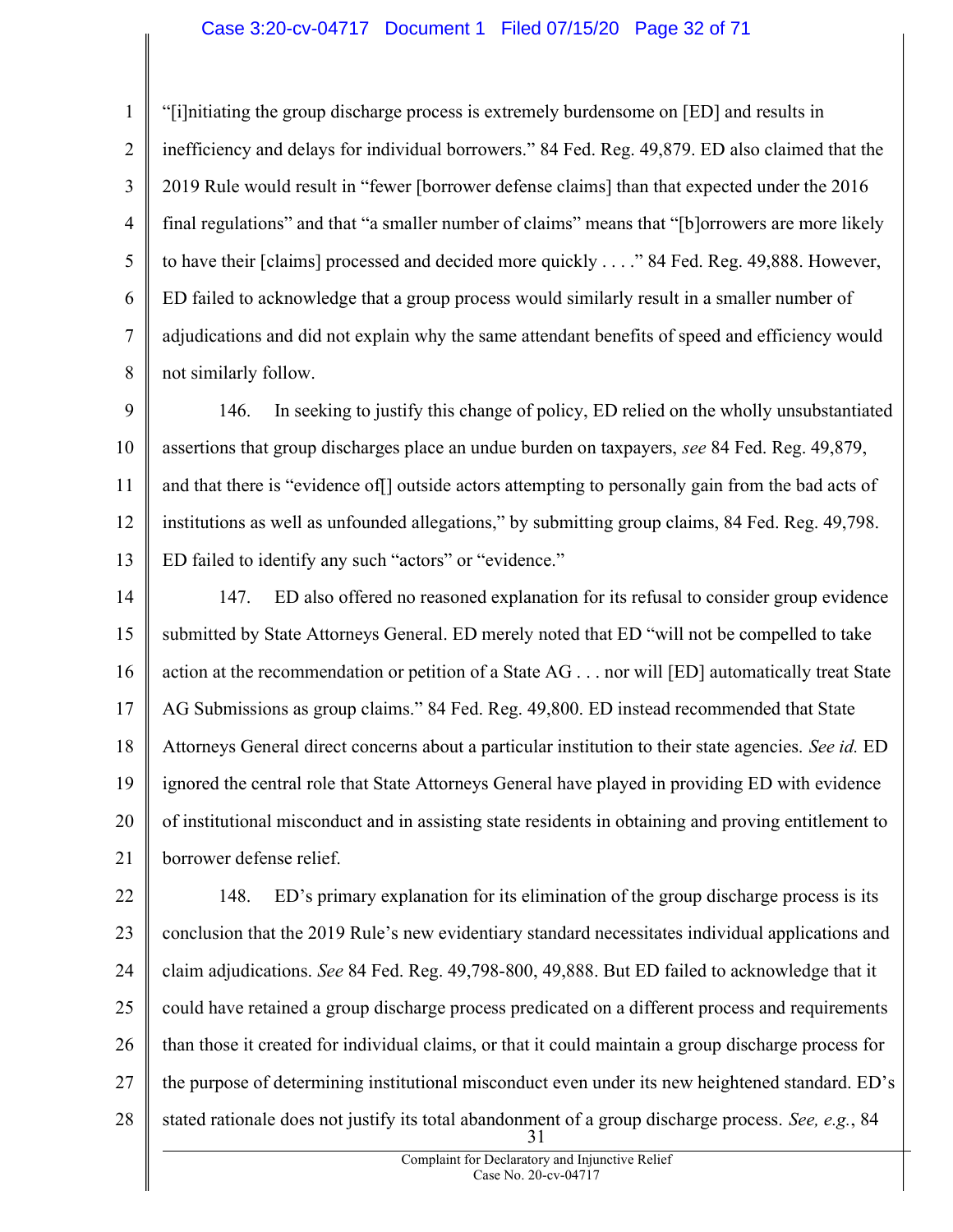"[i]nitiating the group discharge process is extremely burdensome on [ED] and results in inefficiency and delays for individual borrowers." 84 Fed. Reg. 49,879. ED also claimed that the 2019 Rule would result in "fewer [borrower defense claims] than that expected under the 2016 final regulations" and that "a smaller number of claims" means that "[b]orrowers are more likely to have their [claims] processed and decided more quickly . . . ." 84 Fed. Reg. 49,888. However, ED failed to acknowledge that a group process would similarly result in a smaller number of adjudications and did not explain why the same attendant benefits of speed and efficiency would not similarly follow.

146. In seeking to justify this change of policy, ED relied on the wholly unsubstantiated assertions that group discharges place an undue burden on taxpayers, *see* 84 Fed. Reg. 49,879, and that there is "evidence of[] outside actors attempting to personally gain from the bad acts of institutions as well as unfounded allegations," by submitting group claims, 84 Fed. Reg. 49,798. ED failed to identify any such "actors" or "evidence."

147. ED also offered no reasoned explanation for its refusal to consider group evidence submitted by State Attorneys General. ED merely noted that ED "will not be compelled to take action at the recommendation or petition of a State AG . . . nor will [ED] automatically treat State AG Submissions as group claims." 84 Fed. Reg. 49,800. ED instead recommended that State Attorneys General direct concerns about a particular institution to their state agencies. *See id.* ED ignored the central role that State Attorneys General have played in providing ED with evidence of institutional misconduct and in assisting state residents in obtaining and proving entitlement to borrower defense relief.

148. ED's primary explanation for its elimination of the group discharge process is its conclusion that the 2019 Rule's new evidentiary standard necessitates individual applications and claim adjudications. *See* 84 Fed. Reg. 49,798-800, 49,888. But ED failed to acknowledge that it could have retained a group discharge process predicated on a different process and requirements than those it created for individual claims, or that it could maintain a group discharge process for the purpose of determining institutional misconduct even under its new heightened standard. ED's stated rationale does not justify its total abandonment of a group discharge process. *See, e.g.*, 84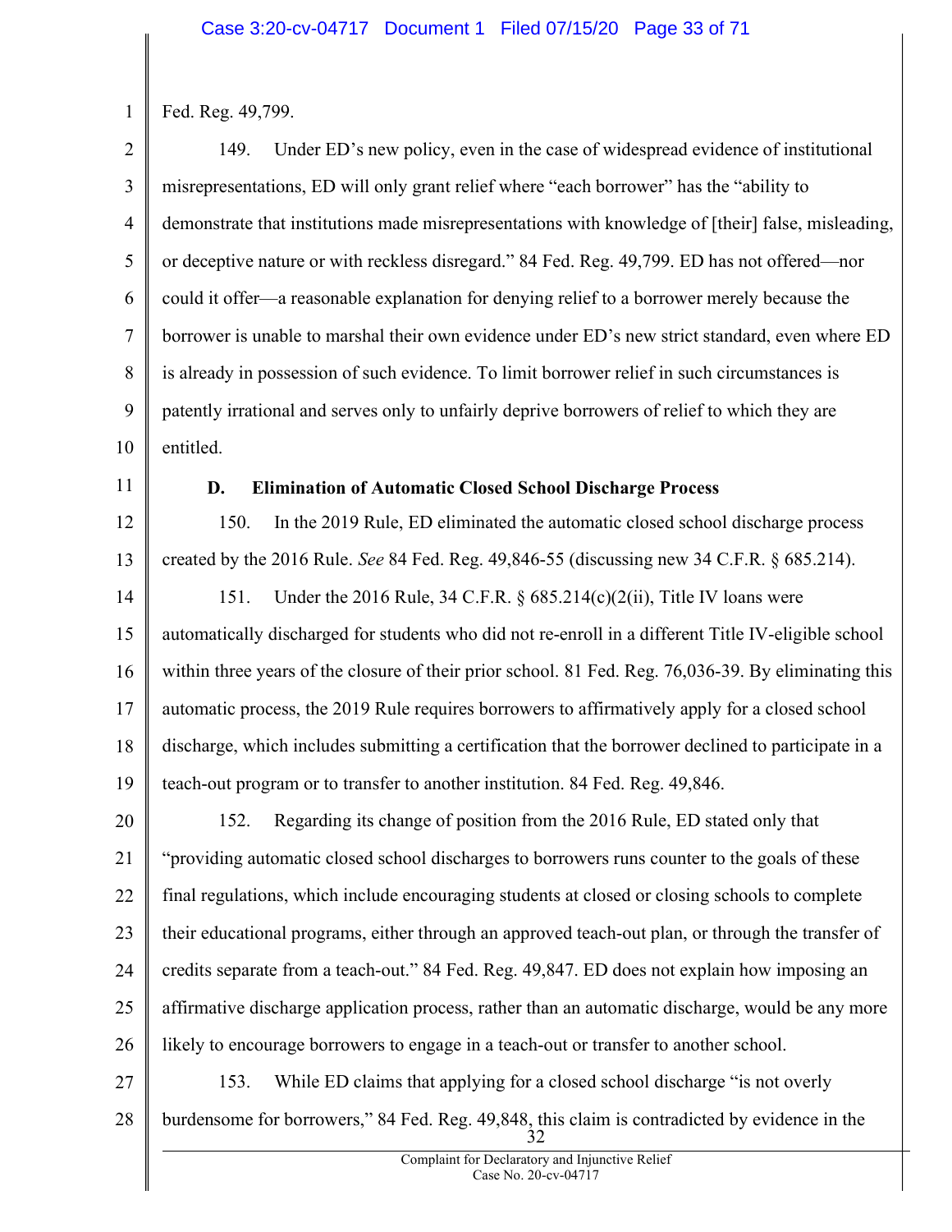Fed. Reg. 49,799.

149. Under ED's new policy, even in the case of widespread evidence of institutional misrepresentations, ED will only grant relief where "each borrower" has the "ability to demonstrate that institutions made misrepresentations with knowledge of [their] false, misleading, or deceptive nature or with reckless disregard." 84 Fed. Reg. 49,799. ED has not offered—nor could it offer—a reasonable explanation for denying relief to a borrower merely because the borrower is unable to marshal their own evidence under ED's new strict standard, even where ED is already in possession of such evidence. To limit borrower relief in such circumstances is patently irrational and serves only to unfairly deprive borrowers of relief to which they are entitled.

### D. Elimination of Automatic Closed School Discharge Process

150. In the 2019 Rule, ED eliminated the automatic closed school discharge process created by the 2016 Rule. *See* 84 Fed. Reg. 49,846-55 (discussing new 34 C.F.R. § 685.214).

151. Under the 2016 Rule, 34 C.F.R. § 685.214(c)(2(ii), Title IV loans were automatically discharged for students who did not re-enroll in a different Title IV-eligible school within three years of the closure of their prior school. 81 Fed. Reg. 76,036-39. By eliminating this automatic process, the 2019 Rule requires borrowers to affirmatively apply for a closed school discharge, which includes submitting a certification that the borrower declined to participate in a teach-out program or to transfer to another institution. 84 Fed. Reg. 49,846.

152. Regarding its change of position from the 2016 Rule, ED stated only that "providing automatic closed school discharges to borrowers runs counter to the goals of these final regulations, which include encouraging students at closed or closing schools to complete their educational programs, either through an approved teach-out plan, or through the transfer of credits separate from a teach-out." 84 Fed. Reg. 49,847. ED does not explain how imposing an affirmative discharge application process, rather than an automatic discharge, would be any more likely to encourage borrowers to engage in a teach-out or transfer to another school.

153. While ED claims that applying for a closed school discharge "is not overly burdensome for borrowers," 84 Fed. Reg. 49,848, this claim is contradicted by evidence in the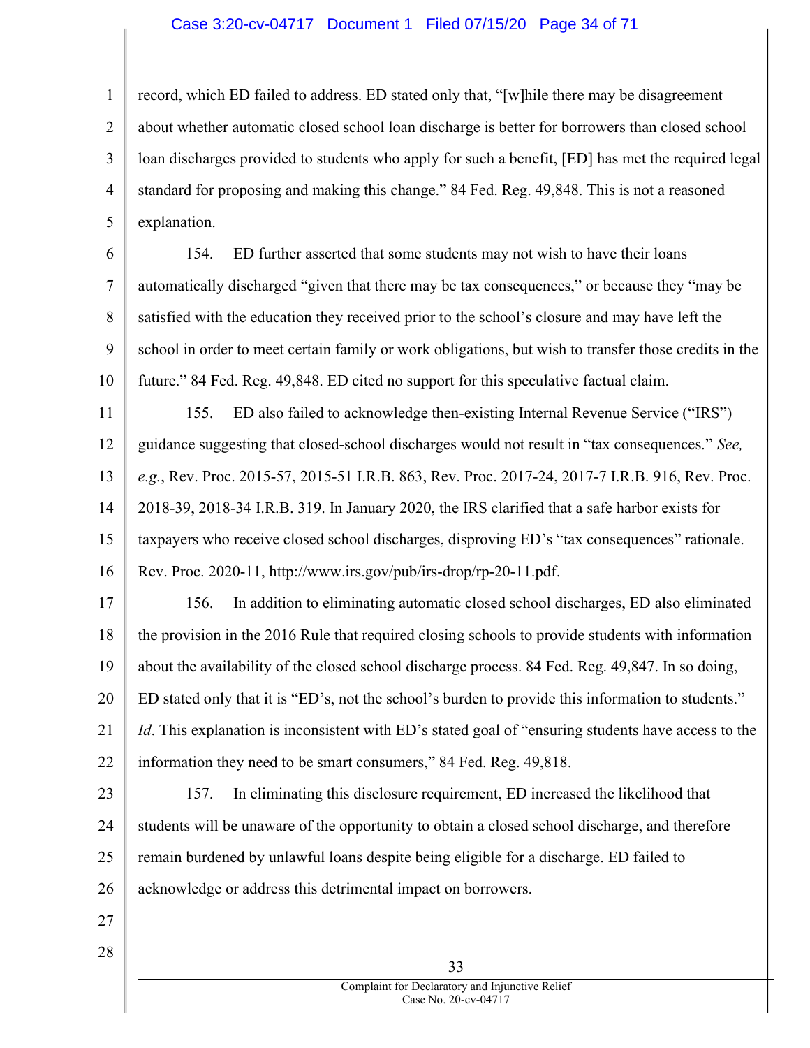record, which ED failed to address. ED stated only that, "[w]hile there may be disagreement about whether automatic closed school loan discharge is better for borrowers than closed school loan discharges provided to students who apply for such a benefit, [ED] has met the required legal standard for proposing and making this change." 84 Fed. Reg. 49,848. This is not a reasoned explanation.

154. ED further asserted that some students may not wish to have their loans automatically discharged "given that there may be tax consequences," or because they "may be satisfied with the education they received prior to the school's closure and may have left the school in order to meet certain family or work obligations, but wish to transfer those credits in the future." 84 Fed. Reg. 49,848. ED cited no support for this speculative factual claim.

155. ED also failed to acknowledge then-existing Internal Revenue Service ("IRS") guidance suggesting that closed-school discharges would not result in "tax consequences." *See, e.g.*, Rev. Proc. 2015-57, 2015-51 I.R.B. 863, Rev. Proc. 2017-24, 2017-7 I.R.B. 916, Rev. Proc. 2018-39, 2018-34 I.R.B. 319. In January 2020, the IRS clarified that a safe harbor exists for taxpayers who receive closed school discharges, disproving ED's "tax consequences" rationale. Rev. Proc. 2020-11, http://www.irs.gov/pub/irs-drop/rp-20-11.pdf.

156. In addition to eliminating automatic closed school discharges, ED also eliminated the provision in the 2016 Rule that required closing schools to provide students with information about the availability of the closed school discharge process. 84 Fed. Reg. 49,847. In so doing, ED stated only that it is "ED's, not the school's burden to provide this information to students." *Id*. This explanation is inconsistent with ED's stated goal of "ensuring students have access to the information they need to be smart consumers," 84 Fed. Reg. 49,818.

157. In eliminating this disclosure requirement, ED increased the likelihood that students will be unaware of the opportunity to obtain a closed school discharge, and therefore remain burdened by unlawful loans despite being eligible for a discharge. ED failed to acknowledge or address this detrimental impact on borrowers.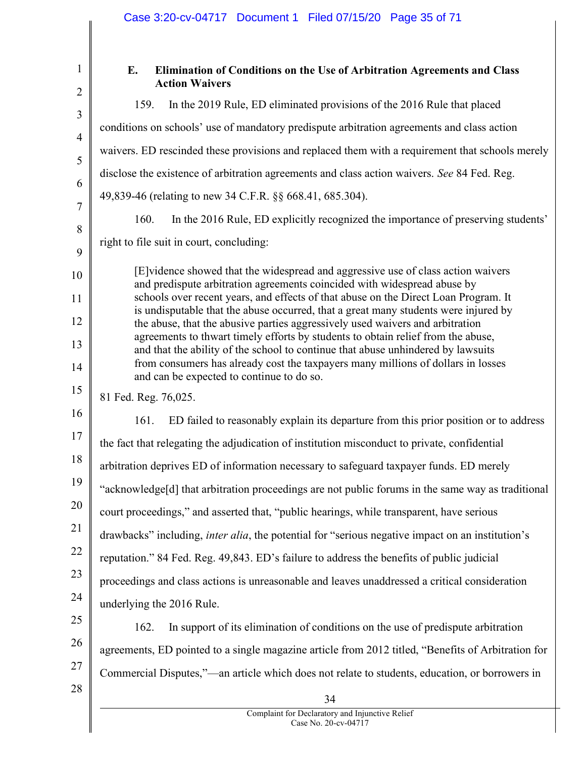### E. Elimination of Conditions on the Use of Arbitration Agreements and Class Action Waivers

159. In the 2019 Rule, ED eliminated provisions of the 2016 Rule that placed conditions on schools' use of mandatory predispute arbitration agreements and class action waivers. ED rescinded these provisions and replaced them with a requirement that schools merely disclose the existence of arbitration agreements and class action waivers. *See* 84 Fed. Reg. 49,839-46 (relating to new 34 C.F.R. §§ 668.41, 685.304).

160. In the 2016 Rule, ED explicitly recognized the importance of preserving students' right to file suit in court, concluding:

> [E]vidence showed that the widespread and aggressive use of class action waivers and predispute arbitration agreements coincided with widespread abuse by schools over recent years, and effects of that abuse on the Direct Loan Program. It is undisputable that the abuse occurred, that a great many students were injured by the abuse, that the abusive parties aggressively used waivers and arbitration agreements to thwart timely efforts by students to obtain relief from the abuse, and that the ability of the school to continue that abuse unhindered by lawsuits from consumers has already cost the taxpayers many millions of dollars in losses and can be expected to continue to do so.

81 Fed. Reg. 76,025.

161. ED failed to reasonably explain its departure from this prior position or to address the fact that relegating the adjudication of institution misconduct to private, confidential arbitration deprives ED of information necessary to safeguard taxpayer funds. ED merely "acknowledge[d] that arbitration proceedings are not public forums in the same way as traditional court proceedings," and asserted that, "public hearings, while transparent, have serious drawbacks" including, *inter alia*, the potential for "serious negative impact on an institution's reputation." 84 Fed. Reg. 49,843. ED's failure to address the benefits of public judicial proceedings and class actions is unreasonable and leaves unaddressed a critical consideration underlying the 2016 Rule.

162. In support of its elimination of conditions on the use of predispute arbitration agreements, ED pointed to a single magazine article from 2012 titled, "Benefits of Arbitration for Commercial Disputes,"—an article which does not relate to students, education, or borrowers in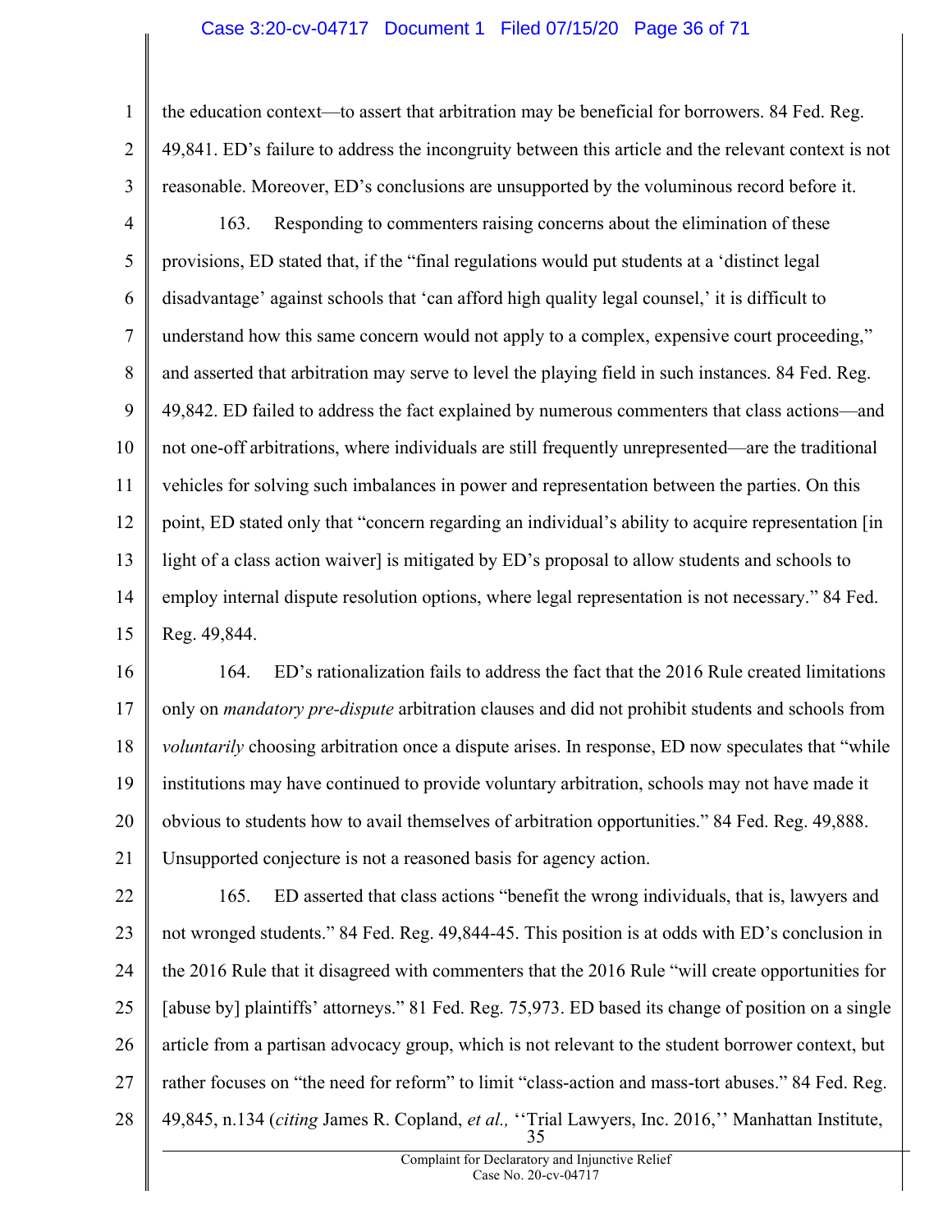the education context—to assert that arbitration may be beneficial for borrowers. 84 Fed. Reg. 49,841. ED's failure to address the incongruity between this article and the relevant context is not reasonable. Moreover, ED's conclusions are unsupported by the voluminous record before it.

163. Responding to commenters raising concerns about the elimination of these provisions, ED stated that, if the "final regulations would put students at a 'distinct legal disadvantage' against schools that 'can afford high quality legal counsel,' it is difficult to understand how this same concern would not apply to a complex, expensive court proceeding," and asserted that arbitration may serve to level the playing field in such instances. 84 Fed. Reg. 49,842. ED failed to address the fact explained by numerous commenters that class actions—and not one-off arbitrations, where individuals are still frequently unrepresented—are the traditional vehicles for solving such imbalances in power and representation between the parties. On this point, ED stated only that "concern regarding an individual's ability to acquire representation [in light of a class action waiver] is mitigated by ED's proposal to allow students and schools to employ internal dispute resolution options, where legal representation is not necessary." 84 Fed. Reg. 49,844.

164. ED's rationalization fails to address the fact that the 2016 Rule created limitations only on *mandatory pre-dispute* arbitration clauses and did not prohibit students and schools from *voluntarily* choosing arbitration once a dispute arises. In response, ED now speculates that "while institutions may have continued to provide voluntary arbitration, schools may not have made it obvious to students how to avail themselves of arbitration opportunities." 84 Fed. Reg. 49,888. Unsupported conjecture is not a reasoned basis for agency action.

165. ED asserted that class actions "benefit the wrong individuals, that is, lawyers and not wronged students." 84 Fed. Reg. 49,844-45. This position is at odds with ED's conclusion in the 2016 Rule that it disagreed with commenters that the 2016 Rule "will create opportunities for [abuse by] plaintiffs' attorneys." 81 Fed. Reg. 75,973. ED based its change of position on a single article from a partisan advocacy group, which is not relevant to the student borrower context, but rather focuses on "the need for reform" to limit "class-action and mass-tort abuses." 84 Fed. Reg. 49,845, n.134 (*citing* James R. Copland, *et al.,* ''Trial Lawyers, Inc. 2016,'' Manhattan Institute,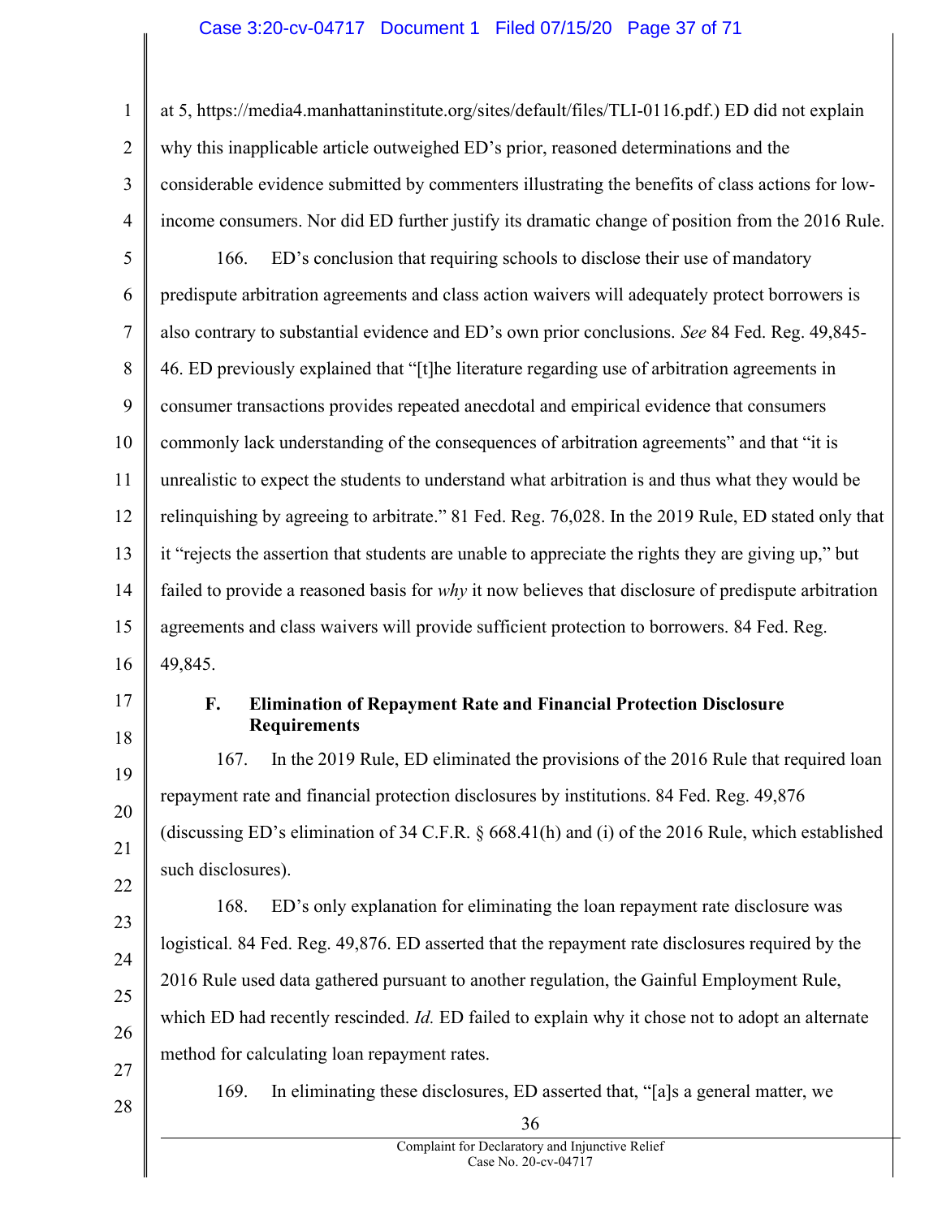at 5, https://media4.manhattaninstitute.org/sites/default/files/TLI-0116.pdf.) ED did not explain why this inapplicable article outweighed ED's prior, reasoned determinations and the considerable evidence submitted by commenters illustrating the benefits of class actions for low-income consumers. Nor did ED further justify its dramatic change of position from the 2016 Rule.

166. ED's conclusion that requiring schools to disclose their use of mandatory predispute arbitration agreements and class action waivers will adequately protect borrowers is also contrary to substantial evidence and ED's own prior conclusions. *See* 84 Fed. Reg. 49,845-46. ED previously explained that "[t]he literature regarding use of arbitration agreements in consumer transactions provides repeated anecdotal and empirical evidence that consumers commonly lack understanding of the consequences of arbitration agreements" and that "it is unrealistic to expect the students to understand what arbitration is and thus what they would be relinquishing by agreeing to arbitrate." 81 Fed. Reg. 76,028. In the 2019 Rule, ED stated only that it "rejects the assertion that students are unable to appreciate the rights they are giving up," but failed to provide a reasoned basis for *why* it now believes that disclosure of predispute arbitration agreements and class waivers will provide sufficient protection to borrowers. 84 Fed. Reg. 49,845.

### F. Elimination of Repayment Rate and Financial Protection Disclosure Requirements

167. In the 2019 Rule, ED eliminated the provisions of the 2016 Rule that required loan repayment rate and financial protection disclosures by institutions. 84 Fed. Reg. 49,876 (discussing ED's elimination of 34 C.F.R. § 668.41(h) and (i) of the 2016 Rule, which established such disclosures).

168. ED's only explanation for eliminating the loan repayment rate disclosure was logistical. 84 Fed. Reg. 49,876. ED asserted that the repayment rate disclosures required by the 2016 Rule used data gathered pursuant to another regulation, the Gainful Employment Rule, which ED had recently rescinded. *Id.* ED failed to explain why it chose not to adopt an alternate method for calculating loan repayment rates.

169. In eliminating these disclosures, ED asserted that, "[a]s a general matter, we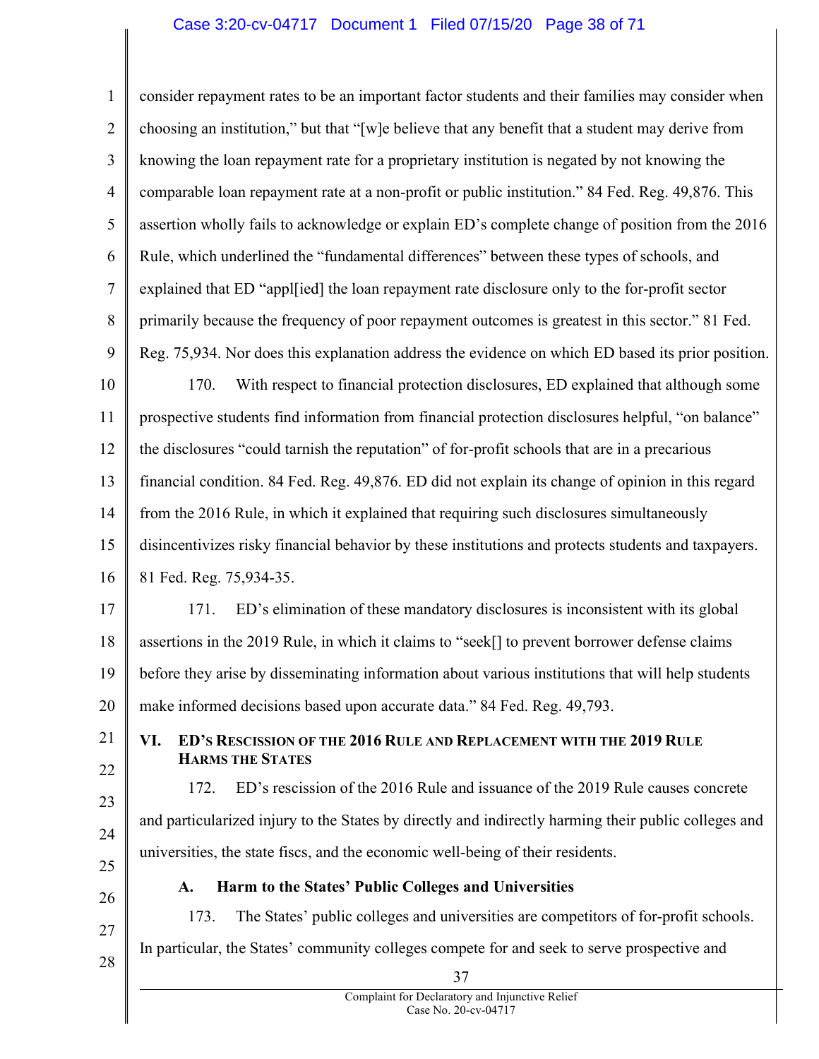consider repayment rates to be an important factor students and their families may consider when choosing an institution," but that "[w]e believe that any benefit that a student may derive from knowing the loan repayment rate for a proprietary institution is negated by not knowing the comparable loan repayment rate at a non-profit or public institution." 84 Fed. Reg. 49,876. This assertion wholly fails to acknowledge or explain ED's complete change of position from the 2016 Rule, which underlined the "fundamental differences" between these types of schools, and explained that ED "appl[ied] the loan repayment rate disclosure only to the for-profit sector primarily because the frequency of poor repayment outcomes is greatest in this sector." 81 Fed. Reg. 75,934. Nor does this explanation address the evidence on which ED based its prior position.

170. With respect to financial protection disclosures, ED explained that although some prospective students find information from financial protection disclosures helpful, "on balance" the disclosures "could tarnish the reputation" of for-profit schools that are in a precarious financial condition. 84 Fed. Reg. 49,876. ED did not explain its change of opinion in this regard from the 2016 Rule, in which it explained that requiring such disclosures simultaneously disincentivizes risky financial behavior by these institutions and protects students and taxpayers. 81 Fed. Reg. 75,934-35.

171. ED's elimination of these mandatory disclosures is inconsistent with its global assertions in the 2019 Rule, in which it claims to "seek[] to prevent borrower defense claims before they arise by disseminating information about various institutions that will help students make informed decisions based upon accurate data." 84 Fed. Reg. 49,793.

## VI. ED's Rescission of the 2016 Rule and Replacement with the 2019 Rule Harms the States

172. ED's rescission of the 2016 Rule and issuance of the 2019 Rule causes concrete and particularized injury to the States by directly and indirectly harming their public colleges and universities, the state fiscs, and the economic well-being of their residents.

### A. Harm to the States' Public Colleges and Universities

173. The States' public colleges and universities are competitors of for-profit schools. In particular, the States' community colleges compete for and seek to serve prospective and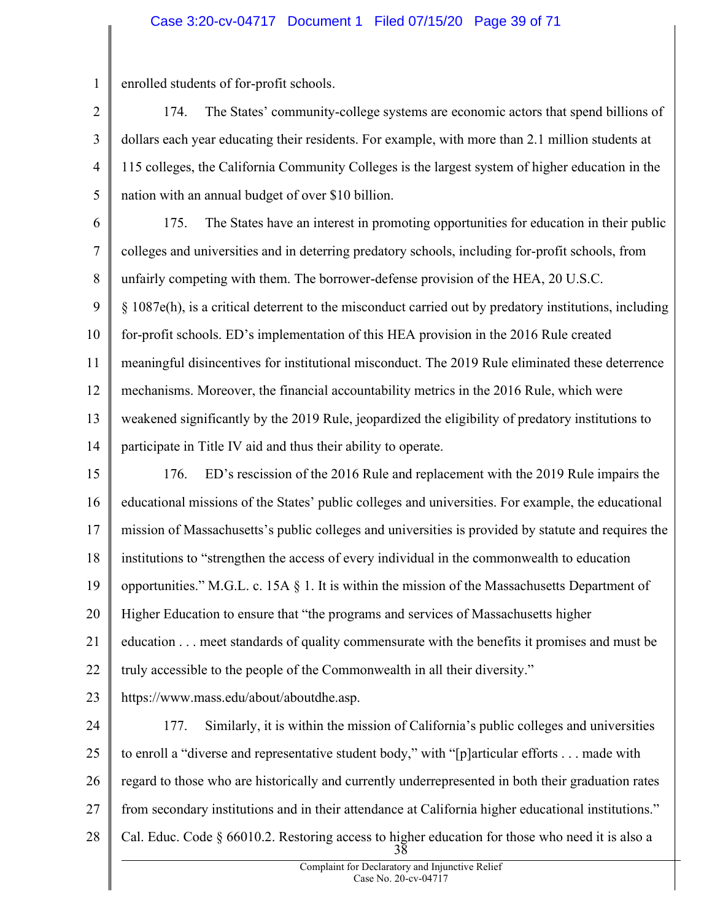enrolled students of for-profit schools.

174. The States' community-college systems are economic actors that spend billions of dollars each year educating their residents. For example, with more than 2.1 million students at 115 colleges, the California Community Colleges is the largest system of higher education in the nation with an annual budget of over $10 billion.

175. The States have an interest in promoting opportunities for education in their public colleges and universities and in deterring predatory schools, including for-profit schools, from unfairly competing with them. The borrower-defense provision of the HEA, 20 U.S.C. § 1087e(h), is a critical deterrent to the misconduct carried out by predatory institutions, including for-profit schools. ED's implementation of this HEA provision in the 2016 Rule created meaningful disincentives for institutional misconduct. The 2019 Rule eliminated these deterrence mechanisms. Moreover, the financial accountability metrics in the 2016 Rule, which were weakened significantly by the 2019 Rule, jeopardized the eligibility of predatory institutions to participate in Title IV aid and thus their ability to operate.

176. ED's rescission of the 2016 Rule and replacement with the 2019 Rule impairs the educational missions of the States' public colleges and universities. For example, the educational mission of Massachusetts's public colleges and universities is provided by statute and requires the institutions to "strengthen the access of every individual in the commonwealth to education opportunities." M.G.L. c. 15A § 1. It is within the mission of the Massachusetts Department of Higher Education to ensure that "the programs and services of Massachusetts higher education . . . meet standards of quality commensurate with the benefits it promises and must be truly accessible to the people of the Commonwealth in all their diversity." https://www.mass.edu/about/aboutdhe.asp.

177. Similarly, it is within the mission of California's public colleges and universities to enroll a "diverse and representative student body," with "[p]articular efforts . . . made with regard to those who are historically and currently underrepresented in both their graduation rates from secondary institutions and in their attendance at California higher educational institutions." Cal. Educ. Code § 66010.2. Restoring access to higher education for those who need it is also a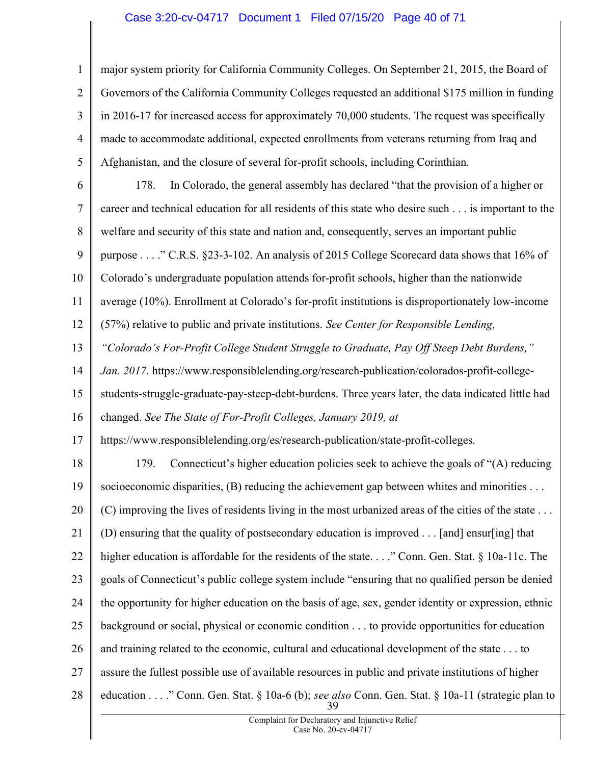major system priority for California Community Colleges. On September 21, 2015, the Board of Governors of the California Community Colleges requested an additional $175 million in funding in 2016-17 for increased access for approximately 70,000 students. The request was specifically made to accommodate additional, expected enrollments from veterans returning from Iraq and Afghanistan, and the closure of several for-profit schools, including Corinthian.

178. In Colorado, the general assembly has declared "that the provision of a higher or career and technical education for all residents of this state who desire such . . . is important to the welfare and security of this state and nation and, consequently, serves an important public purpose . . . ." C.R.S. §23-3-102. An analysis of 2015 College Scorecard data shows that 16% of Colorado's undergraduate population attends for-profit schools, higher than the nationwide average (10%). Enrollment at Colorado's for-profit institutions is disproportionately low-income (57%) relative to public and private institutions. *See Center for Responsible Lending, "Colorado's For-Profit College Student Struggle to Graduate, Pay Off Steep Debt Burdens," Jan. 2017*. https://www.responsiblelending.org/research-publication/colorados-profit-college-students-struggle-graduate-pay-steep-debt-burdens. Three years later, the data indicated little had changed. *See The State of For-Profit Colleges, January 2019, at* https://www.responsiblelending.org/es/research-publication/state-profit-colleges.

179. Connecticut's higher education policies seek to achieve the goals of "(A) reducing socioeconomic disparities, (B) reducing the achievement gap between whites and minorities . . . (C) improving the lives of residents living in the most urbanized areas of the cities of the state . . . (D) ensuring that the quality of postsecondary education is improved . . . [and] ensur[ing] that higher education is affordable for the residents of the state. . . ." Conn. Gen. Stat. § 10a-11c. The goals of Connecticut's public college system include "ensuring that no qualified person be denied the opportunity for higher education on the basis of age, sex, gender identity or expression, ethnic background or social, physical or economic condition . . . to provide opportunities for education and training related to the economic, cultural and educational development of the state . . . to assure the fullest possible use of available resources in public and private institutions of higher education . . . ." Conn. Gen. Stat. § 10a-6 (b); *see also* Conn. Gen. Stat. § 10a-11 (strategic plan to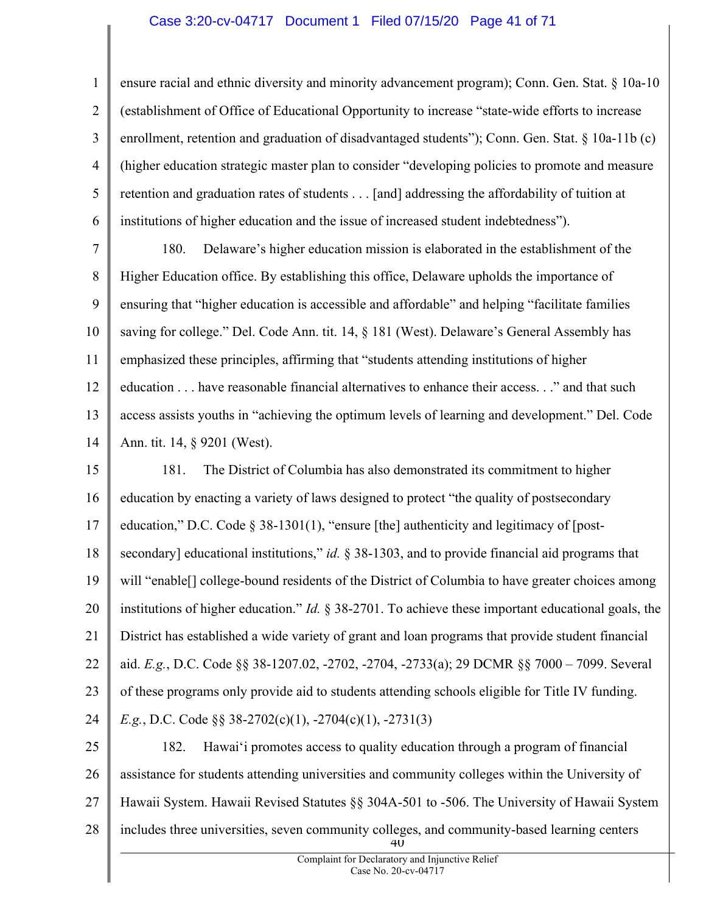ensure racial and ethnic diversity and minority advancement program); Conn. Gen. Stat. § 10a-10 (establishment of Office of Educational Opportunity to increase "state-wide efforts to increase enrollment, retention and graduation of disadvantaged students"); Conn. Gen. Stat. § 10a-11b (c) (higher education strategic master plan to consider "developing policies to promote and measure retention and graduation rates of students . . . [and] addressing the affordability of tuition at institutions of higher education and the issue of increased student indebtedness").

180. Delaware's higher education mission is elaborated in the establishment of the Higher Education office. By establishing this office, Delaware upholds the importance of ensuring that "higher education is accessible and affordable" and helping "facilitate families saving for college." Del. Code Ann. tit. 14, § 181 (West). Delaware's General Assembly has emphasized these principles, affirming that "students attending institutions of higher education . . . have reasonable financial alternatives to enhance their access. . ." and that such access assists youths in "achieving the optimum levels of learning and development." Del. Code Ann. tit. 14, § 9201 (West).

181. The District of Columbia has also demonstrated its commitment to higher education by enacting a variety of laws designed to protect "the quality of postsecondary education," D.C. Code § 38-1301(1), "ensure [the] authenticity and legitimacy of [post-secondary] educational institutions," *id.* § 38-1303, and to provide financial aid programs that will "enable[] college-bound residents of the District of Columbia to have greater choices among institutions of higher education." *Id.* § 38-2701. To achieve these important educational goals, the District has established a wide variety of grant and loan programs that provide student financial aid. *E.g.*, D.C. Code §§ 38-1207.02, -2702, -2704, -2733(a); 29 DCMR §§ 7000 – 7099. Several of these programs only provide aid to students attending schools eligible for Title IV funding. *E.g.*, D.C. Code §§ 38-2702(c)(1), -2704(c)(1), -2731(3)

182. Hawai'i promotes access to quality education through a program of financial assistance for students attending universities and community colleges within the University of Hawaii System. Hawaii Revised Statutes §§ 304A-501 to -506. The University of Hawaii System includes three universities, seven community colleges, and community-based learning centers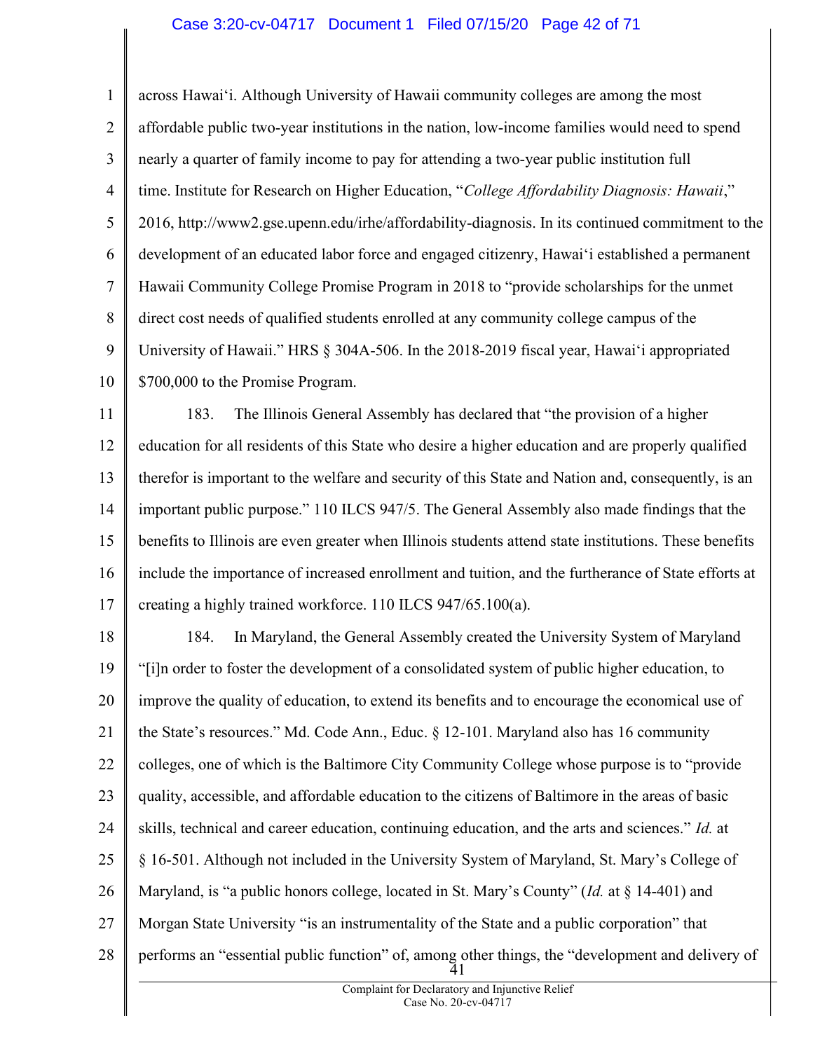across Hawai‘i. Although University of Hawaii community colleges are among the most affordable public two-year institutions in the nation, low-income families would need to spend nearly a quarter of family income to pay for attending a two-year public institution full time. Institute for Research on Higher Education, "*College Affordability Diagnosis: Hawaii*," 2016, http://www2.gse.upenn.edu/irhe/affordability-diagnosis. In its continued commitment to the development of an educated labor force and engaged citizenry, Hawai‘i established a permanent Hawaii Community College Promise Program in 2018 to "provide scholarships for the unmet direct cost needs of qualified students enrolled at any community college campus of the University of Hawaii." HRS § 304A-506. In the 2018-2019 fiscal year, Hawai‘i appropriated $700,000 to the Promise Program.

183. The Illinois General Assembly has declared that "the provision of a higher education for all residents of this State who desire a higher education and are properly qualified therefor is important to the welfare and security of this State and Nation and, consequently, is an important public purpose." 110 ILCS 947/5. The General Assembly also made findings that the benefits to Illinois are even greater when Illinois students attend state institutions. These benefits include the importance of increased enrollment and tuition, and the furtherance of State efforts at creating a highly trained workforce. 110 ILCS 947/65.100(a).

184. In Maryland, the General Assembly created the University System of Maryland "[i]n order to foster the development of a consolidated system of public higher education, to improve the quality of education, to extend its benefits and to encourage the economical use of the State's resources." Md. Code Ann., Educ. § 12-101. Maryland also has 16 community colleges, one of which is the Baltimore City Community College whose purpose is to "provide quality, accessible, and affordable education to the citizens of Baltimore in the areas of basic skills, technical and career education, continuing education, and the arts and sciences." *Id.* at § 16-501. Although not included in the University System of Maryland, St. Mary's College of Maryland, is "a public honors college, located in St. Mary's County" (*Id.* at § 14-401) and Morgan State University "is an instrumentality of the State and a public corporation" that performs an "essential public function" of, among other things, the "development and delivery of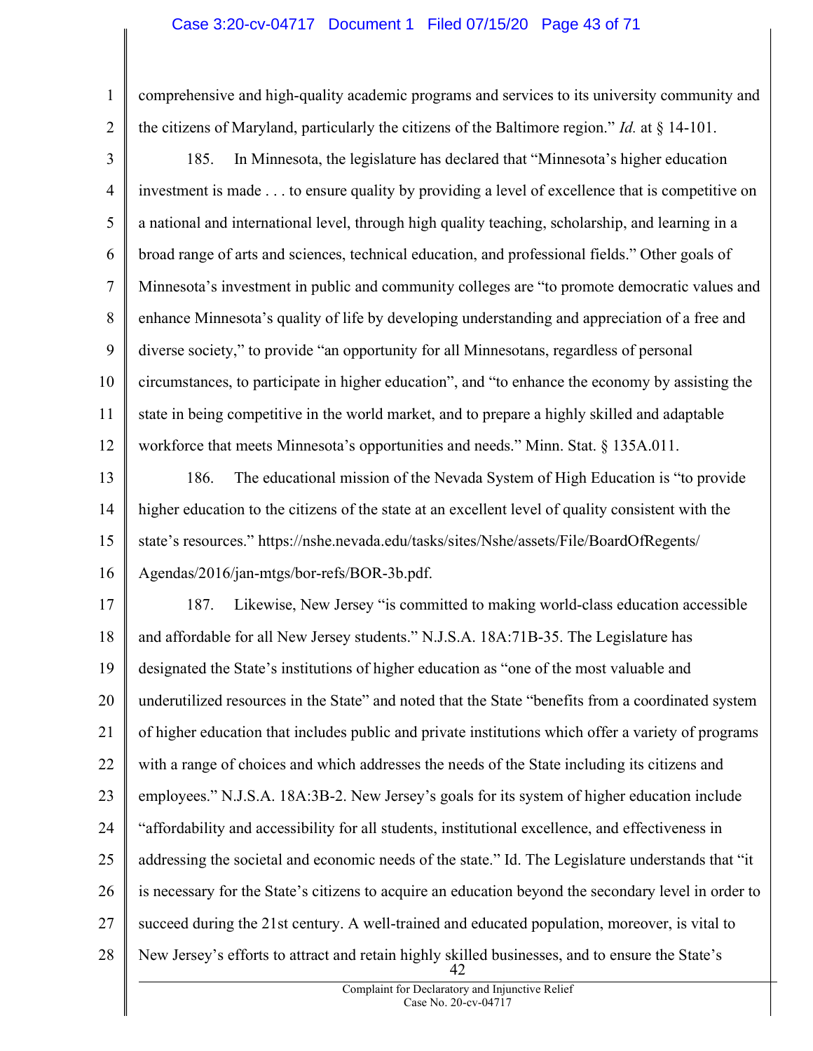comprehensive and high-quality academic programs and services to its university community and the citizens of Maryland, particularly the citizens of the Baltimore region." *Id.* at § 14-101.

185. In Minnesota, the legislature has declared that "Minnesota's higher education investment is made . . . to ensure quality by providing a level of excellence that is competitive on a national and international level, through high quality teaching, scholarship, and learning in a broad range of arts and sciences, technical education, and professional fields." Other goals of Minnesota's investment in public and community colleges are "to promote democratic values and enhance Minnesota's quality of life by developing understanding and appreciation of a free and diverse society," to provide "an opportunity for all Minnesotans, regardless of personal circumstances, to participate in higher education", and "to enhance the economy by assisting the state in being competitive in the world market, and to prepare a highly skilled and adaptable workforce that meets Minnesota's opportunities and needs." Minn. Stat. § 135A.011.

186. The educational mission of the Nevada System of High Education is "to provide higher education to the citizens of the state at an excellent level of quality consistent with the state's resources." https://nshe.nevada.edu/tasks/sites/Nshe/assets/File/BoardOfRegents/Agendas/2016/jan-mtgs/bor-refs/BOR-3b.pdf.

187. Likewise, New Jersey "is committed to making world-class education accessible and affordable for all New Jersey students." N.J.S.A. 18A:71B-35. The Legislature has designated the State's institutions of higher education as "one of the most valuable and underutilized resources in the State" and noted that the State "benefits from a coordinated system of higher education that includes public and private institutions which offer a variety of programs with a range of choices and which addresses the needs of the State including its citizens and employees." N.J.S.A. 18A:3B-2. New Jersey's goals for its system of higher education include "affordability and accessibility for all students, institutional excellence, and effectiveness in addressing the societal and economic needs of the state." Id. The Legislature understands that "it is necessary for the State's citizens to acquire an education beyond the secondary level in order to succeed during the 21st century. A well-trained and educated population, moreover, is vital to New Jersey's efforts to attract and retain highly skilled businesses, and to ensure the State's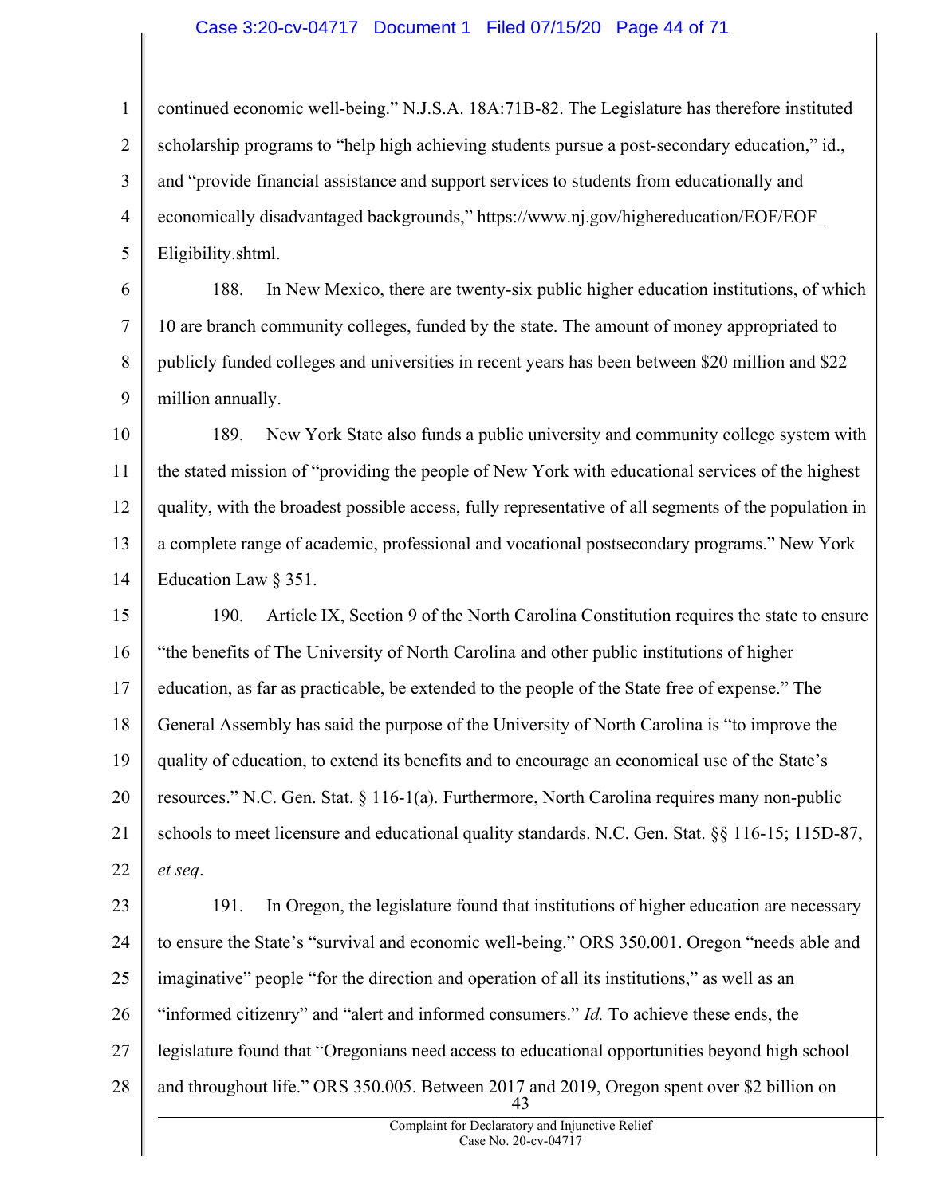continued economic well-being." N.J.S.A. 18A:71B-82. The Legislature has therefore instituted scholarship programs to "help high achieving students pursue a post-secondary education," id., and "provide financial assistance and support services to students from educationally and economically disadvantaged backgrounds," https://www.nj.gov/highereducation/EOF/EOF_Eligibility.shtml.

188. In New Mexico, there are twenty-six public higher education institutions, of which 10 are branch community colleges, funded by the state. The amount of money appropriated to publicly funded colleges and universities in recent years has been between $20 million and $22 million annually.

189. New York State also funds a public university and community college system with the stated mission of "providing the people of New York with educational services of the highest quality, with the broadest possible access, fully representative of all segments of the population in a complete range of academic, professional and vocational postsecondary programs." New York Education Law § 351.

190. Article IX, Section 9 of the North Carolina Constitution requires the state to ensure "the benefits of The University of North Carolina and other public institutions of higher education, as far as practicable, be extended to the people of the State free of expense." The General Assembly has said the purpose of the University of North Carolina is "to improve the quality of education, to extend its benefits and to encourage an economical use of the State's resources." N.C. Gen. Stat. § 116-1(a). Furthermore, North Carolina requires many non-public schools to meet licensure and educational quality standards. N.C. Gen. Stat. §§ 116-15; 115D-87, *et seq*.

191. In Oregon, the legislature found that institutions of higher education are necessary to ensure the State's "survival and economic well-being." ORS 350.001. Oregon "needs able and imaginative" people "for the direction and operation of all its institutions," as well as an "informed citizenry" and "alert and informed consumers." *Id.* To achieve these ends, the legislature found that "Oregonians need access to educational opportunities beyond high school and throughout life." ORS 350.005. Between 2017 and 2019, Oregon spent over $2 billion on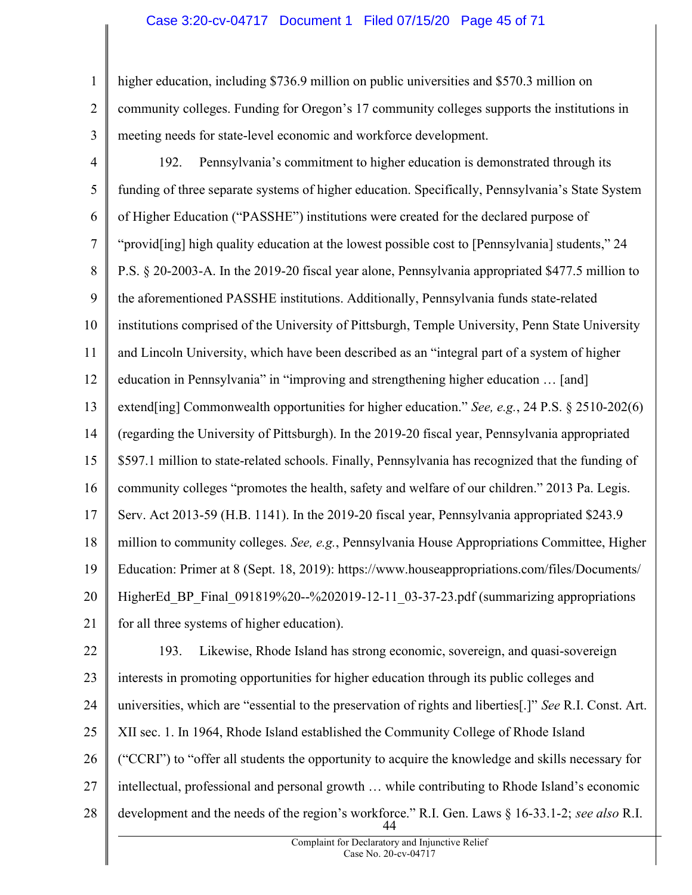higher education, including $736.9 million on public universities and $570.3 million on community colleges. Funding for Oregon's 17 community colleges supports the institutions in meeting needs for state-level economic and workforce development.

192. Pennsylvania's commitment to higher education is demonstrated through its funding of three separate systems of higher education. Specifically, Pennsylvania's State System of Higher Education ("PASSHE") institutions were created for the declared purpose of "provid[ing] high quality education at the lowest possible cost to [Pennsylvania] students," 24 P.S. § 20-2003-A. In the 2019-20 fiscal year alone, Pennsylvania appropriated $477.5 million to the aforementioned PASSHE institutions. Additionally, Pennsylvania funds state-related institutions comprised of the University of Pittsburgh, Temple University, Penn State University and Lincoln University, which have been described as an "integral part of a system of higher education in Pennsylvania" in "improving and strengthening higher education … [and] extend[ing] Commonwealth opportunities for higher education." *See, e.g.*, 24 P.S. § 2510-202(6) (regarding the University of Pittsburgh). In the 2019-20 fiscal year, Pennsylvania appropriated $597.1 million to state-related schools. Finally, Pennsylvania has recognized that the funding of community colleges "promotes the health, safety and welfare of our children." 2013 Pa. Legis. Serv. Act 2013-59 (H.B. 1141). In the 2019-20 fiscal year, Pennsylvania appropriated $243.9 million to community colleges. *See, e.g.*, Pennsylvania House Appropriations Committee, Higher Education: Primer at 8 (Sept. 18, 2019): https://www.houseappropriations.com/files/Documents/HigherEd_BP_Final_091819%20--%202019-12-11_03-37-23.pdf (summarizing appropriations for all three systems of higher education).

193. Likewise, Rhode Island has strong economic, sovereign, and quasi-sovereign interests in promoting opportunities for higher education through its public colleges and universities, which are "essential to the preservation of rights and liberties[.]" *See* R.I. Const. Art. XII sec. 1. In 1964, Rhode Island established the Community College of Rhode Island ("CCRI") to "offer all students the opportunity to acquire the knowledge and skills necessary for intellectual, professional and personal growth … while contributing to Rhode Island's economic development and the needs of the region's workforce." R.I. Gen. Laws § 16-33.1-2; *see also* R.I.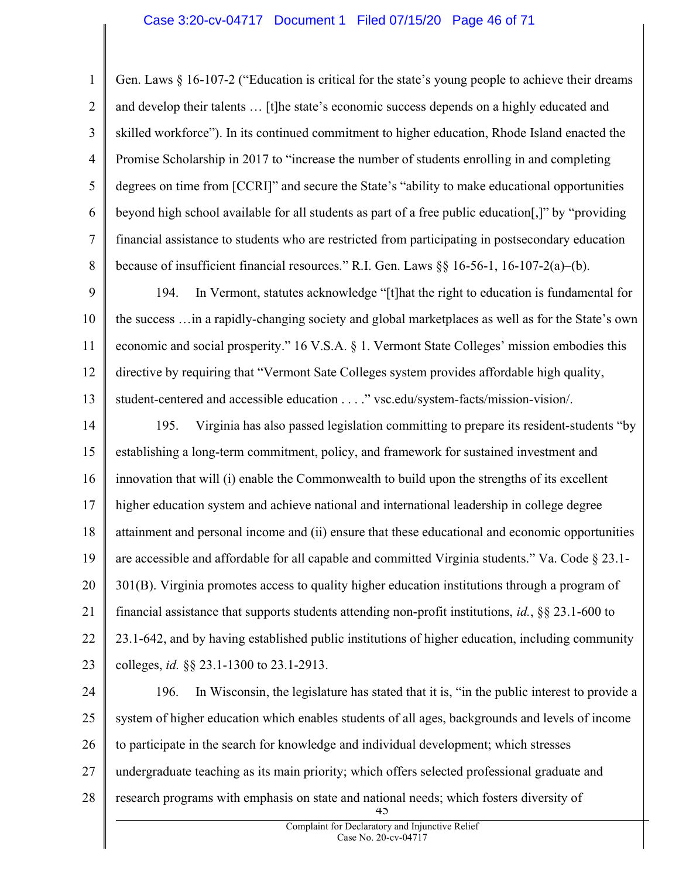Gen. Laws § 16-107-2 ("Education is critical for the state's young people to achieve their dreams and develop their talents … [t]he state's economic success depends on a highly educated and skilled workforce"). In its continued commitment to higher education, Rhode Island enacted the Promise Scholarship in 2017 to "increase the number of students enrolling in and completing degrees on time from [CCRI]" and secure the State's "ability to make educational opportunities beyond high school available for all students as part of a free public education[,]" by "providing financial assistance to students who are restricted from participating in postsecondary education because of insufficient financial resources." R.I. Gen. Laws §§ 16-56-1, 16-107-2(a)–(b).

194. In Vermont, statutes acknowledge "[t]hat the right to education is fundamental for the success …in a rapidly-changing society and global marketplaces as well as for the State's own economic and social prosperity." 16 V.S.A. § 1. Vermont State Colleges' mission embodies this directive by requiring that "Vermont Sate Colleges system provides affordable high quality, student-centered and accessible education . . . ." vsc.edu/system-facts/mission-vision/.

195. Virginia has also passed legislation committing to prepare its resident-students "by establishing a long-term commitment, policy, and framework for sustained investment and innovation that will (i) enable the Commonwealth to build upon the strengths of its excellent higher education system and achieve national and international leadership in college degree attainment and personal income and (ii) ensure that these educational and economic opportunities are accessible and affordable for all capable and committed Virginia students." Va. Code § 23.1-301(B). Virginia promotes access to quality higher education institutions through a program of financial assistance that supports students attending non-profit institutions, *id.*, §§ 23.1-600 to 23.1-642, and by having established public institutions of higher education, including community colleges, *id.* §§ 23.1-1300 to 23.1-2913.

196. In Wisconsin, the legislature has stated that it is, "in the public interest to provide a system of higher education which enables students of all ages, backgrounds and levels of income to participate in the search for knowledge and individual development; which stresses undergraduate teaching as its main priority; which offers selected professional graduate and research programs with emphasis on state and national needs; which fosters diversity of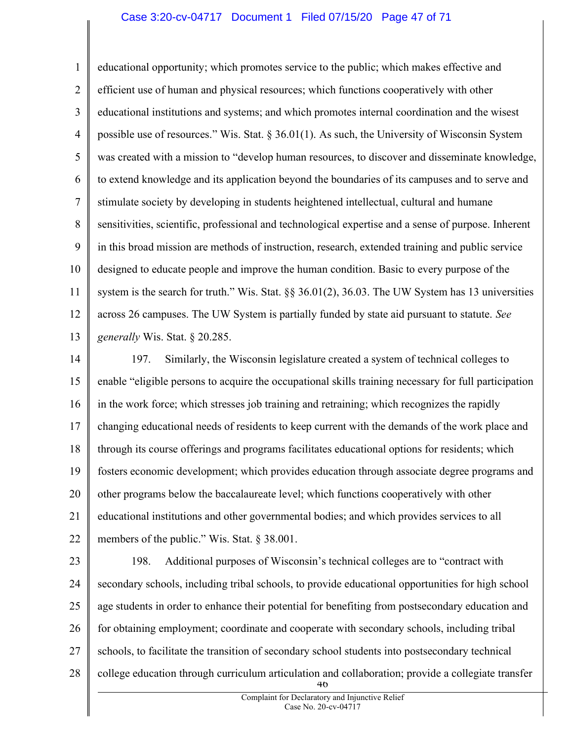educational opportunity; which promotes service to the public; which makes effective and efficient use of human and physical resources; which functions cooperatively with other educational institutions and systems; and which promotes internal coordination and the wisest possible use of resources." Wis. Stat. § 36.01(1). As such, the University of Wisconsin System was created with a mission to "develop human resources, to discover and disseminate knowledge, to extend knowledge and its application beyond the boundaries of its campuses and to serve and stimulate society by developing in students heightened intellectual, cultural and humane sensitivities, scientific, professional and technological expertise and a sense of purpose. Inherent in this broad mission are methods of instruction, research, extended training and public service designed to educate people and improve the human condition. Basic to every purpose of the system is the search for truth." Wis. Stat. §§ 36.01(2), 36.03. The UW System has 13 universities across 26 campuses. The UW System is partially funded by state aid pursuant to statute. *See generally* Wis. Stat. § 20.285.

197. Similarly, the Wisconsin legislature created a system of technical colleges to enable "eligible persons to acquire the occupational skills training necessary for full participation in the work force; which stresses job training and retraining; which recognizes the rapidly changing educational needs of residents to keep current with the demands of the work place and through its course offerings and programs facilitates educational options for residents; which fosters economic development; which provides education through associate degree programs and other programs below the baccalaureate level; which functions cooperatively with other educational institutions and other governmental bodies; and which provides services to all members of the public." Wis. Stat. § 38.001.

198. Additional purposes of Wisconsin's technical colleges are to "contract with secondary schools, including tribal schools, to provide educational opportunities for high school age students in order to enhance their potential for benefiting from postsecondary education and for obtaining employment; coordinate and cooperate with secondary schools, including tribal schools, to facilitate the transition of secondary school students into postsecondary technical college education through curriculum articulation and collaboration; provide a collegiate transfer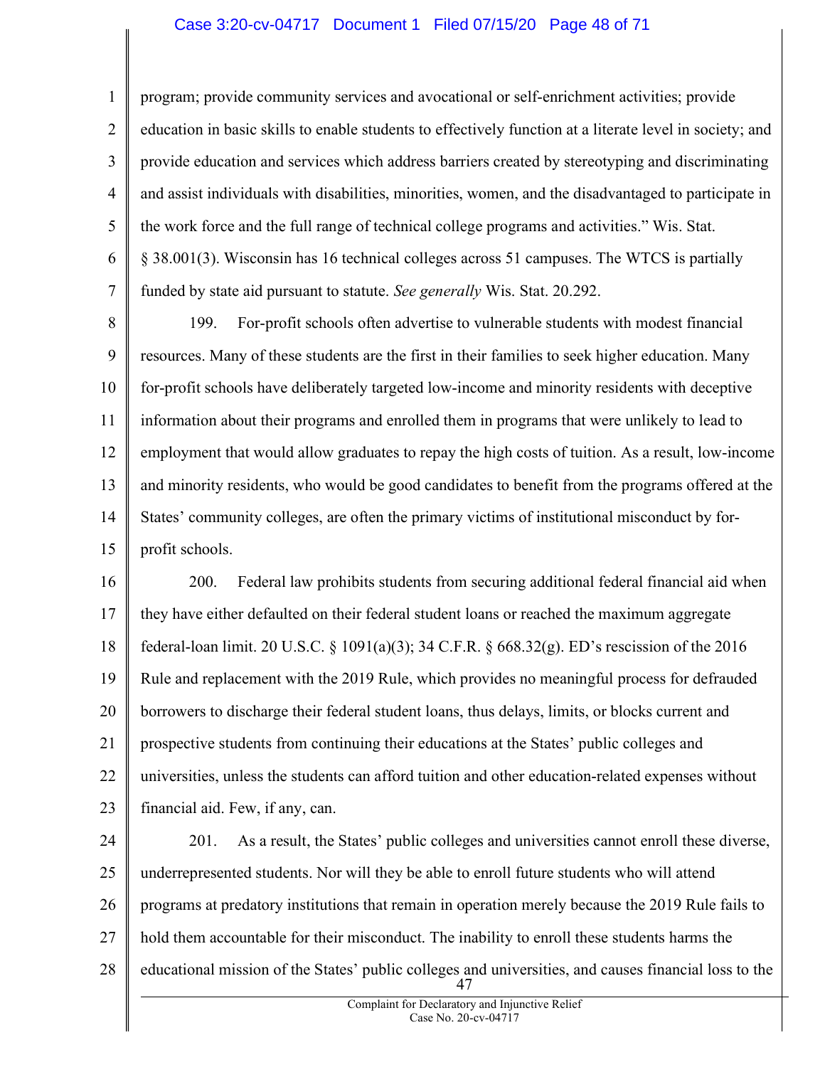program; provide community services and avocational or self-enrichment activities; provide education in basic skills to enable students to effectively function at a literate level in society; and provide education and services which address barriers created by stereotyping and discriminating and assist individuals with disabilities, minorities, women, and the disadvantaged to participate in the work force and the full range of technical college programs and activities." Wis. Stat. § 38.001(3). Wisconsin has 16 technical colleges across 51 campuses. The WTCS is partially funded by state aid pursuant to statute. *See generally* Wis. Stat. 20.292.

199. For-profit schools often advertise to vulnerable students with modest financial resources. Many of these students are the first in their families to seek higher education. Many for-profit schools have deliberately targeted low-income and minority residents with deceptive information about their programs and enrolled them in programs that were unlikely to lead to employment that would allow graduates to repay the high costs of tuition. As a result, low-income and minority residents, who would be good candidates to benefit from the programs offered at the States' community colleges, are often the primary victims of institutional misconduct by for-profit schools.

200. Federal law prohibits students from securing additional federal financial aid when they have either defaulted on their federal student loans or reached the maximum aggregate federal-loan limit. 20 U.S.C. § 1091(a)(3); 34 C.F.R. § 668.32(g). ED's rescission of the 2016 Rule and replacement with the 2019 Rule, which provides no meaningful process for defrauded borrowers to discharge their federal student loans, thus delays, limits, or blocks current and prospective students from continuing their educations at the States' public colleges and universities, unless the students can afford tuition and other education-related expenses without financial aid. Few, if any, can.

201. As a result, the States' public colleges and universities cannot enroll these diverse, underrepresented students. Nor will they be able to enroll future students who will attend programs at predatory institutions that remain in operation merely because the 2019 Rule fails to hold them accountable for their misconduct. The inability to enroll these students harms the educational mission of the States' public colleges and universities, and causes financial loss to the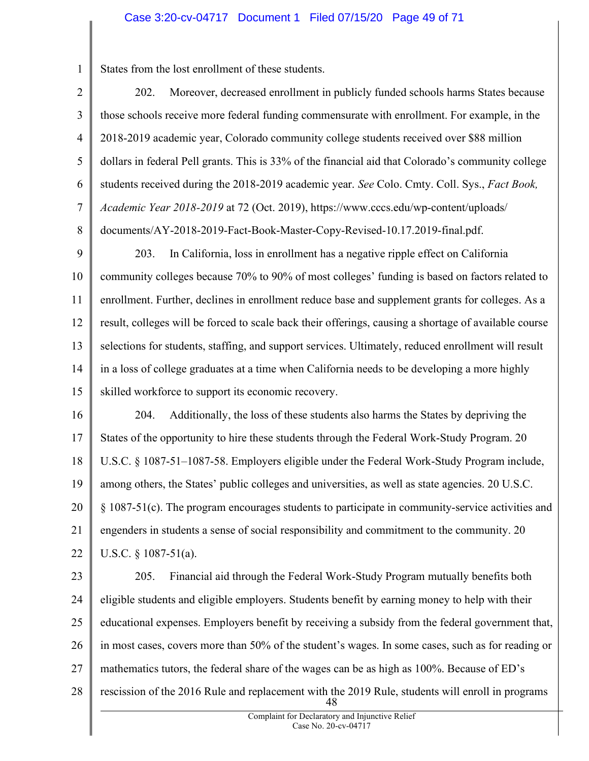States from the lost enrollment of these students.

202. Moreover, decreased enrollment in publicly funded schools harms States because those schools receive more federal funding commensurate with enrollment. For example, in the 2018-2019 academic year, Colorado community college students received over $88 million dollars in federal Pell grants. This is 33% of the financial aid that Colorado's community college students received during the 2018-2019 academic year. *See* Colo. Cmty. Coll. Sys., *Fact Book, Academic Year 2018-2019* at 72 (Oct. 2019), https://www.cccs.edu/wp-content/uploads/documents/AY-2018-2019-Fact-Book-Master-Copy-Revised-10.17.2019-final.pdf.

203. In California, loss in enrollment has a negative ripple effect on California community colleges because 70% to 90% of most colleges' funding is based on factors related to enrollment. Further, declines in enrollment reduce base and supplement grants for colleges. As a result, colleges will be forced to scale back their offerings, causing a shortage of available course selections for students, staffing, and support services. Ultimately, reduced enrollment will result in a loss of college graduates at a time when California needs to be developing a more highly skilled workforce to support its economic recovery.

204. Additionally, the loss of these students also harms the States by depriving the States of the opportunity to hire these students through the Federal Work-Study Program. 20 U.S.C. § 1087-51–1087-58. Employers eligible under the Federal Work-Study Program include, among others, the States' public colleges and universities, as well as state agencies. 20 U.S.C. § 1087-51(c). The program encourages students to participate in community-service activities and engenders in students a sense of social responsibility and commitment to the community. 20 U.S.C. § 1087-51(a).

205. Financial aid through the Federal Work-Study Program mutually benefits both eligible students and eligible employers. Students benefit by earning money to help with their educational expenses. Employers benefit by receiving a subsidy from the federal government that, in most cases, covers more than 50% of the student's wages. In some cases, such as for reading or mathematics tutors, the federal share of the wages can be as high as 100%. Because of ED's rescission of the 2016 Rule and replacement with the 2019 Rule, students will enroll in programs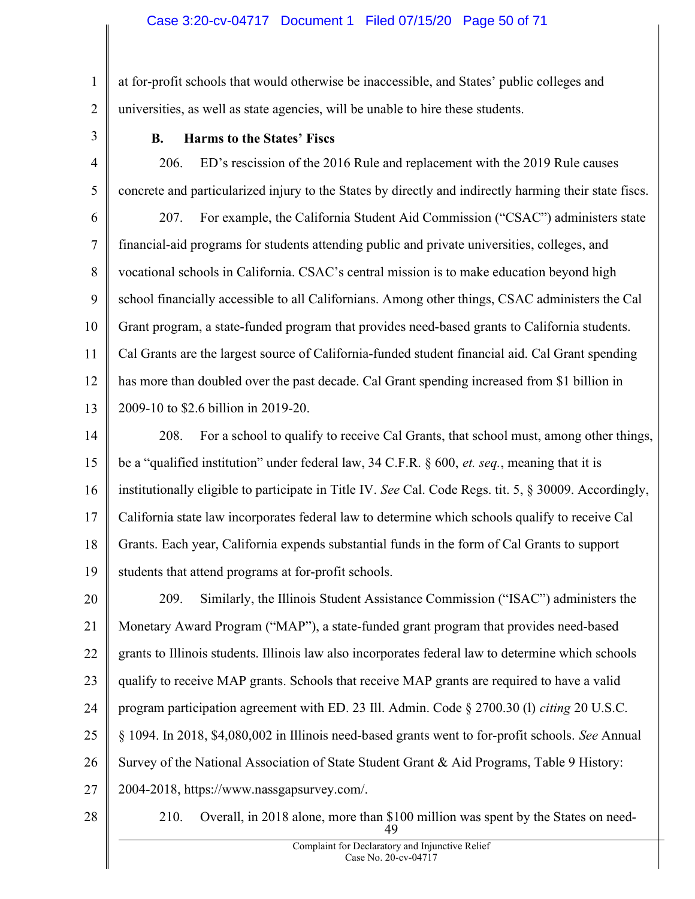at for-profit schools that would otherwise be inaccessible, and States' public colleges and universities, as well as state agencies, will be unable to hire these students.

### B. Harms to the States' Fiscs

206. ED's rescission of the 2016 Rule and replacement with the 2019 Rule causes concrete and particularized injury to the States by directly and indirectly harming their state fiscs.

207. For example, the California Student Aid Commission ("CSAC") administers state financial-aid programs for students attending public and private universities, colleges, and vocational schools in California. CSAC's central mission is to make education beyond high school financially accessible to all Californians. Among other things, CSAC administers the Cal Grant program, a state-funded program that provides need-based grants to California students. Cal Grants are the largest source of California-funded student financial aid. Cal Grant spending has more than doubled over the past decade. Cal Grant spending increased from $1 billion in 2009-10 to $2.6 billion in 2019-20.

208. For a school to qualify to receive Cal Grants, that school must, among other things, be a "qualified institution" under federal law, 34 C.F.R. § 600, *et. seq.*, meaning that it is institutionally eligible to participate in Title IV. *See* Cal. Code Regs. tit. 5, § 30009. Accordingly, California state law incorporates federal law to determine which schools qualify to receive Cal Grants. Each year, California expends substantial funds in the form of Cal Grants to support students that attend programs at for-profit schools.

209. Similarly, the Illinois Student Assistance Commission ("ISAC") administers the Monetary Award Program ("MAP"), a state-funded grant program that provides need-based grants to Illinois students. Illinois law also incorporates federal law to determine which schools qualify to receive MAP grants. Schools that receive MAP grants are required to have a valid program participation agreement with ED. 23 Ill. Admin. Code § 2700.30 (l) *citing* 20 U.S.C. § 1094. In 2018, $4,080,002 in Illinois need-based grants went to for-profit schools. *See* Annual Survey of the National Association of State Student Grant & Aid Programs, Table 9 History: 2004-2018, https://www.nassgapsurvey.com/.

210. Overall, in 2018 alone, more than $100 million was spent by the States on need-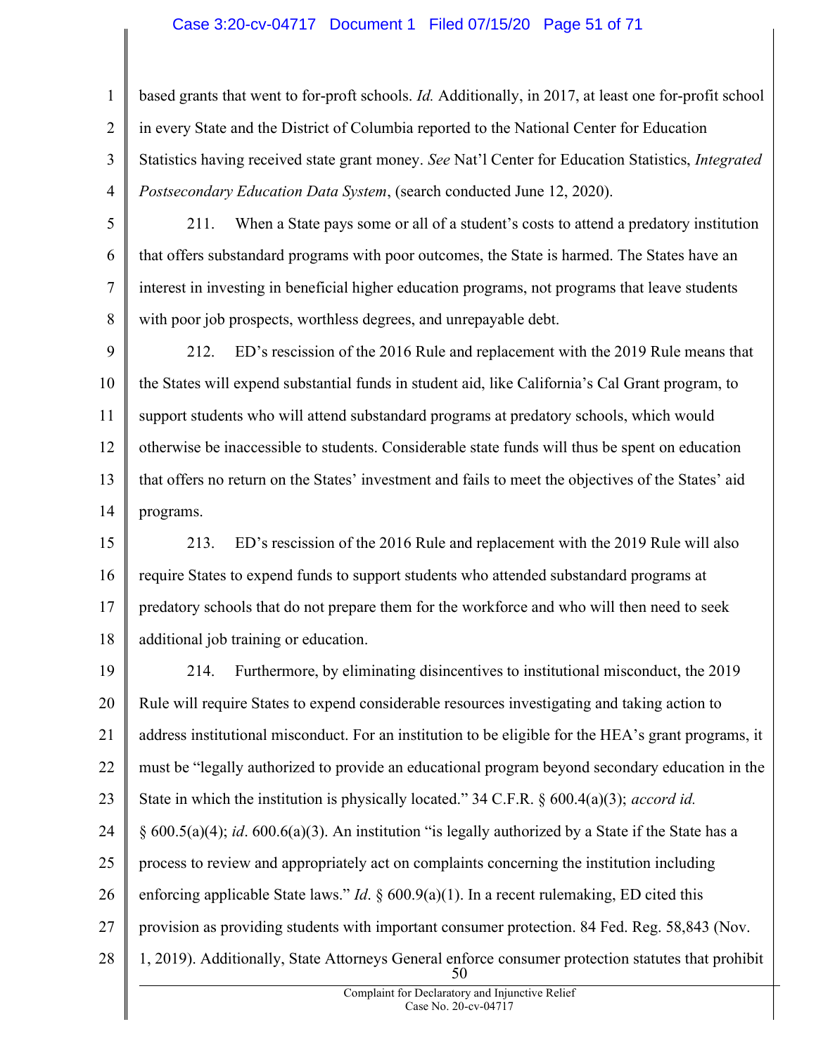based grants that went to for-proft schools. *Id.* Additionally, in 2017, at least one for-profit school in every State and the District of Columbia reported to the National Center for Education Statistics having received state grant money. *See* Nat'l Center for Education Statistics, *Integrated Postsecondary Education Data System*, (search conducted June 12, 2020).

211. When a State pays some or all of a student's costs to attend a predatory institution that offers substandard programs with poor outcomes, the State is harmed. The States have an interest in investing in beneficial higher education programs, not programs that leave students with poor job prospects, worthless degrees, and unrepayable debt.

212. ED's rescission of the 2016 Rule and replacement with the 2019 Rule means that the States will expend substantial funds in student aid, like California's Cal Grant program, to support students who will attend substandard programs at predatory schools, which would otherwise be inaccessible to students. Considerable state funds will thus be spent on education that offers no return on the States' investment and fails to meet the objectives of the States' aid programs.

213. ED's rescission of the 2016 Rule and replacement with the 2019 Rule will also require States to expend funds to support students who attended substandard programs at predatory schools that do not prepare them for the workforce and who will then need to seek additional job training or education.

214. Furthermore, by eliminating disincentives to institutional misconduct, the 2019 Rule will require States to expend considerable resources investigating and taking action to address institutional misconduct. For an institution to be eligible for the HEA's grant programs, it must be "legally authorized to provide an educational program beyond secondary education in the State in which the institution is physically located." 34 C.F.R. § 600.4(a)(3); *accord id.* § 600.5(a)(4); *id*. 600.6(a)(3). An institution "is legally authorized by a State if the State has a process to review and appropriately act on complaints concerning the institution including enforcing applicable State laws." *Id*. § 600.9(a)(1). In a recent rulemaking, ED cited this provision as providing students with important consumer protection. 84 Fed. Reg. 58,843 (Nov. 1, 2019). Additionally, State Attorneys General enforce consumer protection statutes that prohibit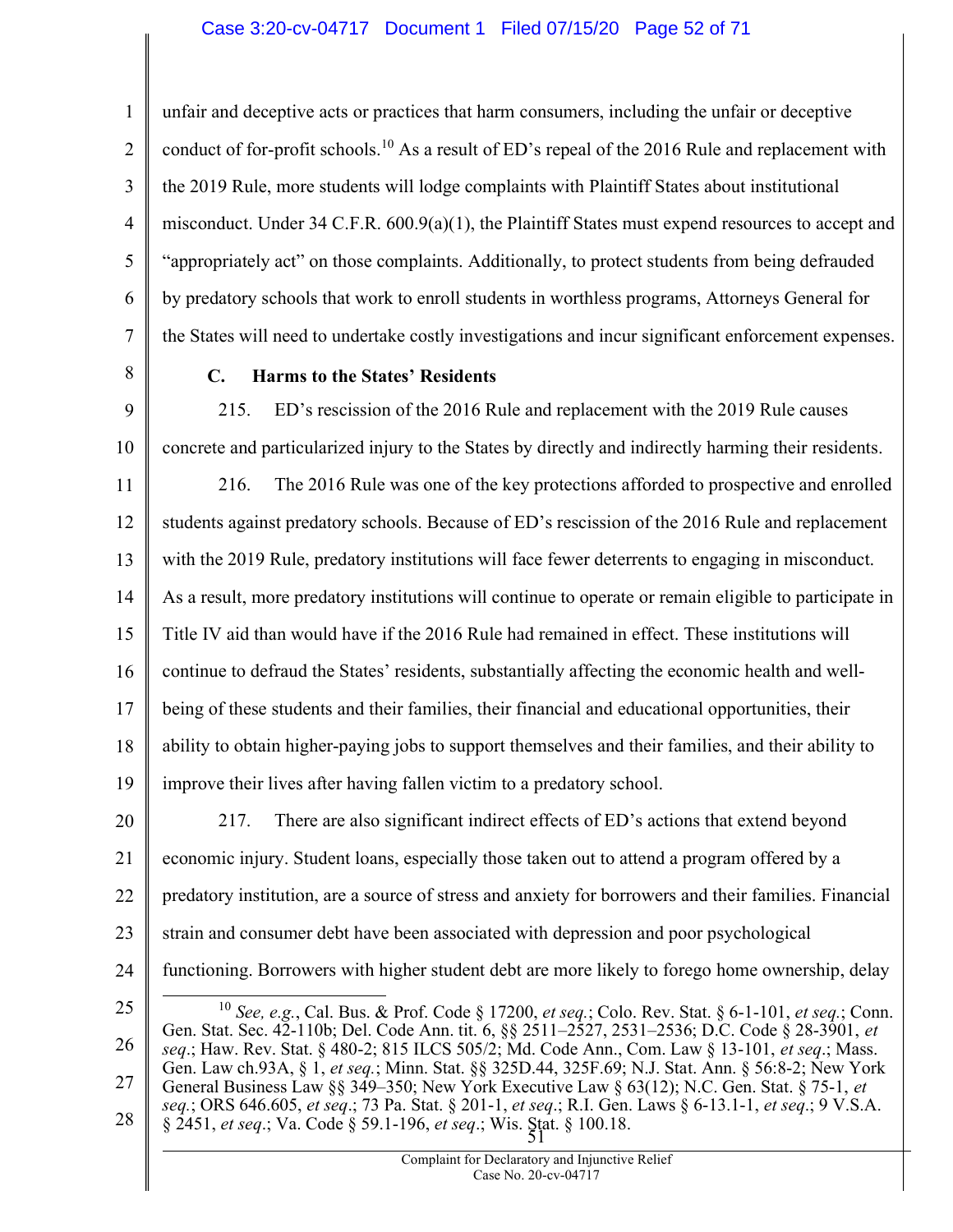unfair and deceptive acts or practices that harm consumers, including the unfair or deceptive conduct of for-profit schools.[10] As a result of ED's repeal of the 2016 Rule and replacement with the 2019 Rule, more students will lodge complaints with Plaintiff States about institutional misconduct. Under 34 C.F.R. 600.9(a)(1), the Plaintiff States must expend resources to accept and "appropriately act" on those complaints. Additionally, to protect students from being defrauded by predatory schools that work to enroll students in worthless programs, Attorneys General for the States will need to undertake costly investigations and incur significant enforcement expenses.

### C. Harms to the States' Residents

215. ED's rescission of the 2016 Rule and replacement with the 2019 Rule causes concrete and particularized injury to the States by directly and indirectly harming their residents.

216. The 2016 Rule was one of the key protections afforded to prospective and enrolled students against predatory schools. Because of ED's rescission of the 2016 Rule and replacement with the 2019 Rule, predatory institutions will face fewer deterrents to engaging in misconduct. As a result, more predatory institutions will continue to operate or remain eligible to participate in Title IV aid than would have if the 2016 Rule had remained in effect. These institutions will continue to defraud the States' residents, substantially affecting the economic health and well-being of these students and their families, their financial and educational opportunities, their ability to obtain higher-paying jobs to support themselves and their families, and their ability to improve their lives after having fallen victim to a predatory school.

217. There are also significant indirect effects of ED's actions that extend beyond economic injury. Student loans, especially those taken out to attend a program offered by a predatory institution, are a source of stress and anxiety for borrowers and their families. Financial strain and consumer debt have been associated with depression and poor psychological functioning. Borrowers with higher student debt are more likely to forego home ownership, delay

---

[10] *See, e.g.*, Cal. Bus. & Prof. Code § 17200, *et seq.*; Colo. Rev. Stat. § 6-1-101, *et seq.*; Conn. Gen. Stat. Sec. 42-110b; Del. Code Ann. tit. 6, §§ 2511–2527, 2531–2536; D.C. Code § 28-3901, *et seq.*; Haw. Rev. Stat. § 480-2; 815 ILCS 505/2; Md. Code Ann., Com. Law § 13-101, *et seq.*; Mass. Gen. Law ch.93A, § 1, *et seq.*; Minn. Stat. §§ 325D.44, 325F.69; N.J. Stat. Ann. § 56:8-2; New York General Business Law §§ 349–350; New York Executive Law § 63(12); N.C. Gen. Stat. § 75-1, *et seq.*; ORS 646.605, *et seq.*; 73 Pa. Stat. § 201-1, *et seq.*; R.I. Gen. Laws § 6-13.1-1, *et seq.*; 9 V.S.A. § 2451, *et seq.*; Va. Code § 59.1-196, *et seq.*; Wis. Stat. § 100.18.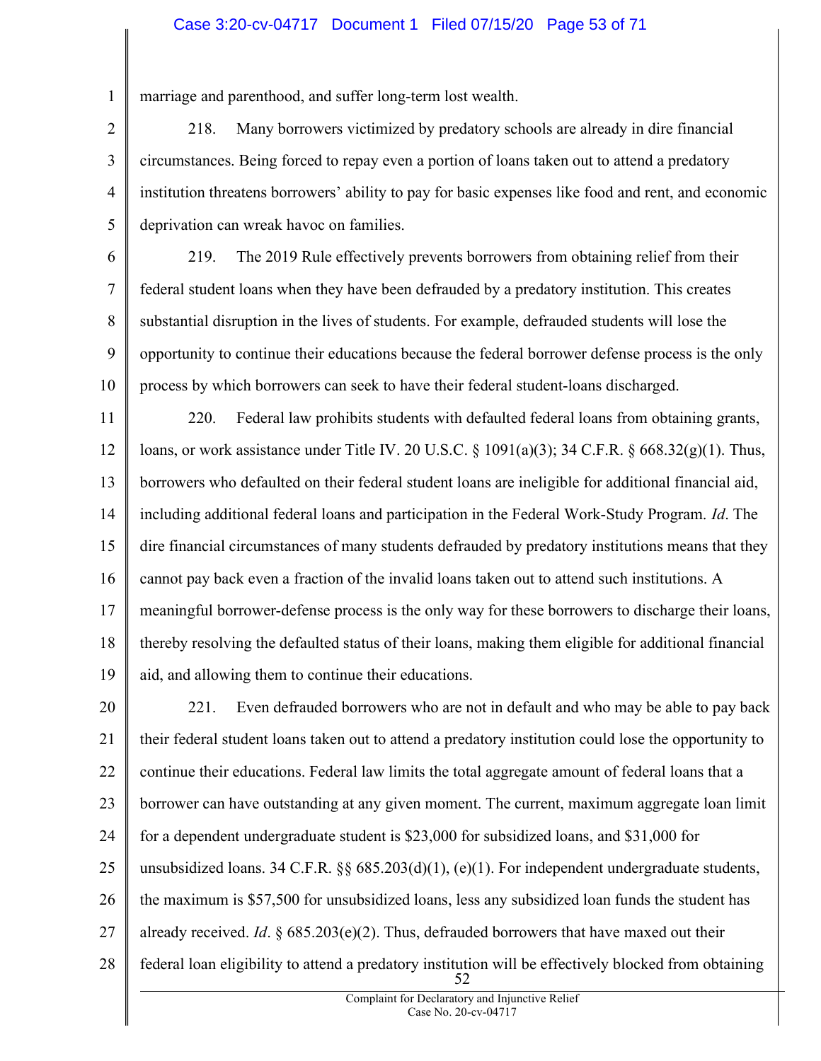marriage and parenthood, and suffer long-term lost wealth.

218. Many borrowers victimized by predatory schools are already in dire financial circumstances. Being forced to repay even a portion of loans taken out to attend a predatory institution threatens borrowers' ability to pay for basic expenses like food and rent, and economic deprivation can wreak havoc on families.

219. The 2019 Rule effectively prevents borrowers from obtaining relief from their federal student loans when they have been defrauded by a predatory institution. This creates substantial disruption in the lives of students. For example, defrauded students will lose the opportunity to continue their educations because the federal borrower defense process is the only process by which borrowers can seek to have their federal student-loans discharged.

220. Federal law prohibits students with defaulted federal loans from obtaining grants, loans, or work assistance under Title IV. 20 U.S.C. § 1091(a)(3); 34 C.F.R. § 668.32(g)(1). Thus, borrowers who defaulted on their federal student loans are ineligible for additional financial aid, including additional federal loans and participation in the Federal Work-Study Program. *Id*. The dire financial circumstances of many students defrauded by predatory institutions means that they cannot pay back even a fraction of the invalid loans taken out to attend such institutions. A meaningful borrower-defense process is the only way for these borrowers to discharge their loans, thereby resolving the defaulted status of their loans, making them eligible for additional financial aid, and allowing them to continue their educations.

221. Even defrauded borrowers who are not in default and who may be able to pay back their federal student loans taken out to attend a predatory institution could lose the opportunity to continue their educations. Federal law limits the total aggregate amount of federal loans that a borrower can have outstanding at any given moment. The current, maximum aggregate loan limit for a dependent undergraduate student is $23,000 for subsidized loans, and $31,000 for unsubsidized loans. 34 C.F.R. §§ 685.203(d)(1), (e)(1). For independent undergraduate students, the maximum is $57,500 for unsubsidized loans, less any subsidized loan funds the student has already received. *Id*. § 685.203(e)(2). Thus, defrauded borrowers that have maxed out their federal loan eligibility to attend a predatory institution will be effectively blocked from obtaining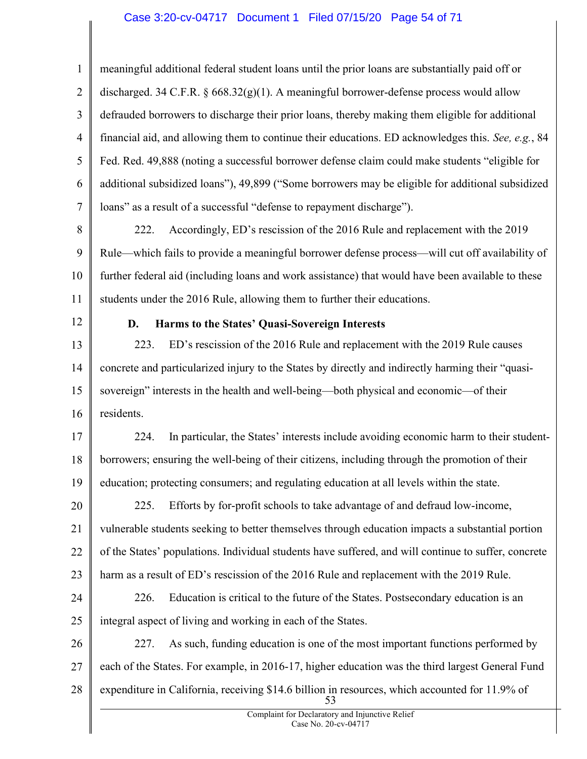meaningful additional federal student loans until the prior loans are substantially paid off or discharged. 34 C.F.R. § 668.32(g)(1). A meaningful borrower-defense process would allow defrauded borrowers to discharge their prior loans, thereby making them eligible for additional financial aid, and allowing them to continue their educations. ED acknowledges this. *See, e.g.*, 84 Fed. Red. 49,888 (noting a successful borrower defense claim could make students "eligible for additional subsidized loans"), 49,899 ("Some borrowers may be eligible for additional subsidized loans" as a result of a successful "defense to repayment discharge").

222. Accordingly, ED's rescission of the 2016 Rule and replacement with the 2019 Rule—which fails to provide a meaningful borrower defense process—will cut off availability of further federal aid (including loans and work assistance) that would have been available to these students under the 2016 Rule, allowing them to further their educations.

### D. Harms to the States' Quasi-Sovereign Interests

223. ED's rescission of the 2016 Rule and replacement with the 2019 Rule causes concrete and particularized injury to the States by directly and indirectly harming their "quasi-sovereign" interests in the health and well-being—both physical and economic—of their residents.

224. In particular, the States' interests include avoiding economic harm to their student-borrowers; ensuring the well-being of their citizens, including through the promotion of their education; protecting consumers; and regulating education at all levels within the state.

225. Efforts by for-profit schools to take advantage of and defraud low-income, vulnerable students seeking to better themselves through education impacts a substantial portion of the States' populations. Individual students have suffered, and will continue to suffer, concrete harm as a result of ED's rescission of the 2016 Rule and replacement with the 2019 Rule.

226. Education is critical to the future of the States. Postsecondary education is an integral aspect of living and working in each of the States.

227. As such, funding education is one of the most important functions performed by each of the States. For example, in 2016-17, higher education was the third largest General Fund expenditure in California, receiving $14.6 billion in resources, which accounted for 11.9% of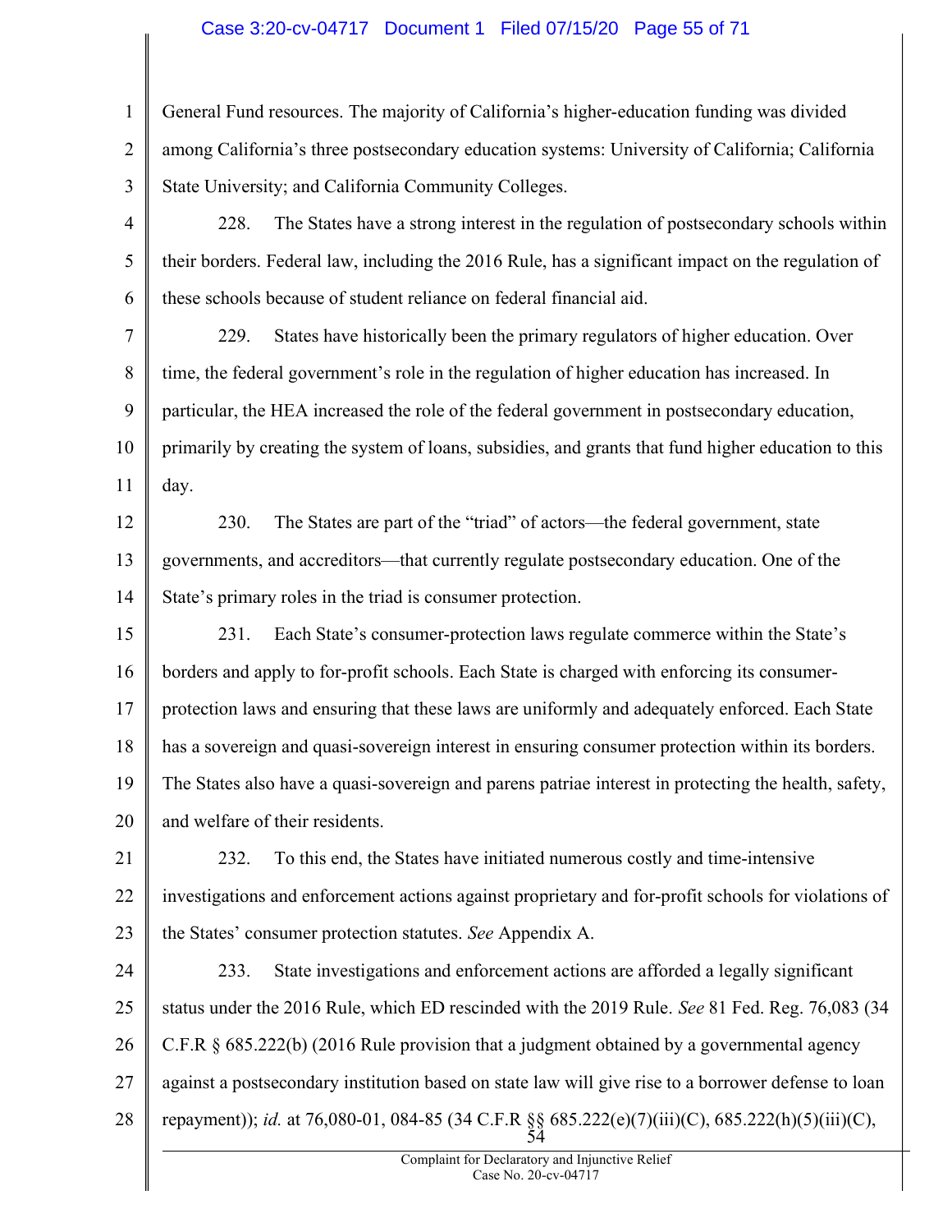General Fund resources. The majority of California's higher-education funding was divided among California's three postsecondary education systems: University of California; California State University; and California Community Colleges.

228. The States have a strong interest in the regulation of postsecondary schools within their borders. Federal law, including the 2016 Rule, has a significant impact on the regulation of these schools because of student reliance on federal financial aid.

229. States have historically been the primary regulators of higher education. Over time, the federal government's role in the regulation of higher education has increased. In particular, the HEA increased the role of the federal government in postsecondary education, primarily by creating the system of loans, subsidies, and grants that fund higher education to this day.

230. The States are part of the "triad" of actors—the federal government, state governments, and accreditors—that currently regulate postsecondary education. One of the State's primary roles in the triad is consumer protection.

231. Each State's consumer-protection laws regulate commerce within the State's borders and apply to for-profit schools. Each State is charged with enforcing its consumer-protection laws and ensuring that these laws are uniformly and adequately enforced. Each State has a sovereign and quasi-sovereign interest in ensuring consumer protection within its borders. The States also have a quasi-sovereign and parens patriae interest in protecting the health, safety, and welfare of their residents.

232. To this end, the States have initiated numerous costly and time-intensive investigations and enforcement actions against proprietary and for-profit schools for violations of the States' consumer protection statutes. *See* Appendix A.

233. State investigations and enforcement actions are afforded a legally significant status under the 2016 Rule, which ED rescinded with the 2019 Rule. *See* 81 Fed. Reg. 76,083 (34 C.F.R § 685.222(b) (2016 Rule provision that a judgment obtained by a governmental agency against a postsecondary institution based on state law will give rise to a borrower defense to loan repayment)); *id.* at 76,080-01, 084-85 (34 C.F.R §§ 685.222(e)(7)(iii)(C), 685.222(h)(5)(iii)(C),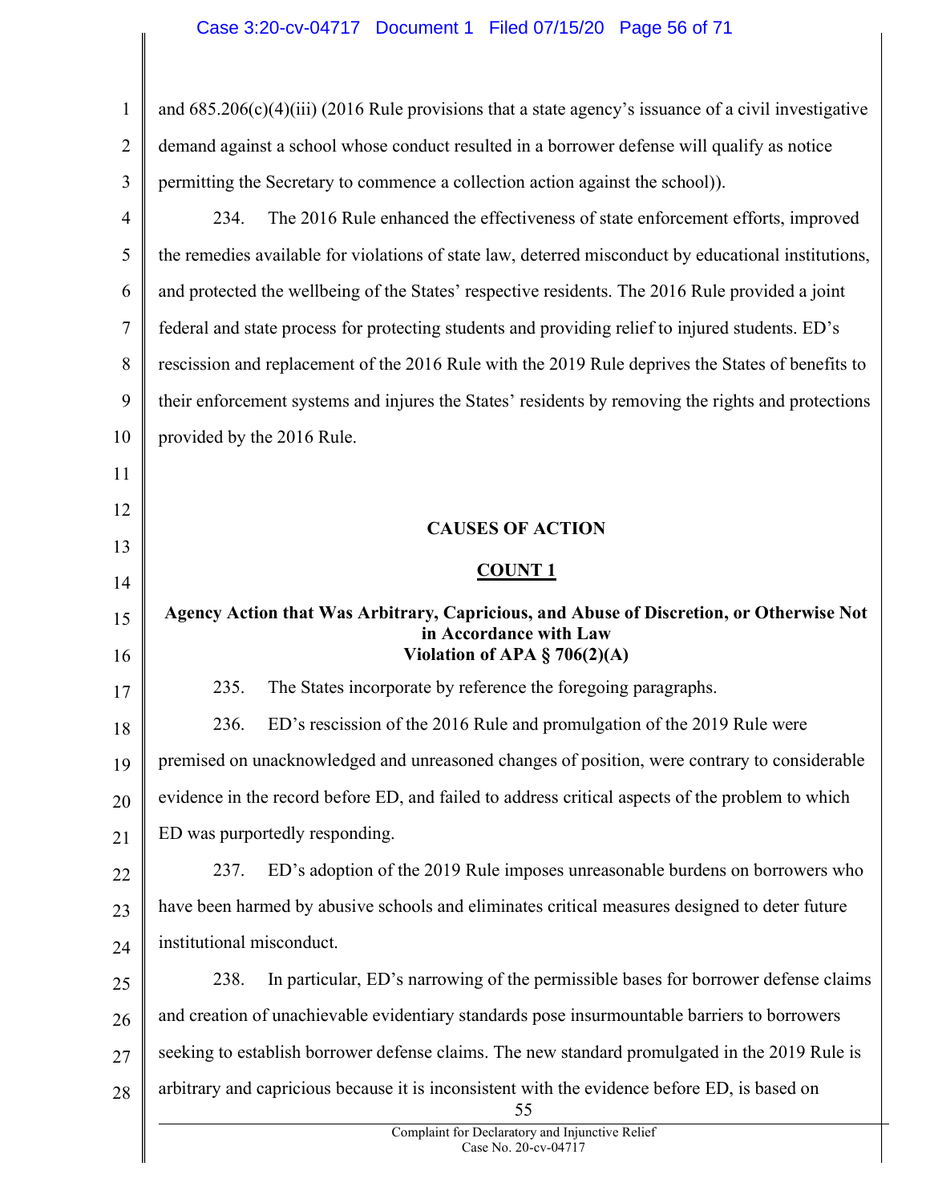and 685.206(c)(4)(iii) (2016 Rule provisions that a state agency's issuance of a civil investigative demand against a school whose conduct resulted in a borrower defense will qualify as notice permitting the Secretary to commence a collection action against the school)).

234. The 2016 Rule enhanced the effectiveness of state enforcement efforts, improved the remedies available for violations of state law, deterred misconduct by educational institutions, and protected the wellbeing of the States' respective residents. The 2016 Rule provided a joint federal and state process for protecting students and providing relief to injured students. ED's rescission and replacement of the 2016 Rule with the 2019 Rule deprives the States of benefits to their enforcement systems and injures the States' residents by removing the rights and protections provided by the 2016 Rule.

## CAUSES OF ACTION

### COUNT 1

### Agency Action that Was Arbitrary, Capricious, and Abuse of Discretion, or Otherwise Not in Accordance with Law
### Violation of APA § 706(2)(A)

235. The States incorporate by reference the foregoing paragraphs.

236. ED's rescission of the 2016 Rule and promulgation of the 2019 Rule were premised on unacknowledged and unreasoned changes of position, were contrary to considerable evidence in the record before ED, and failed to address critical aspects of the problem to which ED was purportedly responding.

237. ED's adoption of the 2019 Rule imposes unreasonable burdens on borrowers who have been harmed by abusive schools and eliminates critical measures designed to deter future institutional misconduct.

238. In particular, ED's narrowing of the permissible bases for borrower defense claims and creation of unachievable evidentiary standards pose insurmountable barriers to borrowers seeking to establish borrower defense claims. The new standard promulgated in the 2019 Rule is arbitrary and capricious because it is inconsistent with the evidence before ED, is based on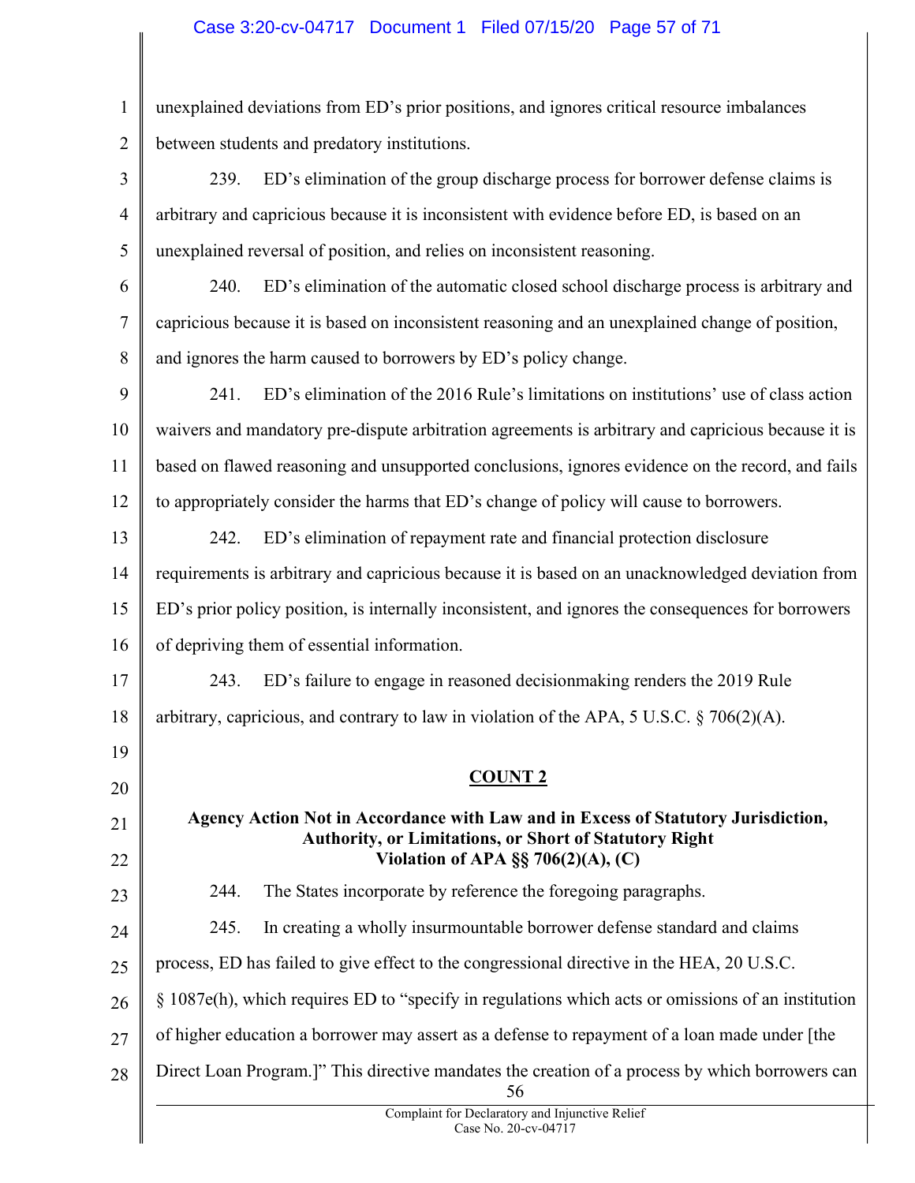unexplained deviations from ED's prior positions, and ignores critical resource imbalances between students and predatory institutions.

239. ED's elimination of the group discharge process for borrower defense claims is arbitrary and capricious because it is inconsistent with evidence before ED, is based on an unexplained reversal of position, and relies on inconsistent reasoning.

240. ED's elimination of the automatic closed school discharge process is arbitrary and capricious because it is based on inconsistent reasoning and an unexplained change of position, and ignores the harm caused to borrowers by ED's policy change.

241. ED's elimination of the 2016 Rule's limitations on institutions' use of class action waivers and mandatory pre-dispute arbitration agreements is arbitrary and capricious because it is based on flawed reasoning and unsupported conclusions, ignores evidence on the record, and fails to appropriately consider the harms that ED's change of policy will cause to borrowers.

242. ED's elimination of repayment rate and financial protection disclosure requirements is arbitrary and capricious because it is based on an unacknowledged deviation from ED's prior policy position, is internally inconsistent, and ignores the consequences for borrowers of depriving them of essential information.

243. ED's failure to engage in reasoned decisionmaking renders the 2019 Rule arbitrary, capricious, and contrary to law in violation of the APA, 5 U.S.C. § 706(2)(A).

## COUNT 2

### Agency Action Not in Accordance with Law and in Excess of Statutory Jurisdiction, Authority, or Limitations, or Short of Statutory Right Violation of APA §§ 706(2)(A), (C)

244. The States incorporate by reference the foregoing paragraphs.

245. In creating a wholly insurmountable borrower defense standard and claims process, ED has failed to give effect to the congressional directive in the HEA, 20 U.S.C. § 1087e(h), which requires ED to "specify in regulations which acts or omissions of an institution of higher education a borrower may assert as a defense to repayment of a loan made under [the Direct Loan Program.]" This directive mandates the creation of a process by which borrowers can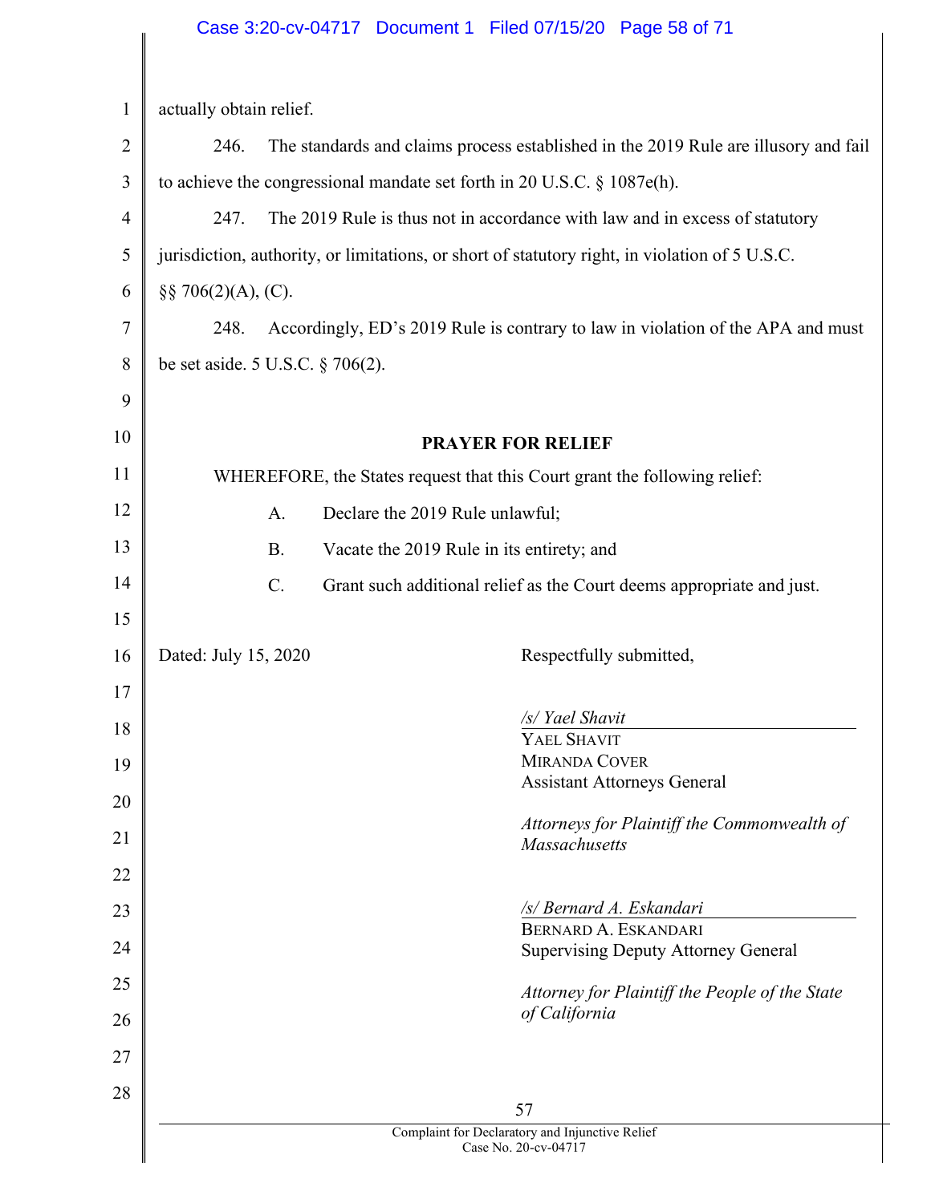actually obtain relief.

246. The standards and claims process established in the 2019 Rule are illusory and fail to achieve the congressional mandate set forth in 20 U.S.C. § 1087e(h).

247. The 2019 Rule is thus not in accordance with law and in excess of statutory jurisdiction, authority, or limitations, or short of statutory right, in violation of 5 U.S.C. §§ 706(2)(A), (C).

248. Accordingly, ED's 2019 Rule is contrary to law in violation of the APA and must be set aside. 5 U.S.C. § 706(2).

**PRAYER FOR RELIEF**

WHEREFORE, the States request that this Court grant the following relief:

A. Declare the 2019 Rule unlawful;

B. Vacate the 2019 Rule in its entirety; and

C. Grant such additional relief as the Court deems appropriate and just.

Dated: July 15, 2020

Respectfully submitted,

*/s/ Yael Shavit*
YAEL SHAVIT
MIRANDA COVER
Assistant Attorneys General

*Attorneys for Plaintiff the Commonwealth of Massachusetts*

*/s/ Bernard A. Eskandari*
BERNARD A. ESKANDARI
Supervising Deputy Attorney General

*Attorney for Plaintiff the People of the State of California*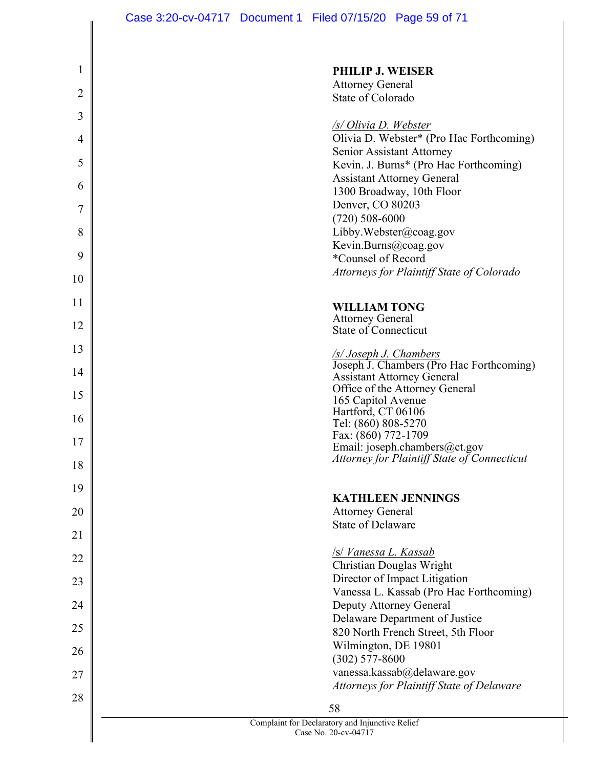**PHILIP J. WEISER**
Attorney General
State of Colorado

*/s/ Olivia D. Webster*
Olivia D. Webster* (Pro Hac Forthcoming)
Senior Assistant Attorney
Kevin. J. Burns* (Pro Hac Forthcoming)
Assistant Attorney General
1300 Broadway, 10th Floor
Denver, CO 80203
(720) 508-6000
Libby.Webster@coag.gov
Kevin.Burns@coag.gov
*Counsel of Record
*Attorneys for Plaintiff State of Colorado*

**WILLIAM TONG**
Attorney General
State of Connecticut

*/s/ Joseph J. Chambers*
Joseph J. Chambers (Pro Hac Forthcoming)
Assistant Attorney General
Office of the Attorney General
165 Capitol Avenue
Hartford, CT 06106
Tel: (860) 808-5270
Fax: (860) 772-1709
Email: joseph.chambers@ct.gov
*Attorney for Plaintiff State of Connecticut*

**KATHLEEN JENNINGS**
Attorney General
State of Delaware

/s/ *Vanessa L. Kassab*
Christian Douglas Wright
Director of Impact Litigation
Vanessa L. Kassab (Pro Hac Forthcoming)
Deputy Attorney General
Delaware Department of Justice
820 North French Street, 5th Floor
Wilmington, DE 19801
(302) 577-8600
vanessa.kassab@delaware.gov
*Attorneys for Plaintiff State of Delaware*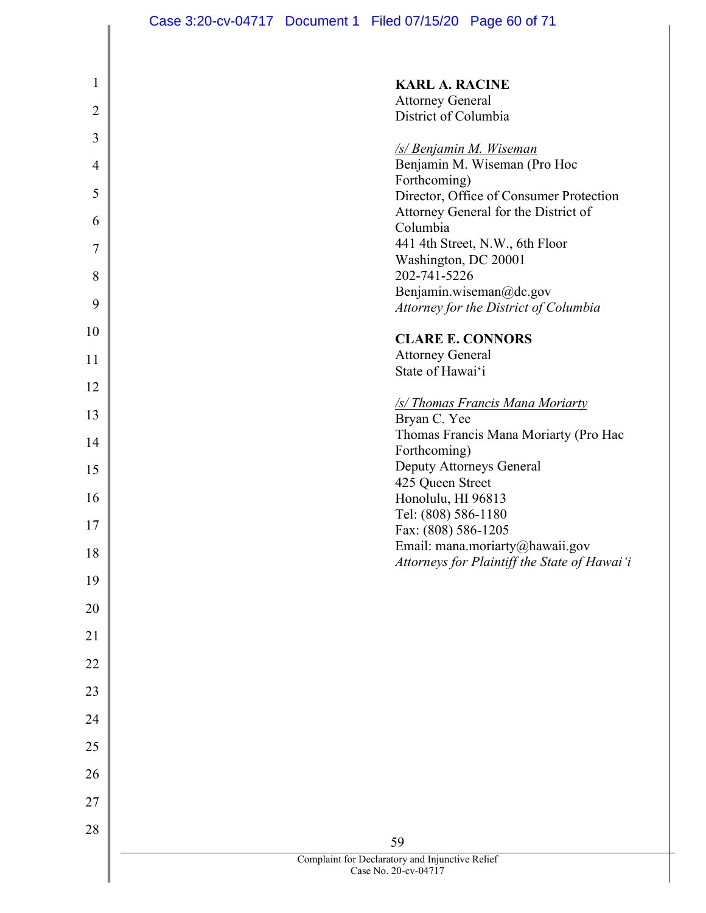**KARL A. RACINE**
Attorney General
District of Columbia

*/s/ Benjamin M. Wiseman*
Benjamin M. Wiseman (Pro Hoc Forthcoming)
Director, Office of Consumer Protection
Attorney General for the District of Columbia
441 4th Street, N.W., 6th Floor
Washington, DC 20001
202-741-5226
Benjamin.wiseman@dc.gov
*Attorney for the District of Columbia*

**CLARE E. CONNORS**
Attorney General
State of Hawaiʻi

*/s/ Thomas Francis Mana Moriarty*
Bryan C. Yee
Thomas Francis Mana Moriarty (Pro Hac Forthcoming)
Deputy Attorneys General
425 Queen Street
Honolulu, HI 96813
Tel: (808) 586-1180
Fax: (808) 586-1205
Email: mana.moriarty@hawaii.gov
*Attorneys for Plaintiff the State of Hawaiʻi*

Complaint for Declaratory and Injunctive Relief
Case No. 20-cv-04717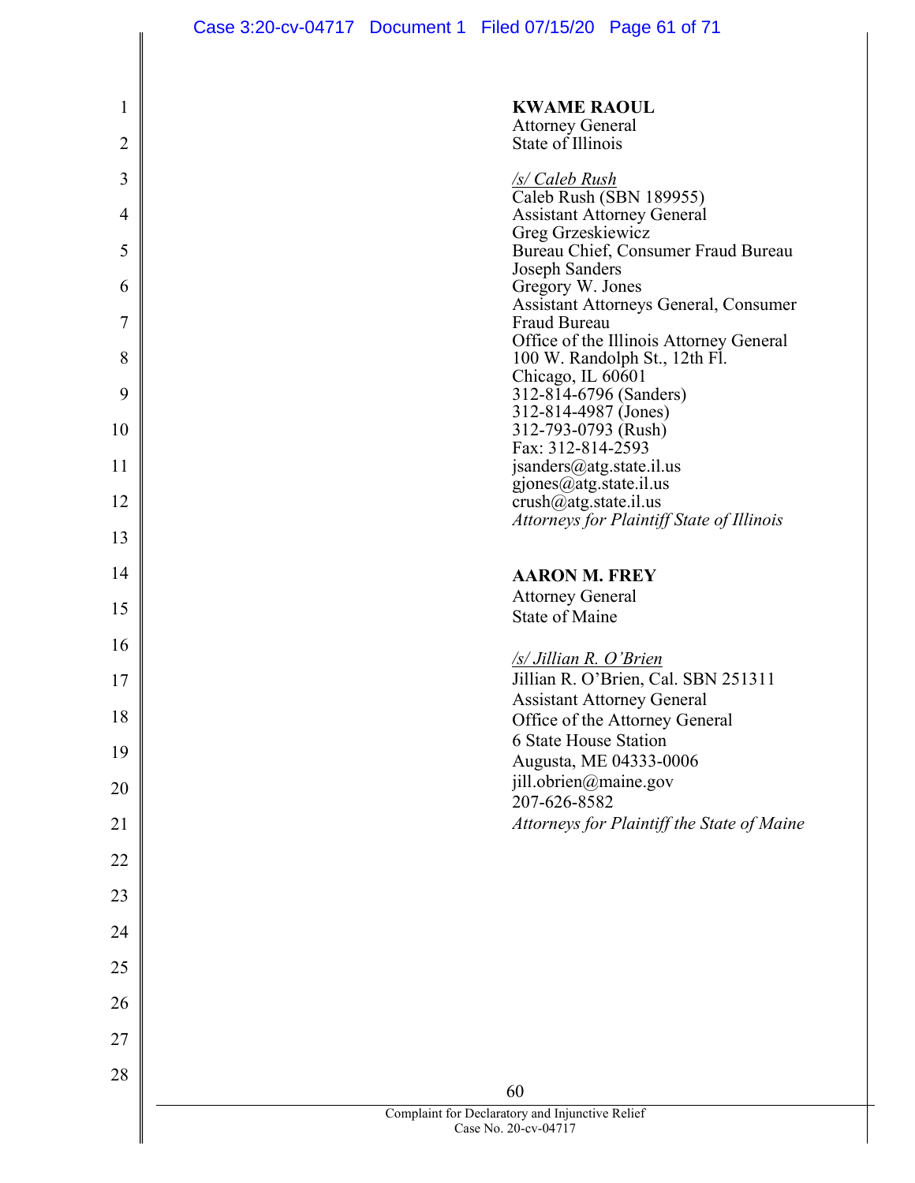**KWAME RAOUL**
Attorney General
State of Illinois

*/s/ Caleb Rush*
Caleb Rush (SBN 189955)
Assistant Attorney General
Greg Grzeskiewicz
Bureau Chief, Consumer Fraud Bureau
Joseph Sanders
Gregory W. Jones
Assistant Attorneys General, Consumer Fraud Bureau
Office of the Illinois Attorney General
100 W. Randolph St., 12th Fl.
Chicago, IL 60601
312-814-6796 (Sanders)
312-814-4987 (Jones)
312-793-0793 (Rush)
Fax: 312-814-2593
jsanders@atg.state.il.us
gjones@atg.state.il.us
crush@atg.state.il.us
*Attorneys for Plaintiff State of Illinois*

**AARON M. FREY**
Attorney General
State of Maine

*/s/ Jillian R. O'Brien*
Jillian R. O'Brien, Cal. SBN 251311
Assistant Attorney General
Office of the Attorney General
6 State House Station
Augusta, ME 04333-0006
jill.obrien@maine.gov
207-626-8582
*Attorneys for Plaintiff the State of Maine*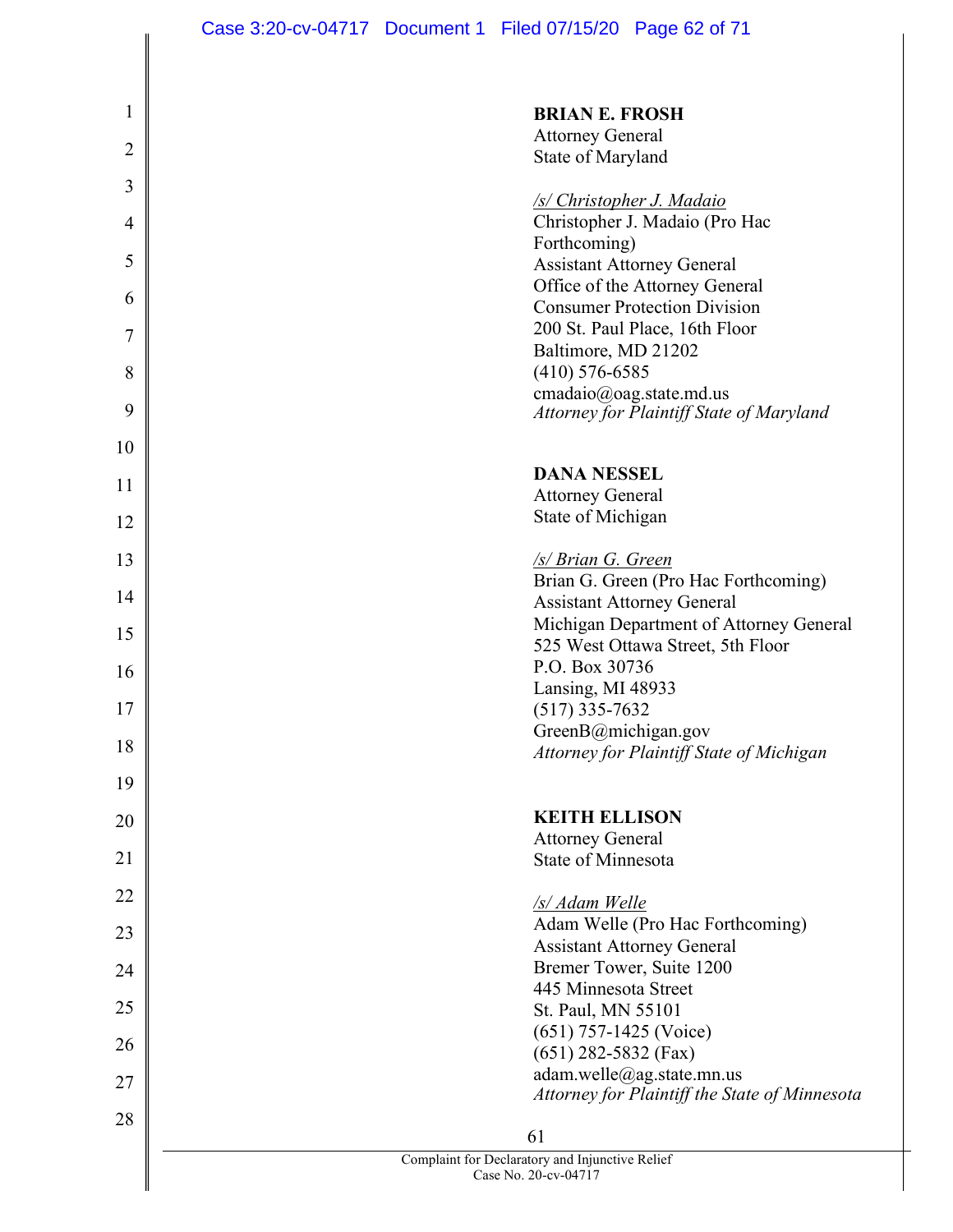**BRIAN E. FROSH**
Attorney General
State of Maryland

*/s/ Christopher J. Madaio*
Christopher J. Madaio (Pro Hac Forthcoming)
Assistant Attorney General
Office of the Attorney General
Consumer Protection Division
200 St. Paul Place, 16th Floor
Baltimore, MD 21202
(410) 576-6585
cmadaio@oag.state.md.us
*Attorney for Plaintiff State of Maryland*

**DANA NESSEL**
Attorney General
State of Michigan

*/s/ Brian G. Green*
Brian G. Green (Pro Hac Forthcoming)
Assistant Attorney General
Michigan Department of Attorney General
525 West Ottawa Street, 5th Floor
P.O. Box 30736
Lansing, MI 48933
(517) 335-7632
GreenB@michigan.gov
*Attorney for Plaintiff State of Michigan*

**KEITH ELLISON**
Attorney General
State of Minnesota

*/s/ Adam Welle*
Adam Welle (Pro Hac Forthcoming)
Assistant Attorney General
Bremer Tower, Suite 1200
445 Minnesota Street
St. Paul, MN 55101
(651) 757-1425 (Voice)
(651) 282-5832 (Fax)
adam.welle@ag.state.mn.us
*Attorney for Plaintiff the State of Minnesota*

Complaint for Declaratory and Injunctive Relief
Case No. 20-cv-04717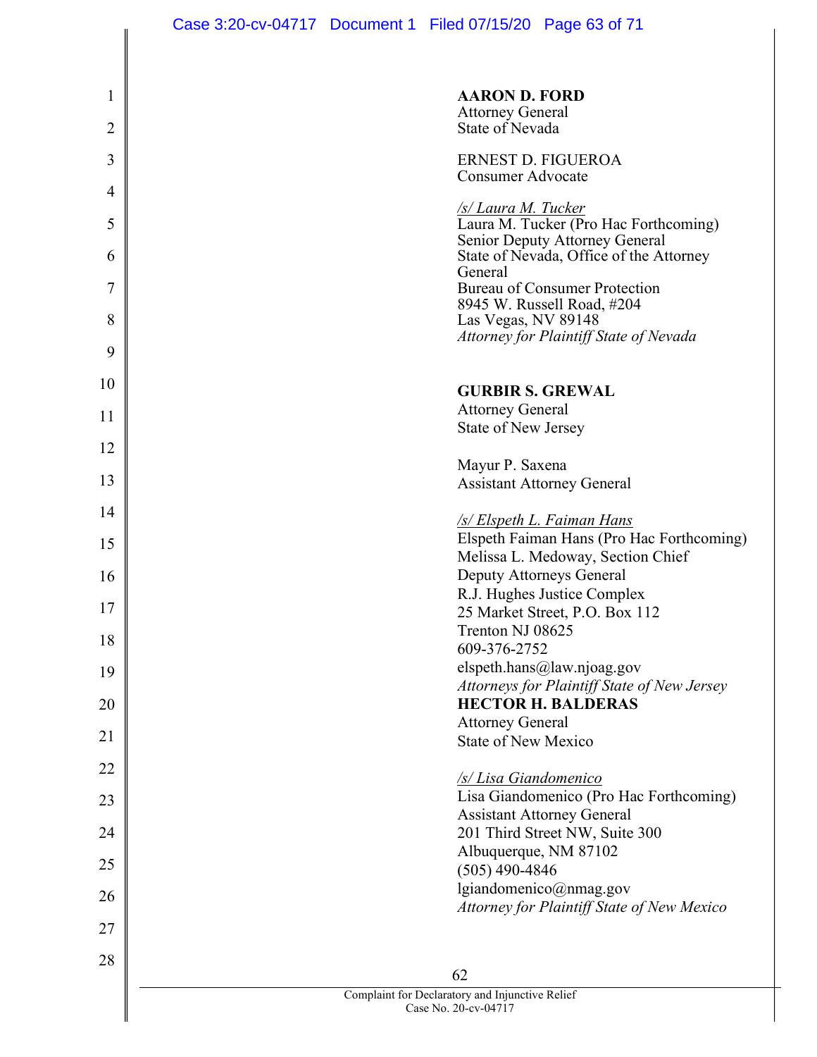**AARON D. FORD**
Attorney General
State of Nevada

ERNEST D. FIGUEROA
Consumer Advocate

*/s/ Laura M. Tucker*
Laura M. Tucker (Pro Hac Forthcoming)
Senior Deputy Attorney General
State of Nevada, Office of the Attorney General
Bureau of Consumer Protection
8945 W. Russell Road, #204
Las Vegas, NV 89148
*Attorney for Plaintiff State of Nevada*

**GURBIR S. GREWAL**
Attorney General
State of New Jersey

Mayur P. Saxena
Assistant Attorney General

*/s/ Elspeth L. Faiman Hans*
Elspeth Faiman Hans (Pro Hac Forthcoming)
Melissa L. Medoway, Section Chief
Deputy Attorneys General
R.J. Hughes Justice Complex
25 Market Street, P.O. Box 112
Trenton NJ 08625
609-376-2752
elspeth.hans@law.njoag.gov
*Attorneys for Plaintiff State of New Jersey*

**HECTOR H. BALDERAS**
Attorney General
State of New Mexico

*/s/ Lisa Giandomenico*
Lisa Giandomenico (Pro Hac Forthcoming)
Assistant Attorney General
201 Third Street NW, Suite 300
Albuquerque, NM 87102
(505) 490-4846
lgiandomenico@nmag.gov
*Attorney for Plaintiff State of New Mexico*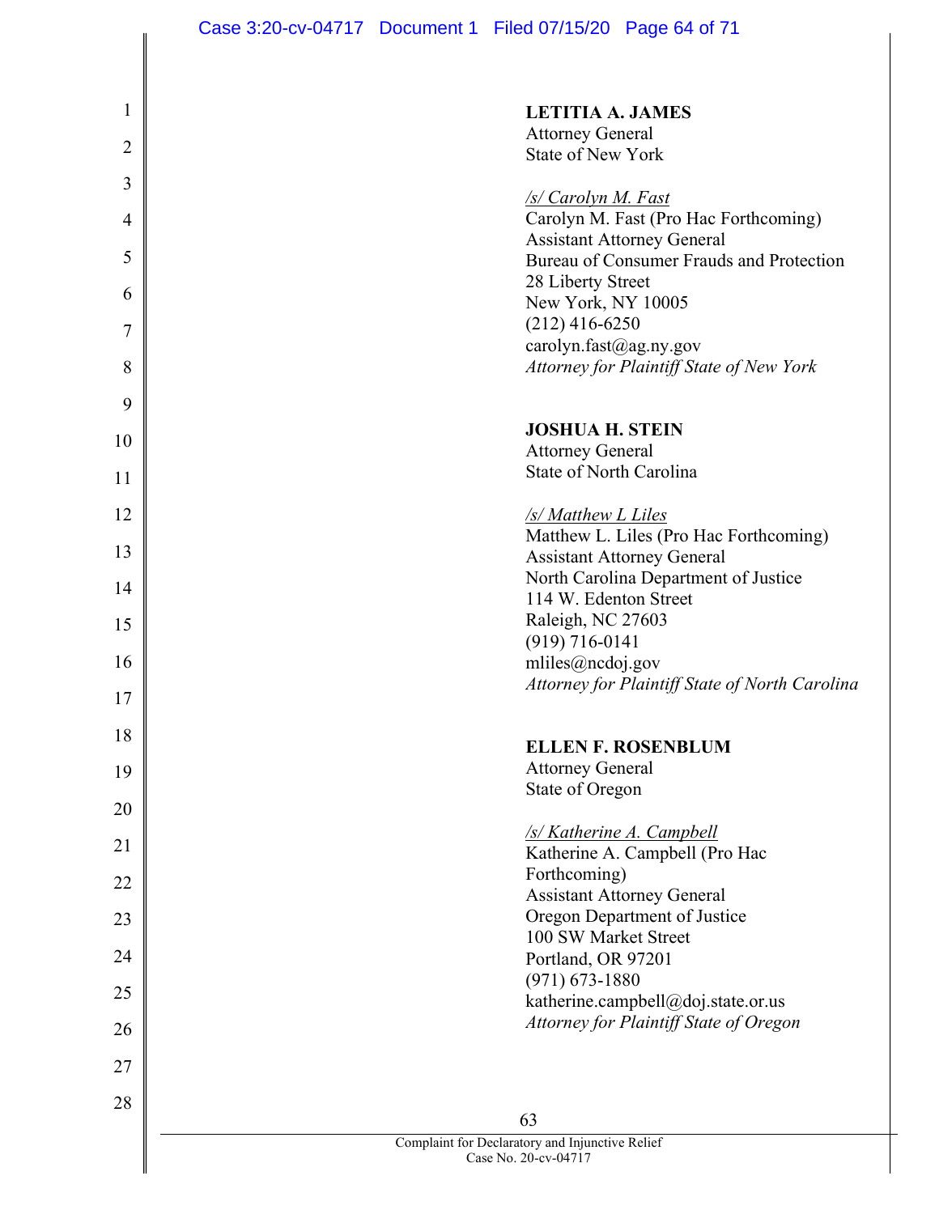**LETITIA A. JAMES**
Attorney General
State of New York

*/s/ Carolyn M. Fast*
Carolyn M. Fast (Pro Hac Forthcoming)
Assistant Attorney General
Bureau of Consumer Frauds and Protection
28 Liberty Street
New York, NY 10005
(212) 416-6250
carolyn.fast@ag.ny.gov
*Attorney for Plaintiff State of New York*

**JOSHUA H. STEIN**
Attorney General
State of North Carolina

*/s/ Matthew L Liles*
Matthew L. Liles (Pro Hac Forthcoming)
Assistant Attorney General
North Carolina Department of Justice
114 W. Edenton Street
Raleigh, NC 27603
(919) 716-0141
mliles@ncdoj.gov
*Attorney for Plaintiff State of North Carolina*

**ELLEN F. ROSENBLUM**
Attorney General
State of Oregon

*/s/ Katherine A. Campbell*
Katherine A. Campbell (Pro Hac Forthcoming)
Assistant Attorney General
Oregon Department of Justice
100 SW Market Street
Portland, OR 97201
(971) 673-1880
katherine.campbell@doj.state.or.us
*Attorney for Plaintiff State of Oregon*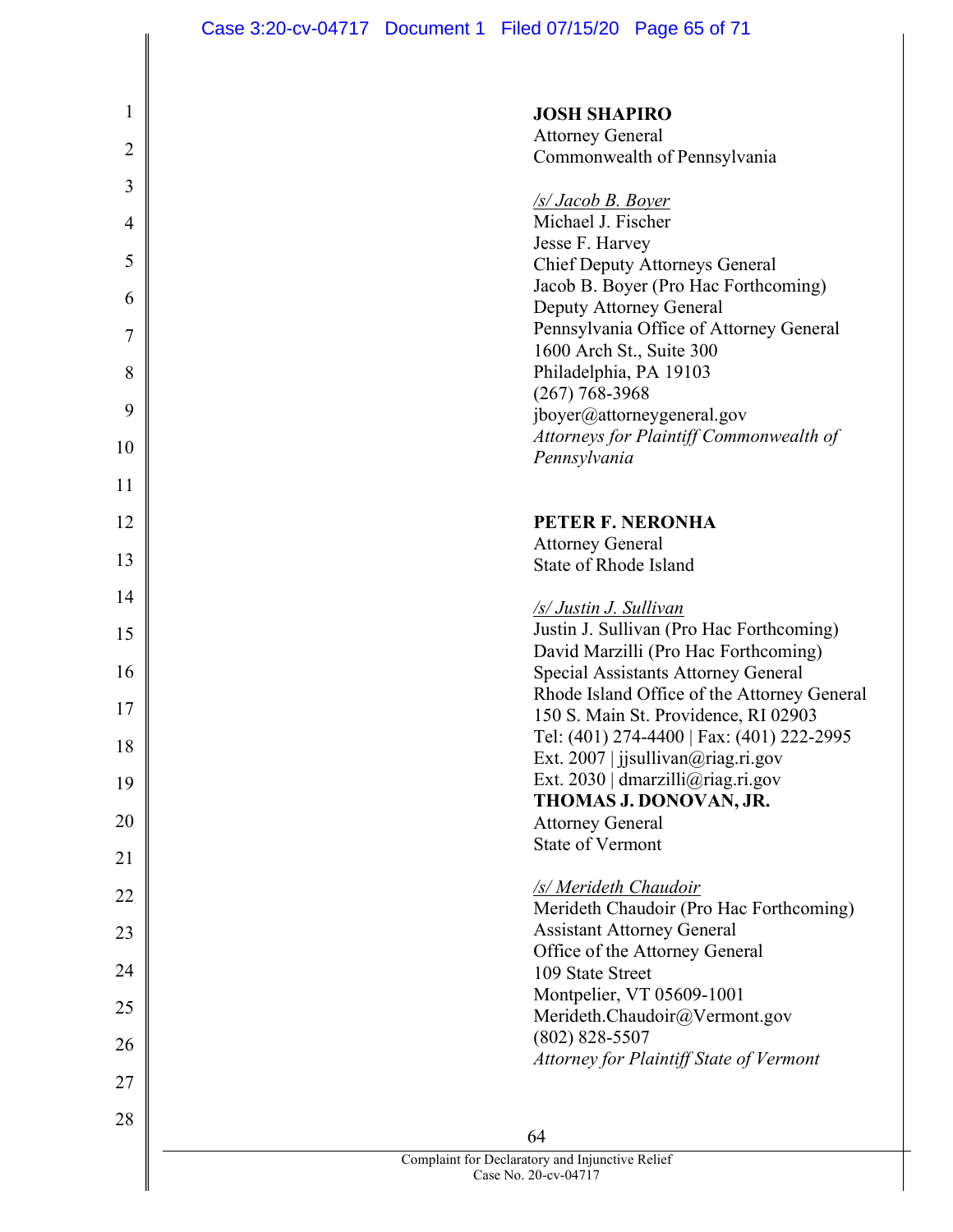**JOSH SHAPIRO**
Attorney General
Commonwealth of Pennsylvania

*/s/ Jacob B. Boyer*
Michael J. Fischer
Jesse F. Harvey
Chief Deputy Attorneys General
Jacob B. Boyer (Pro Hac Forthcoming)
Deputy Attorney General
Pennsylvania Office of Attorney General
1600 Arch St., Suite 300
Philadelphia, PA 19103
(267) 768-3968
jboyer@attorneygeneral.gov
*Attorneys for Plaintiff Commonwealth of Pennsylvania*

**PETER F. NERONHA**
Attorney General
State of Rhode Island

*/s/ Justin J. Sullivan*
Justin J. Sullivan (Pro Hac Forthcoming)
David Marzilli (Pro Hac Forthcoming)
Special Assistants Attorney General
Rhode Island Office of the Attorney General
150 S. Main St. Providence, RI 02903
Tel: (401) 274-4400 | Fax: (401) 222-2995
Ext. 2007 | jjsullivan@riag.ri.gov
Ext. 2030 | dmarzilli@riag.ri.gov

**THOMAS J. DONOVAN, JR.**
Attorney General
State of Vermont

*/s/ Merideth Chaudoir*
Merideth Chaudoir (Pro Hac Forthcoming)
Assistant Attorney General
Office of the Attorney General
109 State Street
Montpelier, VT 05609-1001
Merideth.Chaudoir@Vermont.gov
(802) 828-5507
*Attorney for Plaintiff State of Vermont*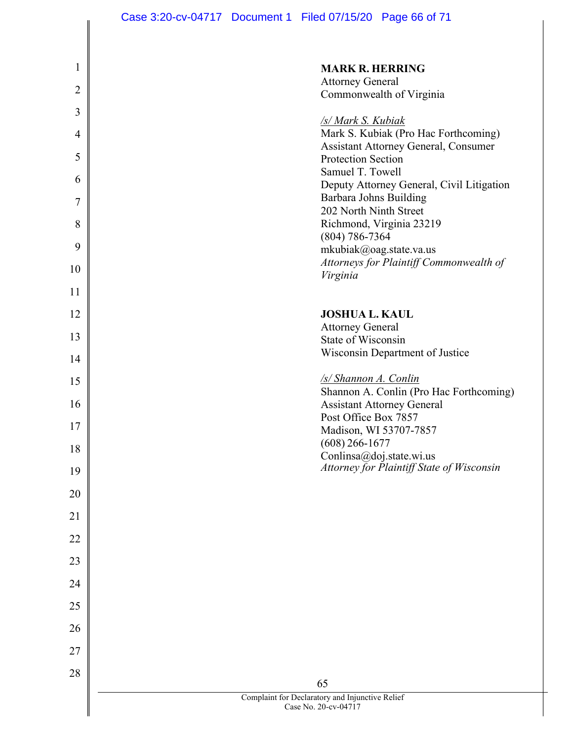**MARK R. HERRING**
Attorney General
Commonwealth of Virginia

*/s/ Mark S. Kubiak*
Mark S. Kubiak (Pro Hac Forthcoming)
Assistant Attorney General, Consumer Protection Section
Samuel T. Towell
Deputy Attorney General, Civil Litigation
Barbara Johns Building
202 North Ninth Street
Richmond, Virginia 23219
(804) 786-7364
mkubiak@oag.state.va.us
*Attorneys for Plaintiff Commonwealth of Virginia*

**JOSHUA L. KAUL**
Attorney General
State of Wisconsin
Wisconsin Department of Justice

*/s/ Shannon A. Conlin*
Shannon A. Conlin (Pro Hac Forthcoming)
Assistant Attorney General
Post Office Box 7857
Madison, WI 53707-7857
(608) 266-1677
Conlinsa@doj.state.wi.us
*Attorney for Plaintiff State of Wisconsin*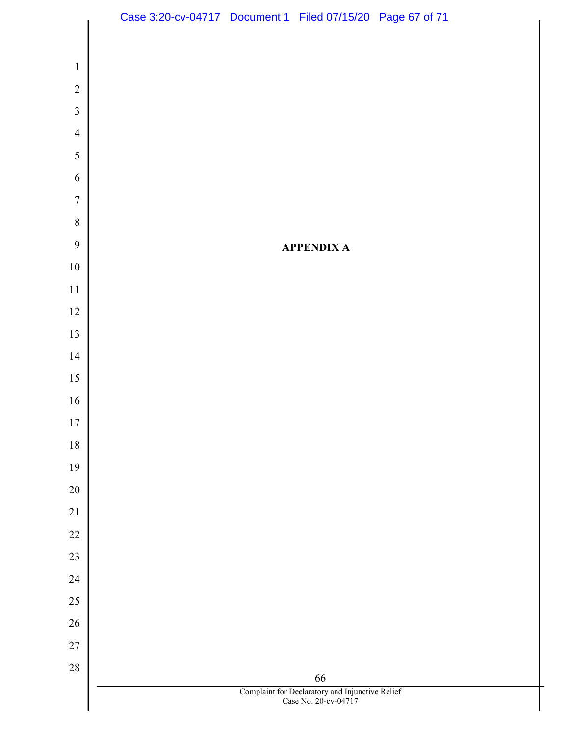# APPENDIX A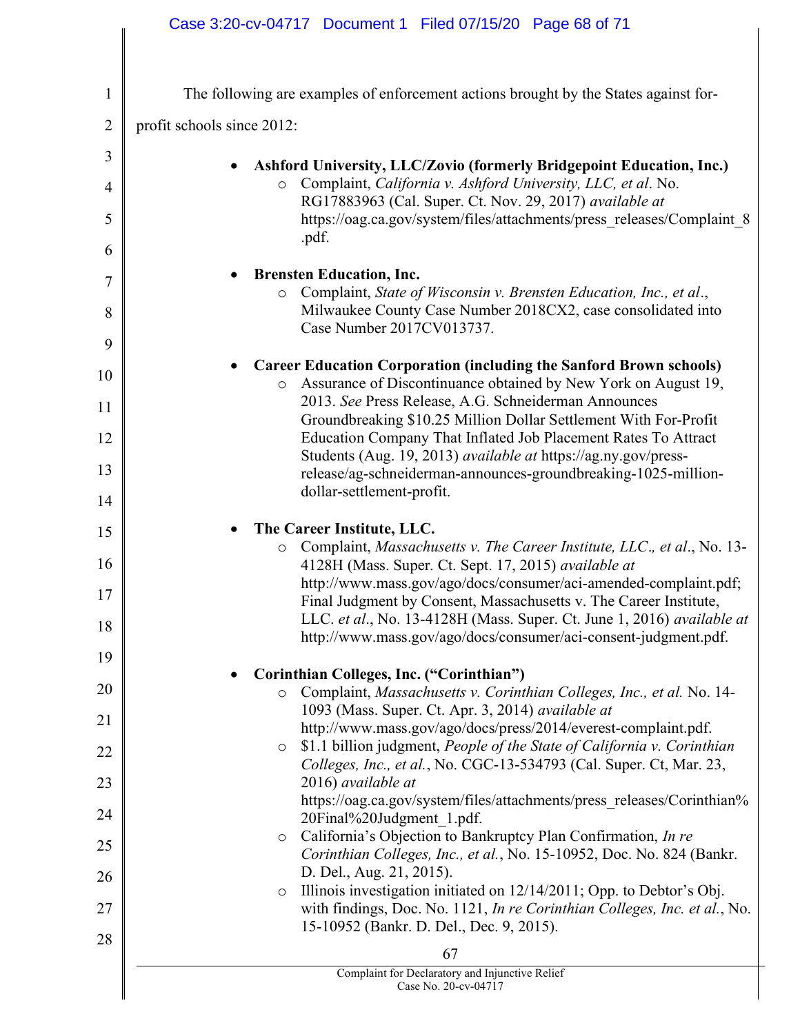The following are examples of enforcement actions brought by the States against for-profit schools since 2012:

- **Ashford University, LLC/Zovio (formerly Bridgepoint Education, Inc.)**
  - Complaint, *California v. Ashford University, LLC, et al*. No. RG17883963 (Cal. Super. Ct. Nov. 29, 2017) *available at* https://oag.ca.gov/system/files/attachments/press_releases/Complaint_8.pdf.

- **Brensten Education, Inc.**
  - Complaint, *State of Wisconsin v. Brensten Education, Inc., et al*., Milwaukee County Case Number 2018CX2, case consolidated into Case Number 2017CV013737.

- **Career Education Corporation (including the Sanford Brown schools)**
  - Assurance of Discontinuance obtained by New York on August 19, 2013. *See* Press Release, A.G. Schneiderman Announces Groundbreaking $10.25 Million Dollar Settlement With For-Profit Education Company That Inflated Job Placement Rates To Attract Students (Aug. 19, 2013) *available at* https://ag.ny.gov/press-release/ag-schneiderman-announces-groundbreaking-1025-million-dollar-settlement-profit.

- **The Career Institute, LLC.**
  - Complaint, *Massachusetts v. The Career Institute, LLC., et al*., No. 13-4128H (Mass. Super. Ct. Sept. 17, 2015) *available at* http://www.mass.gov/ago/docs/consumer/aci-amended-complaint.pdf; Final Judgment by Consent, Massachusetts v. The Career Institute, LLC. *et al*., No. 13-4128H (Mass. Super. Ct. June 1, 2016) *available at* http://www.mass.gov/ago/docs/consumer/aci-consent-judgment.pdf.

- **Corinthian Colleges, Inc. ("Corinthian")**
  - Complaint, *Massachusetts v. Corinthian Colleges, Inc., et al.* No. 14-1093 (Mass. Super. Ct. Apr. 3, 2014) *available at* http://www.mass.gov/ago/docs/press/2014/everest-complaint.pdf.
  - $1.1 billion judgment, *People of the State of California v. Corinthian Colleges, Inc., et al.*, No. CGC-13-534793 (Cal. Super. Ct, Mar. 23, 2016) *available at* https://oag.ca.gov/system/files/attachments/press_releases/Corinthian%20Final%20Judgment_1.pdf.
  - California's Objection to Bankruptcy Plan Confirmation, *In re Corinthian Colleges, Inc., et al.*, No. 15-10952, Doc. No. 824 (Bankr. D. Del., Aug. 21, 2015).
  - Illinois investigation initiated on 12/14/2011; Opp. to Debtor's Obj. with findings, Doc. No. 1121, *In re Corinthian Colleges, Inc. et al.*, No. 15-10952 (Bankr. D. Del., Dec. 9, 2015).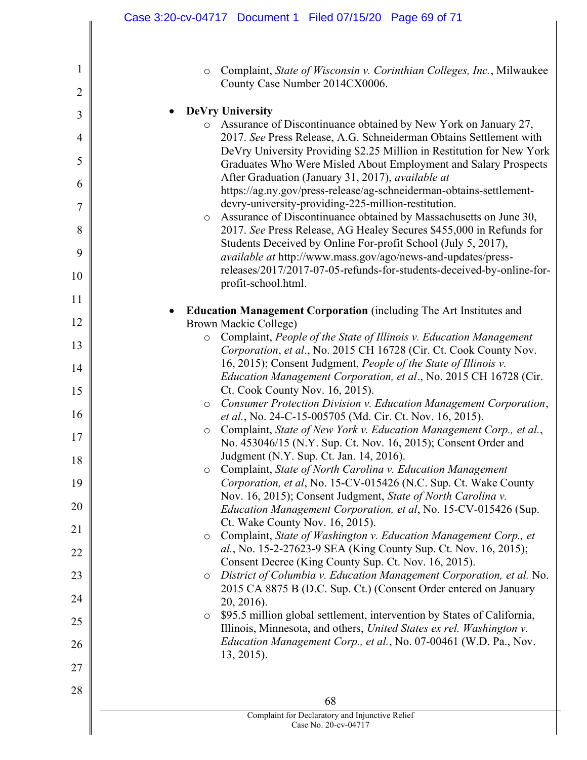- Complaint, *State of Wisconsin v. Corinthian Colleges, Inc.*, Milwaukee County Case Number 2014CX0006.

- **DeVry University**
  - Assurance of Discontinuance obtained by New York on January 27, 2017. *See* Press Release, A.G. Schneiderman Obtains Settlement with DeVry University Providing $2.25 Million in Restitution for New York Graduates Who Were Misled About Employment and Salary Prospects After Graduation (January 31, 2017), *available at* https://ag.ny.gov/press-release/ag-schneiderman-obtains-settlement-devry-university-providing-225-million-restitution.
  - Assurance of Discontinuance obtained by Massachusetts on June 30, 2017. *See* Press Release, AG Healey Secures $455,000 in Refunds for Students Deceived by Online For-profit School (July 5, 2017), *available at* http://www.mass.gov/ago/news-and-updates/press-releases/2017/2017-07-05-refunds-for-students-deceived-by-online-for-profit-school.html.

- **Education Management Corporation** (including The Art Institutes and Brown Mackie College)
  - Complaint, *People of the State of Illinois v. Education Management Corporation*, *et al*., No. 2015 CH 16728 (Cir. Ct. Cook County Nov. 16, 2015); Consent Judgment, *People of the State of Illinois v. Education Management Corporation, et al*., No. 2015 CH 16728 (Cir. Ct. Cook County Nov. 16, 2015).
  - *Consumer Protection Division v. Education Management Corporation*, *et al.*, No. 24-C-15-005705 (Md. Cir. Ct. Nov. 16, 2015).
  - Complaint, *State of New York v. Education Management Corp., et al.*, No. 453046/15 (N.Y. Sup. Ct. Nov. 16, 2015); Consent Order and Judgment (N.Y. Sup. Ct. Jan. 14, 2016).
  - Complaint, *State of North Carolina v. Education Management Corporation, et al*, No. 15-CV-015426 (N.C. Sup. Ct. Wake County Nov. 16, 2015); Consent Judgment, *State of North Carolina v. Education Management Corporation, et al*, No. 15-CV-015426 (Sup. Ct. Wake County Nov. 16, 2015).
  - Complaint, *State of Washington v. Education Management Corp., et al.*, No. 15-2-27623-9 SEA (King County Sup. Ct. Nov. 16, 2015); Consent Decree (King County Sup. Ct. Nov. 16, 2015).
  - *District of Columbia v. Education Management Corporation, et al.* No. 2015 CA 8875 B (D.C. Sup. Ct.) (Consent Order entered on January 20, 2016).
  - $95.5 million global settlement, intervention by States of California, Illinois, Minnesota, and others, *United States ex rel. Washington v. Education Management Corp., et al.*, No. 07-00461 (W.D. Pa., Nov. 13, 2015).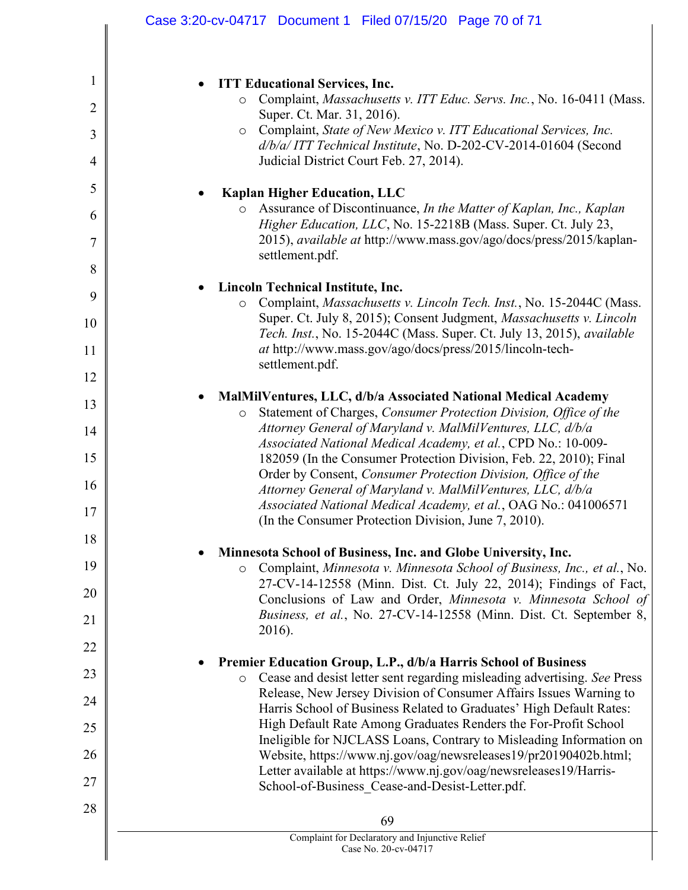- **ITT Educational Services, Inc.**
  - Complaint, *Massachusetts v. ITT Educ. Servs. Inc.*, No. 16-0411 (Mass. Super. Ct. Mar. 31, 2016).
  - Complaint, *State of New Mexico v. ITT Educational Services, Inc. d/b/a/ ITT Technical Institute*, No. D-202-CV-2014-01604 (Second Judicial District Court Feb. 27, 2014).

- **Kaplan Higher Education, LLC**
  - Assurance of Discontinuance, *In the Matter of Kaplan, Inc., Kaplan Higher Education, LLC*, No. 15-2218B (Mass. Super. Ct. July 23, 2015), *available at* http://www.mass.gov/ago/docs/press/2015/kaplan-settlement.pdf.

- **Lincoln Technical Institute, Inc.**
  - Complaint, *Massachusetts v. Lincoln Tech. Inst.*, No. 15-2044C (Mass. Super. Ct. July 8, 2015); Consent Judgment, *Massachusetts v. Lincoln Tech. Inst.*, No. 15-2044C (Mass. Super. Ct. July 13, 2015), *available at* http://www.mass.gov/ago/docs/press/2015/lincoln-tech-settlement.pdf.

- **MalMilVentures, LLC, d/b/a Associated National Medical Academy**
  - Statement of Charges, *Consumer Protection Division, Office of the Attorney General of Maryland v. MalMilVentures, LLC, d/b/a Associated National Medical Academy, et al.*, CPD No.: 10-009-182059 (In the Consumer Protection Division, Feb. 22, 2010); Final Order by Consent, *Consumer Protection Division, Office of the Attorney General of Maryland v. MalMilVentures, LLC, d/b/a Associated National Medical Academy, et al.*, OAG No.: 041006571 (In the Consumer Protection Division, June 7, 2010).

- **Minnesota School of Business, Inc. and Globe University, Inc.**
  - Complaint, *Minnesota v. Minnesota School of Business, Inc., et al.*, No. 27-CV-14-12558 (Minn. Dist. Ct. July 22, 2014); Findings of Fact, Conclusions of Law and Order, *Minnesota v. Minnesota School of Business, et al.*, No. 27-CV-14-12558 (Minn. Dist. Ct. September 8, 2016).

- **Premier Education Group, L.P., d/b/a Harris School of Business**
  - Cease and desist letter sent regarding misleading advertising. *See* Press Release, New Jersey Division of Consumer Affairs Issues Warning to Harris School of Business Related to Graduates' High Default Rates: High Default Rate Among Graduates Renders the For-Profit School Ineligible for NJCLASS Loans, Contrary to Misleading Information on Website, https://www.nj.gov/oag/newsreleases19/pr20190402b.html; Letter available at https://www.nj.gov/oag/newsreleases19/Harris-School-of-Business_Cease-and-Desist-Letter.pdf.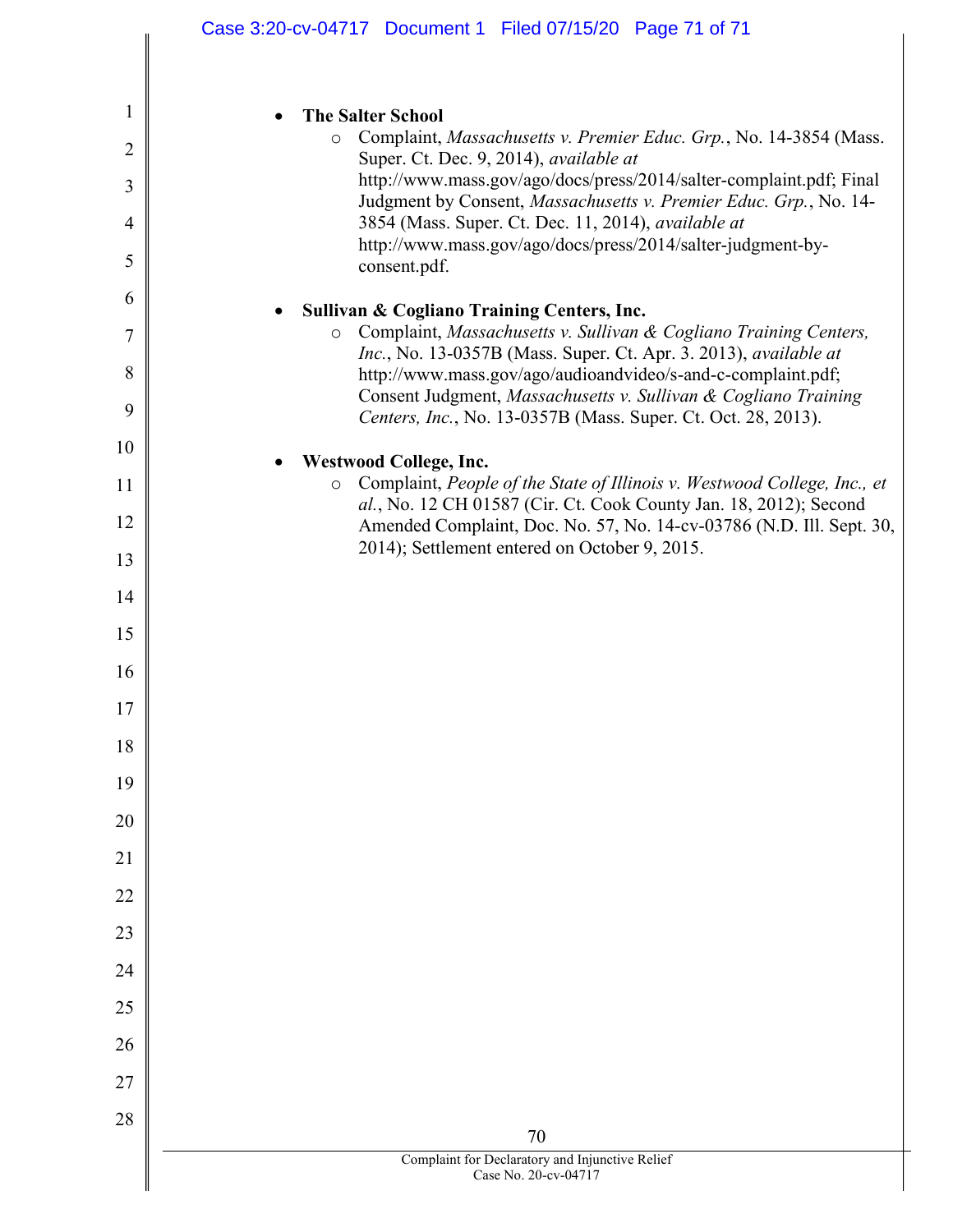- **The Salter School**
  - Complaint, *Massachusetts v. Premier Educ. Grp.*, No. 14-3854 (Mass. Super. Ct. Dec. 9, 2014), *available at* http://www.mass.gov/ago/docs/press/2014/salter-complaint.pdf; Final Judgment by Consent, *Massachusetts v. Premier Educ. Grp.*, No. 14-3854 (Mass. Super. Ct. Dec. 11, 2014), *available at* http://www.mass.gov/ago/docs/press/2014/salter-judgment-by-consent.pdf.

- **Sullivan & Cogliano Training Centers, Inc.**
  - Complaint, *Massachusetts v. Sullivan & Cogliano Training Centers, Inc.*, No. 13-0357B (Mass. Super. Ct. Apr. 3. 2013), *available at* http://www.mass.gov/ago/audioandvideo/s-and-c-complaint.pdf; Consent Judgment, *Massachusetts v. Sullivan & Cogliano Training Centers, Inc.*, No. 13-0357B (Mass. Super. Ct. Oct. 28, 2013).

- **Westwood College, Inc.**
  - Complaint, *People of the State of Illinois v. Westwood College, Inc., et al.*, No. 12 CH 01587 (Cir. Ct. Cook County Jan. 18, 2012); Second Amended Complaint, Doc. No. 57, No. 14-cv-03786 (N.D. Ill. Sept. 30, 2014); Settlement entered on October 9, 2015.